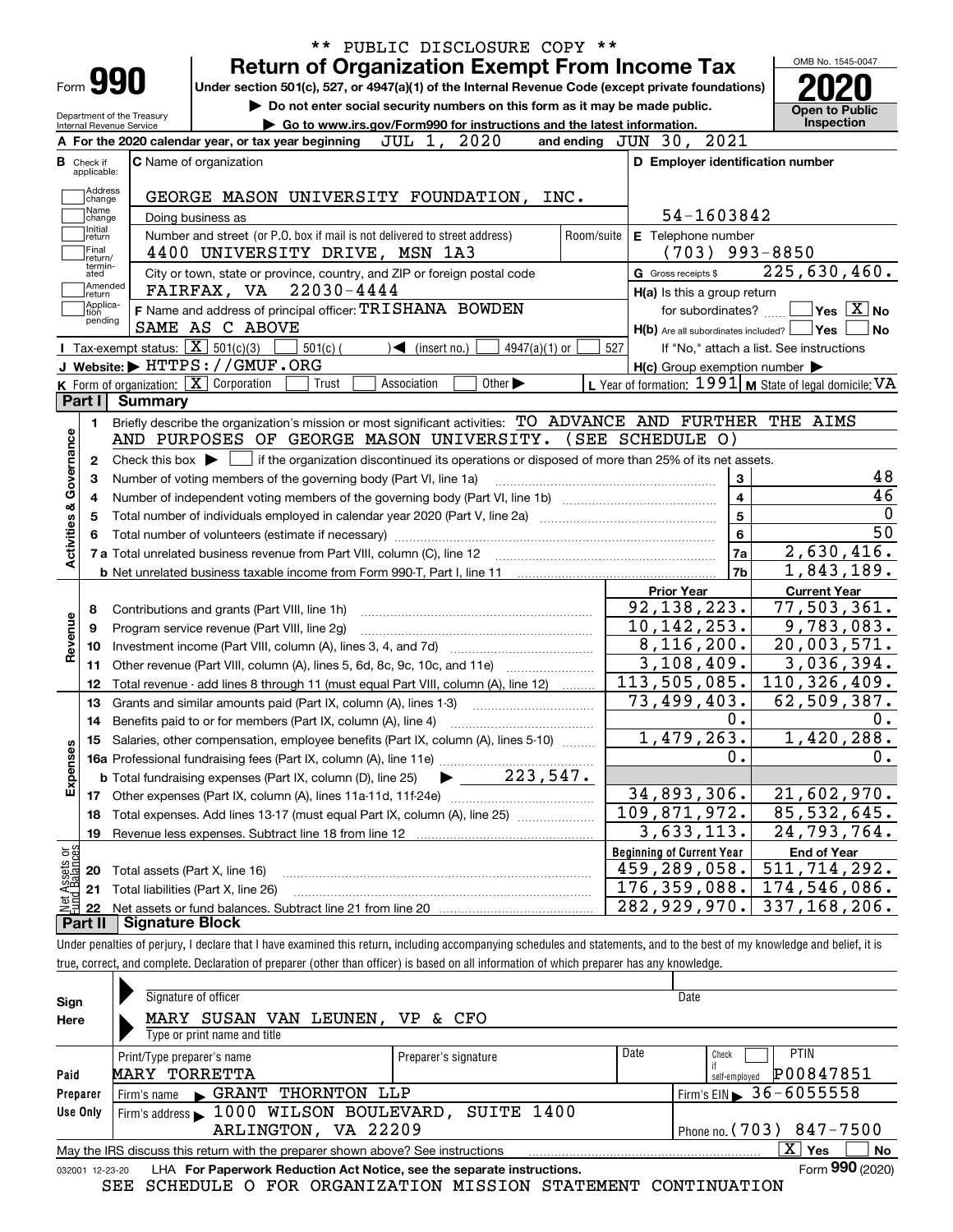\*\* PUBLIC DISCLOSURE COPY \*\*

# Form 990 — Return of Organization Exempt From Income Tax (2020)

Under section 501(c), 527, or 4947(a)(1) of the Internal Revenue Code (except private foundations)

▶ Do not enter social security numbers on this form as it may be made public.

▶ Go to www.irs.gov/Form990 for instructions and the latest information.

Department of the Treasury, Internal Revenue Service

OMB No. 1545-0047

**Open to Public Inspection**

**A** For the 2020 calendar year, or tax year beginning JUL 1, 2020 and ending JUN 30, 2021

**B** Check if applicable: Address change, Name change, Initial return, Final return/terminated, Amended return, Application pending

**C** Name of organization: GEORGE MASON UNIVERSITY FOUNDATION, INC.

Doing business as

Number and street (or P.O. box if mail is not delivered to street address): 4400 UNIVERSITY DRIVE, MSN 1A3 | Room/suite

City or town, state or province, country, and ZIP or foreign postal code: FAIRFAX, VA 22030-4444

**D** Employer identification number: 54-1603842

**E** Telephone number: (703) 993-8850

**G** Gross receipts $ 225,630,460.

**F** Name and address of principal officer: TRISHANA BOWDEN, SAME AS C ABOVE

**H(a)** Is this a group return for subordinates? ☐ Yes ☒ No

**H(b)** Are all subordinates included? ☐ Yes ☐ No — If "No," attach a list. See instructions

**H(c)** Group exemption number ▶

**I** Tax-exempt status: ☒ 501(c)(3) ☐ 501(c) ( ) ◀ (insert no.) ☐ 4947(a)(1) or ☐ 527

**J** Website: ▶ HTTPS://GMUF.ORG

**K** Form of organization: ☒ Corporation ☐ Trust ☐ Association ☐ Other ▶

**L** Year of formation: 1991 **M** State of legal domicile: VA

## Part I Summary

**Activities & Governance**

1. Briefly describe the organization's mission or most significant activities: TO ADVANCE AND FURTHER THE AIMS AND PURPOSES OF GEORGE MASON UNIVERSITY. (SEE SCHEDULE O)
2. Check this box ▶ ☐ if the organization discontinued its operations or disposed of more than 25% of its net assets.

| Line | Description | | Value |
|---|---|---|---|
| 3 | Number of voting members of the governing body (Part VI, line 1a) | 3 | 48 |
| 4 | Number of independent voting members of the governing body (Part VI, line 1b) | 4 | 46 |
| 5 | Total number of individuals employed in calendar year 2020 (Part V, line 2a) | 5 | 0 |
| 6 | Total number of volunteers (estimate if necessary) | 6 | 50 |
| 7a | Total unrelated business revenue from Part VIII, column (C), line 12 | 7a | 2,630,416. |
| 7b | Net unrelated business taxable income from Form 990-T, Part I, line 11 | 7b | 1,843,189. |

| Line | Description | Prior Year | Current Year |
|---|---|---|---|
| **Revenue** | | | |
| 8 | Contributions and grants (Part VIII, line 1h) | 92,138,223. | 77,503,361. |
| 9 | Program service revenue (Part VIII, line 2g) | 10,142,253. | 9,783,083. |
| 10 | Investment income (Part VIII, column (A), lines 3, 4, and 7d) | 8,116,200. | 20,003,571. |
| 11 | Other revenue (Part VIII, column (A), lines 5, 6d, 8c, 9c, 10c, and 11e) | 3,108,409. | 3,036,394. |
| 12 | Total revenue - add lines 8 through 11 (must equal Part VIII, column (A), line 12) | 113,505,085. | 110,326,409. |
| **Expenses** | | | |
| 13 | Grants and similar amounts paid (Part IX, column (A), lines 1-3) | 73,499,403. | 62,509,387. |
| 14 | Benefits paid to or for members (Part IX, column (A), line 4) | 0. | 0. |
| 15 | Salaries, other compensation, employee benefits (Part IX, column (A), lines 5-10) | 1,479,263. | 1,420,288. |
| 16a | Professional fundraising fees (Part IX, column (A), line 11e) | 0. | 0. |
| b | Total fundraising expenses (Part IX, column (D), line 25) ▶ 223,547. | | |
| 17 | Other expenses (Part IX, column (A), lines 11a-11d, 11f-24e) | 34,893,306. | 21,602,970. |
| 18 | Total expenses. Add lines 13-17 (must equal Part IX, column (A), line 25) | 109,871,972. | 85,532,645. |
| 19 | Revenue less expenses. Subtract line 18 from line 12 | 3,633,113. | 24,793,764. |
| **Net Assets or Fund Balances** | | **Beginning of Current Year** | **End of Year** |
| 20 | Total assets (Part X, line 16) | 459,289,058. | 511,714,292. |
| 21 | Total liabilities (Part X, line 26) | 176,359,088. | 174,546,086. |
| 22 | Net assets or fund balances. Subtract line 21 from line 20 | 282,929,970. | 337,168,206. |

## Part II Signature Block

Under penalties of perjury, I declare that I have examined this return, including accompanying schedules and statements, and to the best of my knowledge and belief, it is true, correct, and complete. Declaration of preparer (other than officer) is based on all information of which preparer has any knowledge.

**Sign Here**

Signature of officer | Date

MARY SUSAN VAN LEUNEN, VP & CFO

Type or print name and title

**Paid Preparer Use Only**

| Print/Type preparer's name | Preparer's signature | Date | Check if self-employed | PTIN |
|---|---|---|---|---|
| MARY TORRETTA | | | ☐ | P00847851 |

Firm's name ▶ GRANT THORNTON LLP | Firm's EIN ▶ 36-6055558

Firm's address ▶ 1000 WILSON BOULEVARD, SUITE 1400, ARLINGTON, VA 22209 | Phone no. (703) 847-7500

May the IRS discuss this return with the preparer shown above? See instructions ☒ Yes ☐ No

032001 12-23-20 LHA For Paperwork Reduction Act Notice, see the separate instructions. Form **990** (2020)

SEE SCHEDULE O FOR ORGANIZATION MISSION STATEMENT CONTINUATION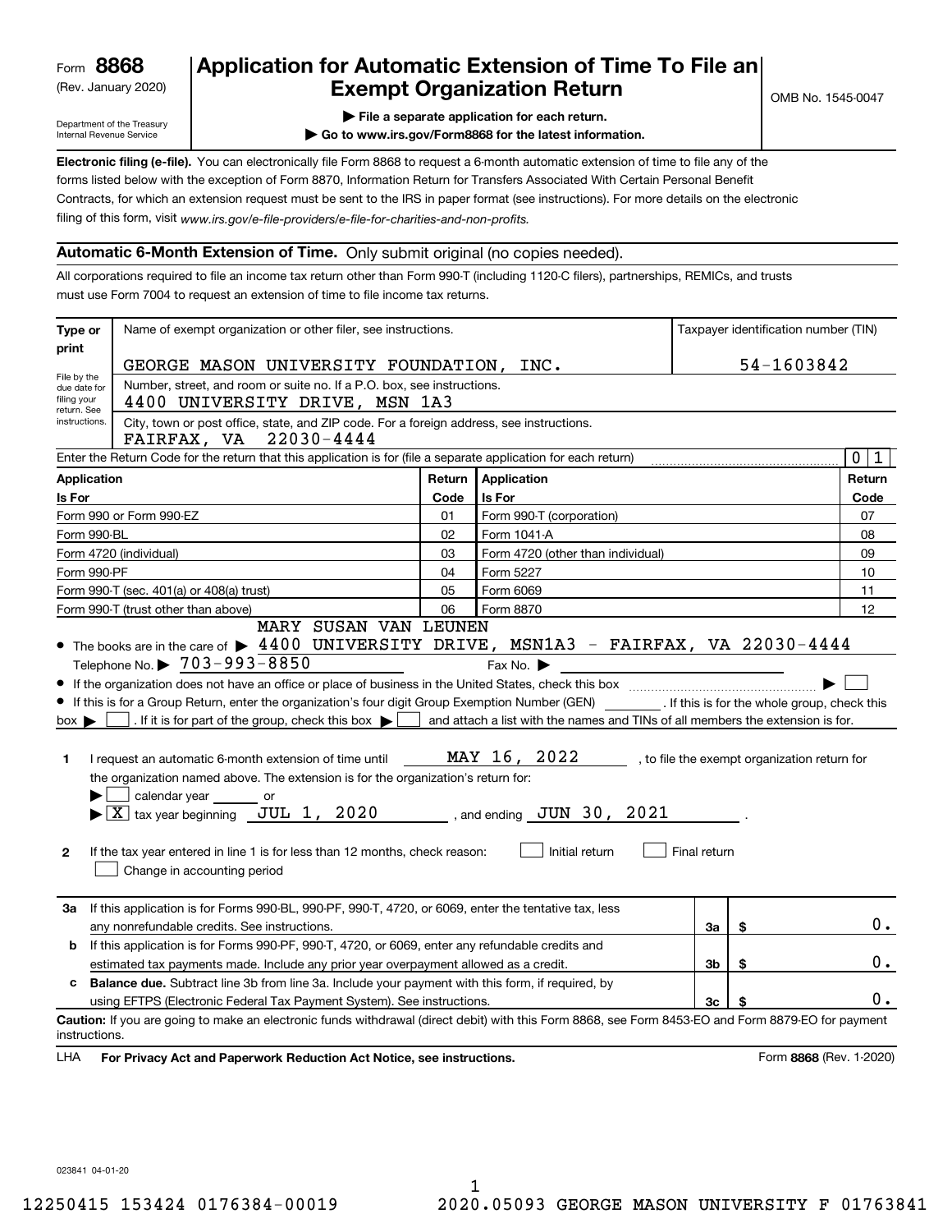Form **8868** (Rev. January 2020)

Department of the Treasury Internal Revenue Service

# Application for Automatic Extension of Time To File an Exempt Organization Return

▶ File a separate application for each return.

▶ Go to www.irs.gov/Form8868 for the latest information.

OMB No. 1545-0047

**Electronic filing (e-file).** You can electronically file Form 8868 to request a 6-month automatic extension of time to file any of the forms listed below with the exception of Form 8870, Information Return for Transfers Associated With Certain Personal Benefit Contracts, for which an extension request must be sent to the IRS in paper format (see instructions). For more details on the electronic filing of this form, visit *www.irs.gov/e-file-providers/e-file-for-charities-and-non-profits.*

## Automatic 6-Month Extension of Time. Only submit original (no copies needed).

All corporations required to file an income tax return other than Form 990-T (including 1120-C filers), partnerships, REMICs, and trusts must use Form 7004 to request an extension of time to file income tax returns.

**Type or print** — File by the due date for filing your return. See instructions.

Name of exempt organization or other filer, see instructions: GEORGE MASON UNIVERSITY FOUNDATION, INC.

Taxpayer identification number (TIN): 54-1603842

Number, street, and room or suite no. If a P.O. box, see instructions: 4400 UNIVERSITY DRIVE, MSN 1A3

City, town or post office, state, and ZIP code. For a foreign address, see instructions: FAIRFAX, VA 22030-4444

Enter the Return Code for the return that this application is for (file a separate application for each return): 0 1

| Application Is For | Return Code | Application Is For | Return Code |
|---|---|---|---|
| Form 990 or Form 990-EZ | 01 | Form 990-T (corporation) | 07 |
| Form 990-BL | 02 | Form 1041-A | 08 |
| Form 4720 (individual) | 03 | Form 4720 (other than individual) | 09 |
| Form 990-PF | 04 | Form 5227 | 10 |
| Form 990-T (sec. 401(a) or 408(a) trust) | 05 | Form 6069 | 11 |
| Form 990-T (trust other than above) | 06 | Form 8870 | 12 |

- The books are in the care of ▶ MARY SUSAN VAN LEUNEN 4400 UNIVERSITY DRIVE, MSN1A3 - FAIRFAX, VA 22030-4444

  Telephone No. ▶ 703-993-8850  Fax No. ▶

- If the organization does not have an office or place of business in the United States, check this box ▶ ☐
- If this is for a Group Return, enter the organization's four digit Group Exemption Number (GEN) ______. If this is for the whole group, check this box ▶ ☐. If it is for part of the group, check this box ▶ ☐ and attach a list with the names and TINs of all members the extension is for.

**1** I request an automatic 6-month extension of time until MAY 16, 2022, to file the exempt organization return for the organization named above. The extension is for the organization's return for:

▶ ☐ calendar year ______ or

▶ ☒ tax year beginning JUL 1, 2020, and ending JUN 30, 2021.

**2** If the tax year entered in line 1 is for less than 12 months, check reason: ☐ Initial return ☐ Final return ☐ Change in accounting period

| | | | |
|---|---|---|---|
| **3a** | If this application is for Forms 990-BL, 990-PF, 990-T, 4720, or 6069, enter the tentative tax, less any nonrefundable credits. See instructions. | 3a | $ 0. |
| **b** | If this application is for Forms 990-PF, 990-T, 4720, or 6069, enter any refundable credits and estimated tax payments made. Include any prior year overpayment allowed as a credit. | 3b | $ 0. |
| **c** | **Balance due.** Subtract line 3b from line 3a. Include your payment with this form, if required, by using EFTPS (Electronic Federal Tax Payment System). See instructions. | 3c | $ 0. |

**Caution:** If you are going to make an electronic funds withdrawal (direct debit) with this Form 8868, see Form 8453-EO and Form 8879-EO for payment instructions.

LHA **For Privacy Act and Paperwork Reduction Act Notice, see instructions.** Form **8868** (Rev. 1-2020)

023841 04-01-20

12250415 153424 0176384-00019 2020.05093 GEORGE MASON UNIVERSITY F 01763841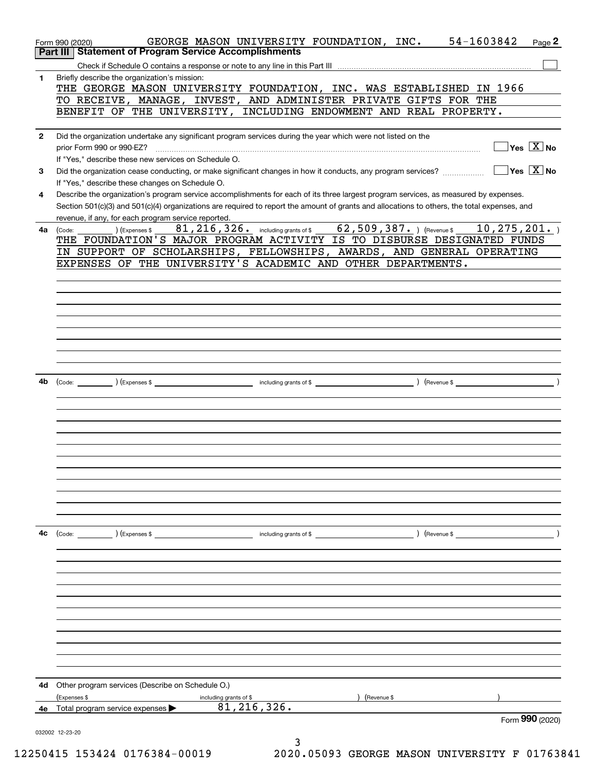Form 990 (2020) GEORGE MASON UNIVERSITY FOUNDATION, INC. 54-1603842 Page **2**

## Part III Statement of Program Service Accomplishments

Check if Schedule O contains a response or note to any line in this Part III ☐

**1** Briefly describe the organization's mission:

THE GEORGE MASON UNIVERSITY FOUNDATION, INC. WAS ESTABLISHED IN 1966 TO RECEIVE, MANAGE, INVEST, AND ADMINISTER PRIVATE GIFTS FOR THE BENEFIT OF THE UNIVERSITY, INCLUDING ENDOWMENT AND REAL PROPERTY.

**2** Did the organization undertake any significant program services during the year which were not listed on the prior Form 990 or 990-EZ? ☐ Yes ☒ No

If "Yes," describe these new services on Schedule O.

**3** Did the organization cease conducting, or make significant changes in how it conducts, any program services? ☐ Yes ☒ No

If "Yes," describe these changes on Schedule O.

**4** Describe the organization's program service accomplishments for each of its three largest program services, as measured by expenses. Section 501(c)(3) and 501(c)(4) organizations are required to report the amount of grants and allocations to others, the total expenses, and revenue, if any, for each program service reported.

**4a** (Code: ) (Expenses $ 81,216,326. including grants of $ 62,509,387. ) (Revenue $ 10,275,201. )

THE FOUNDATION'S MAJOR PROGRAM ACTIVITY IS TO DISBURSE DESIGNATED FUNDS IN SUPPORT OF SCHOLARSHIPS, FELLOWSHIPS, AWARDS, AND GENERAL OPERATING EXPENSES OF THE UNIVERSITY'S ACADEMIC AND OTHER DEPARTMENTS.

**4b** (Code: ) (Expenses $ including grants of $ ) (Revenue $ )

**4c** (Code: ) (Expenses $ including grants of $ ) (Revenue $ )

**4d** Other program services (Describe on Schedule O.)

(Expenses $ including grants of $ ) (Revenue $ )

**4e** Total program service expenses ▶ 81,216,326.

Form **990** (2020)

032002 12-23-20

12250415 153424 0176384-00019 2020.05093 GEORGE MASON UNIVERSITY F 01763841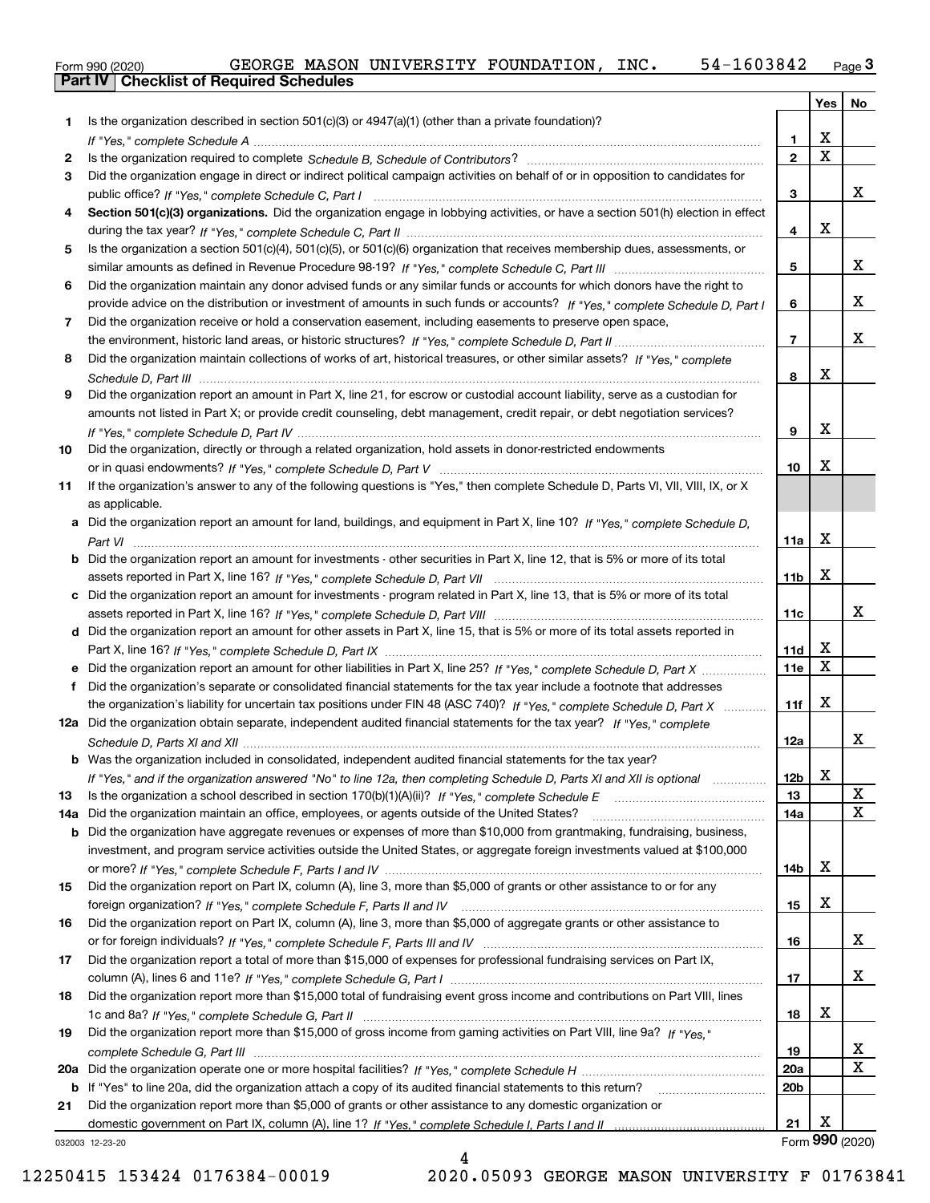Form 990 (2020) GEORGE MASON UNIVERSITY FOUNDATION, INC. 54-1603842 Page 3

**Part IV Checklist of Required Schedules**

| | | | Yes | No |
|---|---|---|---|---|
| 1 | Is the organization described in section 501(c)(3) or 4947(a)(1) (other than a private foundation)? *If "Yes," complete Schedule A* | 1 | X | |
| 2 | Is the organization required to complete *Schedule B, Schedule of Contributors*? | 2 | X | |
| 3 | Did the organization engage in direct or indirect political campaign activities on behalf of or in opposition to candidates for public office? *If "Yes," complete Schedule C, Part I* | 3 | | X |
| 4 | **Section 501(c)(3) organizations.** Did the organization engage in lobbying activities, or have a section 501(h) election in effect during the tax year? *If "Yes," complete Schedule C, Part II* | 4 | X | |
| 5 | Is the organization a section 501(c)(4), 501(c)(5), or 501(c)(6) organization that receives membership dues, assessments, or similar amounts as defined in Revenue Procedure 98-19? *If "Yes," complete Schedule C, Part III* | 5 | | X |
| 6 | Did the organization maintain any donor advised funds or any similar funds or accounts for which donors have the right to provide advice on the distribution or investment of amounts in such funds or accounts? *If "Yes," complete Schedule D, Part I* | 6 | | X |
| 7 | Did the organization receive or hold a conservation easement, including easements to preserve open space, the environment, historic land areas, or historic structures? *If "Yes," complete Schedule D, Part II* | 7 | | X |
| 8 | Did the organization maintain collections of works of art, historical treasures, or other similar assets? *If "Yes," complete Schedule D, Part III* | 8 | X | |
| 9 | Did the organization report an amount in Part X, line 21, for escrow or custodial account liability, serve as a custodian for amounts not listed in Part X; or provide credit counseling, debt management, credit repair, or debt negotiation services? *If "Yes," complete Schedule D, Part IV* | 9 | X | |
| 10 | Did the organization, directly or through a related organization, hold assets in donor-restricted endowments or in quasi endowments? *If "Yes," complete Schedule D, Part V* | 10 | X | |
| 11 | If the organization's answer to any of the following questions is "Yes," then complete Schedule D, Parts VI, VII, VIII, IX, or X as applicable. | | | |
| a | Did the organization report an amount for land, buildings, and equipment in Part X, line 10? *If "Yes," complete Schedule D, Part VI* | 11a | X | |
| b | Did the organization report an amount for investments - other securities in Part X, line 12, that is 5% or more of its total assets reported in Part X, line 16? *If "Yes," complete Schedule D, Part VII* | 11b | X | |
| c | Did the organization report an amount for investments - program related in Part X, line 13, that is 5% or more of its total assets reported in Part X, line 16? *If "Yes," complete Schedule D, Part VIII* | 11c | | X |
| d | Did the organization report an amount for other assets in Part X, line 15, that is 5% or more of its total assets reported in Part X, line 16? *If "Yes," complete Schedule D, Part IX* | 11d | X | |
| e | Did the organization report an amount for other liabilities in Part X, line 25? *If "Yes," complete Schedule D, Part X* | 11e | X | |
| f | Did the organization's separate or consolidated financial statements for the tax year include a footnote that addresses the organization's liability for uncertain tax positions under FIN 48 (ASC 740)? *If "Yes," complete Schedule D, Part X* | 11f | X | |
| 12a | Did the organization obtain separate, independent audited financial statements for the tax year? *If "Yes," complete Schedule D, Parts XI and XII* | 12a | | X |
| b | Was the organization included in consolidated, independent audited financial statements for the tax year? *If "Yes," and if the organization answered "No" to line 12a, then completing Schedule D, Parts XI and XII is optional* | 12b | X | |
| 13 | Is the organization a school described in section 170(b)(1)(A)(ii)? *If "Yes," complete Schedule E* | 13 | | X |
| 14a | Did the organization maintain an office, employees, or agents outside of the United States? | 14a | | X |
| b | Did the organization have aggregate revenues or expenses of more than $10,000 from grantmaking, fundraising, business, investment, and program service activities outside the United States, or aggregate foreign investments valued at $100,000 or more? *If "Yes," complete Schedule F, Parts I and IV* | 14b | X | |
| 15 | Did the organization report on Part IX, column (A), line 3, more than $5,000 of grants or other assistance to or for any foreign organization? *If "Yes," complete Schedule F, Parts II and IV* | 15 | X | |
| 16 | Did the organization report on Part IX, column (A), line 3, more than $5,000 of aggregate grants or other assistance to or for foreign individuals? *If "Yes," complete Schedule F, Parts III and IV* | 16 | | X |
| 17 | Did the organization report a total of more than $15,000 of expenses for professional fundraising services on Part IX, column (A), lines 6 and 11e? *If "Yes," complete Schedule G, Part I* | 17 | | X |
| 18 | Did the organization report more than $15,000 total of fundraising event gross income and contributions on Part VIII, lines 1c and 8a? *If "Yes," complete Schedule G, Part II* | 18 | X | |
| 19 | Did the organization report more than $15,000 of gross income from gaming activities on Part VIII, line 9a? *If "Yes," complete Schedule G, Part III* | 19 | | X |
| 20a | Did the organization operate one or more hospital facilities? *If "Yes," complete Schedule H* | 20a | | X |
| b | If "Yes" to line 20a, did the organization attach a copy of its audited financial statements to this return? | 20b | | |
| 21 | Did the organization report more than $5,000 of grants or other assistance to any domestic organization or domestic government on Part IX, column (A), line 1? *If "Yes," complete Schedule I, Parts I and II* | 21 | X | |

032003 12-23-20

Form **990** (2020)

12250415 153424 0176384-00019 2020.05093 GEORGE MASON UNIVERSITY F 01763841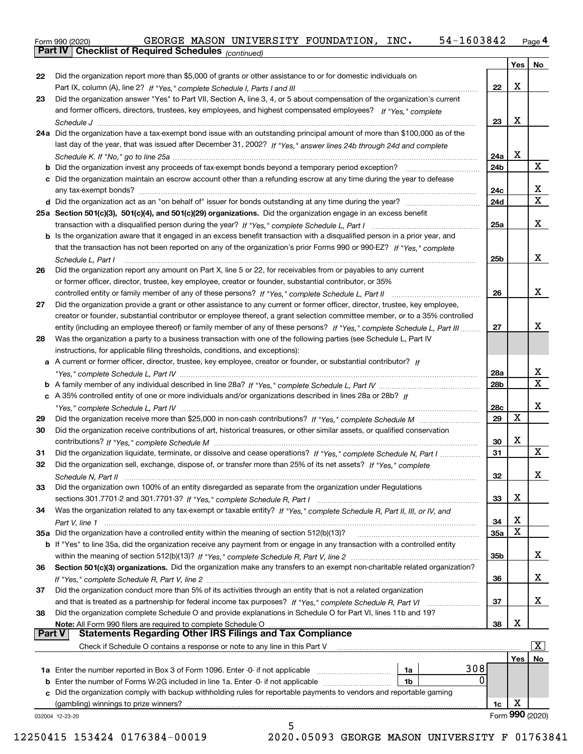Form 990 (2020) GEORGE MASON UNIVERSITY FOUNDATION, INC. 54-1603842 Page 4

**Part IV Checklist of Required Schedules** *(continued)*

| | | | Yes | No |
|---|---|---|---|---|
| 22 | Did the organization report more than $5,000 of grants or other assistance to or for domestic individuals on Part IX, column (A), line 2? *If "Yes," complete Schedule I, Parts I and III* | 22 | X | |
| 23 | Did the organization answer "Yes" to Part VII, Section A, line 3, 4, or 5 about compensation of the organization's current and former officers, directors, trustees, key employees, and highest compensated employees? *If "Yes," complete Schedule J* | 23 | X | |
| 24a | Did the organization have a tax-exempt bond issue with an outstanding principal amount of more than $100,000 as of the last day of the year, that was issued after December 31, 2002? *If "Yes," answer lines 24b through 24d and complete Schedule K. If "No," go to line 25a* | 24a | X | |
| b | Did the organization invest any proceeds of tax-exempt bonds beyond a temporary period exception? | 24b | | X |
| c | Did the organization maintain an escrow account other than a refunding escrow at any time during the year to defease any tax-exempt bonds? | 24c | | X |
| d | Did the organization act as an "on behalf of" issuer for bonds outstanding at any time during the year? | 24d | | X |
| 25a | **Section 501(c)(3), 501(c)(4), and 501(c)(29) organizations.** Did the organization engage in an excess benefit transaction with a disqualified person during the year? *If "Yes," complete Schedule L, Part I* | 25a | | X |
| b | Is the organization aware that it engaged in an excess benefit transaction with a disqualified person in a prior year, and that the transaction has not been reported on any of the organization's prior Forms 990 or 990-EZ? *If "Yes," complete Schedule L, Part I* | 25b | | X |
| 26 | Did the organization report any amount on Part X, line 5 or 22, for receivables from or payables to any current or former officer, director, trustee, key employee, creator or founder, substantial contributor, or 35% controlled entity or family member of any of these persons? *If "Yes," complete Schedule L, Part II* | 26 | | X |
| 27 | Did the organization provide a grant or other assistance to any current or former officer, director, trustee, key employee, creator or founder, substantial contributor or employee thereof, a grant selection committee member, or to a 35% controlled entity (including an employee thereof) or family member of any of these persons? *If "Yes," complete Schedule L, Part III* | 27 | | X |
| 28 | Was the organization a party to a business transaction with one of the following parties (see Schedule L, Part IV instructions, for applicable filing thresholds, conditions, and exceptions): | | | |
| a | A current or former officer, director, trustee, key employee, creator or founder, or substantial contributor? *If "Yes," complete Schedule L, Part IV* | 28a | | X |
| b | A family member of any individual described in line 28a? *If "Yes," complete Schedule L, Part IV* | 28b | | X |
| c | A 35% controlled entity of one or more individuals and/or organizations described in lines 28a or 28b? *If "Yes," complete Schedule L, Part IV* | 28c | | X |
| 29 | Did the organization receive more than $25,000 in non-cash contributions? *If "Yes," complete Schedule M* | 29 | X | |
| 30 | Did the organization receive contributions of art, historical treasures, or other similar assets, or qualified conservation contributions? *If "Yes," complete Schedule M* | 30 | X | |
| 31 | Did the organization liquidate, terminate, or dissolve and cease operations? *If "Yes," complete Schedule N, Part I* | 31 | | X |
| 32 | Did the organization sell, exchange, dispose of, or transfer more than 25% of its net assets? *If "Yes," complete Schedule N, Part II* | 32 | | X |
| 33 | Did the organization own 100% of an entity disregarded as separate from the organization under Regulations sections 301.7701-2 and 301.7701-3? *If "Yes," complete Schedule R, Part I* | 33 | X | |
| 34 | Was the organization related to any tax-exempt or taxable entity? *If "Yes," complete Schedule R, Part II, III, or IV, and Part V, line 1* | 34 | X | |
| 35a | Did the organization have a controlled entity within the meaning of section 512(b)(13)? | 35a | X | |
| b | If "Yes" to line 35a, did the organization receive any payment from or engage in any transaction with a controlled entity within the meaning of section 512(b)(13)? *If "Yes," complete Schedule R, Part V, line 2* | 35b | | X |
| 36 | **Section 501(c)(3) organizations.** Did the organization make any transfers to an exempt non-charitable related organization? *If "Yes," complete Schedule R, Part V, line 2* | 36 | | X |
| 37 | Did the organization conduct more than 5% of its activities through an entity that is not a related organization and that is treated as a partnership for federal income tax purposes? *If "Yes," complete Schedule R, Part VI* | 37 | | X |
| 38 | Did the organization complete Schedule O and provide explanations in Schedule O for Part VI, lines 11b and 19? **Note:** All Form 990 filers are required to complete Schedule O | 38 | X | |

**Part V Statements Regarding Other IRS Filings and Tax Compliance**

Check if Schedule O contains a response or note to any line in this Part V [X]

| | | | | | Yes | No |
|---|---|---|---|---|---|---|
| 1a | Enter the number reported in Box 3 of Form 1096. Enter -0- if not applicable | 1a | 308 | | | |
| b | Enter the number of Forms W-2G included in line 1a. Enter -0- if not applicable | 1b | 0 | | | |
| c | Did the organization comply with backup withholding rules for reportable payments to vendors and reportable gaming (gambling) winnings to prize winners? | | | 1c | X | |

032004 12-23-20 Form **990** (2020)

12250415 153424 0176384-00019 2020.05093 GEORGE MASON UNIVERSITY F 01763841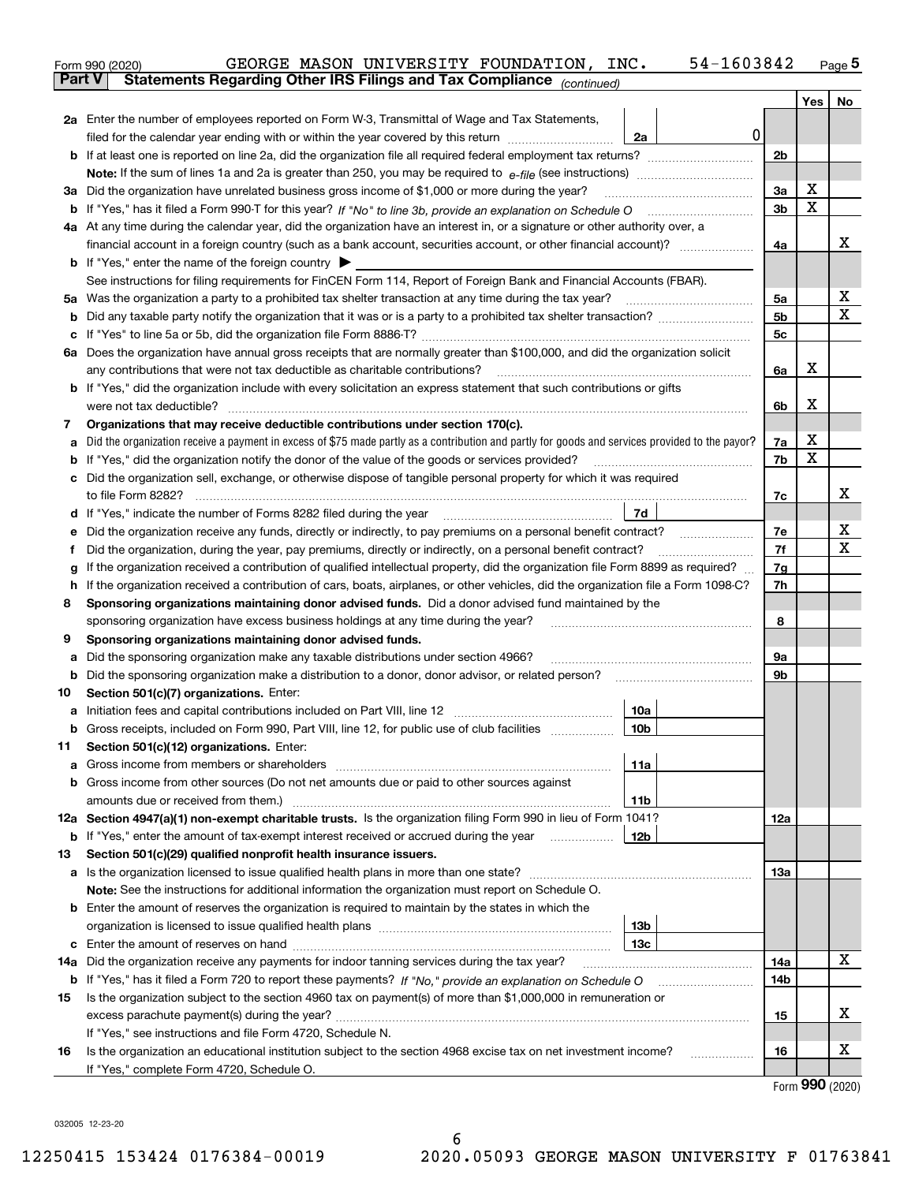Form 990 (2020) GEORGE MASON UNIVERSITY FOUNDATION, INC. 54-1603842 Page 5

**Part V Statements Regarding Other IRS Filings and Tax Compliance** *(continued)*

| | | | | Yes | No |
|---|---|---|---|---|---|
| **2a** | Enter the number of employees reported on Form W-3, Transmittal of Wage and Tax Statements, filed for the calendar year ending with or within the year covered by this return | 2a | 0 | | |
| **b** | If at least one is reported on line 2a, did the organization file all required federal employment tax returns? | | 2b | | |
| | **Note:** If the sum of lines 1a and 2a is greater than 250, you may be required to *e-file* (see instructions) | | | | |
| **3a** | Did the organization have unrelated business gross income of $1,000 or more during the year? | | 3a | X | |
| **b** | If "Yes," has it filed a Form 990-T for this year? *If "No" to line 3b, provide an explanation on Schedule O* | | 3b | X | |
| **4a** | At any time during the calendar year, did the organization have an interest in, or a signature or other authority over, a financial account in a foreign country (such as a bank account, securities account, or other financial account)? | | 4a | | X |
| **b** | If "Yes," enter the name of the foreign country ▶ | | | | |
| | See instructions for filing requirements for FinCEN Form 114, Report of Foreign Bank and Financial Accounts (FBAR). | | | | |
| **5a** | Was the organization a party to a prohibited tax shelter transaction at any time during the tax year? | | 5a | | X |
| **b** | Did any taxable party notify the organization that it was or is a party to a prohibited tax shelter transaction? | | 5b | | X |
| **c** | If "Yes" to line 5a or 5b, did the organization file Form 8886-T? | | 5c | | |
| **6a** | Does the organization have annual gross receipts that are normally greater than $100,000, and did the organization solicit any contributions that were not tax deductible as charitable contributions? | | 6a | X | |
| **b** | If "Yes," did the organization include with every solicitation an express statement that such contributions or gifts were not tax deductible? | | 6b | X | |
| **7** | **Organizations that may receive deductible contributions under section 170(c).** | | | | |
| **a** | Did the organization receive a payment in excess of $75 made partly as a contribution and partly for goods and services provided to the payor? | | 7a | X | |
| **b** | If "Yes," did the organization notify the donor of the value of the goods or services provided? | | 7b | X | |
| **c** | Did the organization sell, exchange, or otherwise dispose of tangible personal property for which it was required to file Form 8282? | | 7c | | X |
| **d** | If "Yes," indicate the number of Forms 8282 filed during the year | 7d | | | |
| **e** | Did the organization receive any funds, directly or indirectly, to pay premiums on a personal benefit contract? | | 7e | | X |
| **f** | Did the organization, during the year, pay premiums, directly or indirectly, on a personal benefit contract? | | 7f | | X |
| **g** | If the organization received a contribution of qualified intellectual property, did the organization file Form 8899 as required? | | 7g | | |
| **h** | If the organization received a contribution of cars, boats, airplanes, or other vehicles, did the organization file a Form 1098-C? | | 7h | | |
| **8** | **Sponsoring organizations maintaining donor advised funds.** Did a donor advised fund maintained by the sponsoring organization have excess business holdings at any time during the year? | | 8 | | |
| **9** | **Sponsoring organizations maintaining donor advised funds.** | | | | |
| **a** | Did the sponsoring organization make any taxable distributions under section 4966? | | 9a | | |
| **b** | Did the sponsoring organization make a distribution to a donor, donor advisor, or related person? | | 9b | | |
| **10** | **Section 501(c)(7) organizations.** Enter: | | | | |
| **a** | Initiation fees and capital contributions included on Part VIII, line 12 | 10a | | | |
| **b** | Gross receipts, included on Form 990, Part VIII, line 12, for public use of club facilities | 10b | | | |
| **11** | **Section 501(c)(12) organizations.** Enter: | | | | |
| **a** | Gross income from members or shareholders | 11a | | | |
| **b** | Gross income from other sources (Do not net amounts due or paid to other sources against amounts due or received from them.) | 11b | | | |
| **12a** | **Section 4947(a)(1) non-exempt charitable trusts.** Is the organization filing Form 990 in lieu of Form 1041? | | 12a | | |
| **b** | If "Yes," enter the amount of tax-exempt interest received or accrued during the year | 12b | | | |
| **13** | **Section 501(c)(29) qualified nonprofit health insurance issuers.** | | | | |
| **a** | Is the organization licensed to issue qualified health plans in more than one state? | | 13a | | |
| | **Note:** See the instructions for additional information the organization must report on Schedule O. | | | | |
| **b** | Enter the amount of reserves the organization is required to maintain by the states in which the organization is licensed to issue qualified health plans | 13b | | | |
| **c** | Enter the amount of reserves on hand | 13c | | | |
| **14a** | Did the organization receive any payments for indoor tanning services during the tax year? | | 14a | | X |
| **b** | If "Yes," has it filed a Form 720 to report these payments? *If "No," provide an explanation on Schedule O* | | 14b | | |
| **15** | Is the organization subject to the section 4960 tax on payment(s) of more than $1,000,000 in remuneration or excess parachute payment(s) during the year? | | 15 | | X |
| | If "Yes," see instructions and file Form 4720, Schedule N. | | | | |
| **16** | Is the organization an educational institution subject to the section 4968 excise tax on net investment income? | | 16 | | X |
| | If "Yes," complete Form 4720, Schedule O. | | | | |

Form **990** (2020)

032005 12-23-20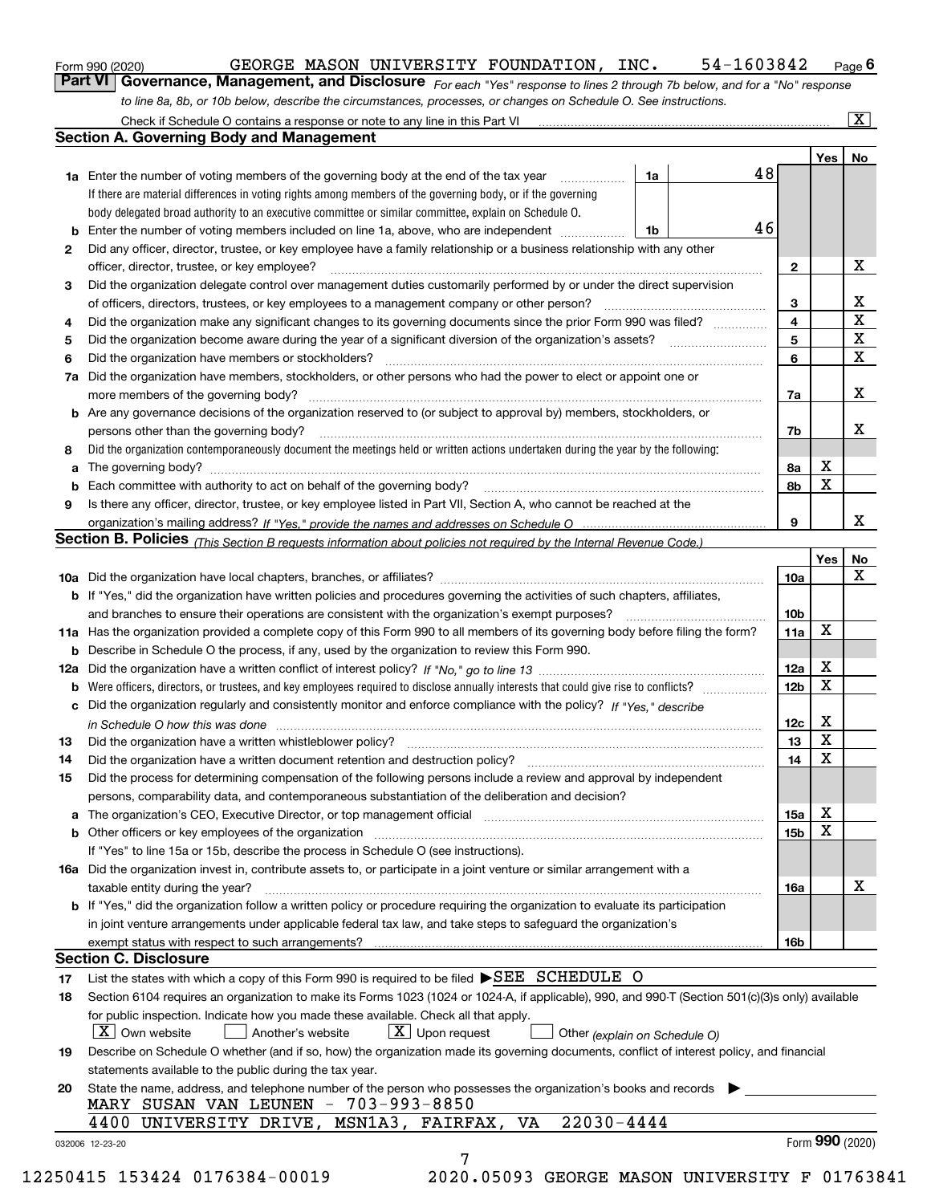Form 990 (2020) GEORGE MASON UNIVERSITY FOUNDATION, INC. 54-1603842

## Part VI Governance, Management, and Disclosure

*For each "Yes" response to lines 2 through 7b below, and for a "No" response to line 8a, 8b, or 10b below, describe the circumstances, processes, or changes on Schedule O. See instructions.*

Check if Schedule O contains a response or note to any line in this Part VI [X]

### Section A. Governing Body and Management

| | | | | Yes | No |
|---|---|---|---|---|---|
| **1a** | Enter the number of voting members of the governing body at the end of the tax year. If there are material differences in voting rights among members of the governing body, or if the governing body delegated broad authority to an executive committee or similar committee, explain on Schedule O. | 1a | 48 | | |
| **b** | Enter the number of voting members included on line 1a, above, who are independent | 1b | 46 | | |
| **2** | Did any officer, director, trustee, or key employee have a family relationship or a business relationship with any other officer, director, trustee, or key employee? | 2 | | | X |
| **3** | Did the organization delegate control over management duties customarily performed by or under the direct supervision of officers, directors, trustees, or key employees to a management company or other person? | 3 | | | X |
| **4** | Did the organization make any significant changes to its governing documents since the prior Form 990 was filed? | 4 | | | X |
| **5** | Did the organization become aware during the year of a significant diversion of the organization's assets? | 5 | | | X |
| **6** | Did the organization have members or stockholders? | 6 | | | X |
| **7a** | Did the organization have members, stockholders, or other persons who had the power to elect or appoint one or more members of the governing body? | 7a | | | X |
| **b** | Are any governance decisions of the organization reserved to (or subject to approval by) members, stockholders, or persons other than the governing body? | 7b | | | X |
| **8** | Did the organization contemporaneously document the meetings held or written actions undertaken during the year by the following: | | | | |
| **a** | The governing body? | 8a | | X | |
| **b** | Each committee with authority to act on behalf of the governing body? | 8b | | X | |
| **9** | Is there any officer, director, trustee, or key employee listed in Part VII, Section A, who cannot be reached at the organization's mailing address? *If "Yes," provide the names and addresses on Schedule O* | 9 | | | X |

### Section B. Policies *(This Section B requests information about policies not required by the Internal Revenue Code.)*

| | | | Yes | No |
|---|---|---|---|---|
| **10a** | Did the organization have local chapters, branches, or affiliates? | 10a | | X |
| **b** | If "Yes," did the organization have written policies and procedures governing the activities of such chapters, affiliates, and branches to ensure their operations are consistent with the organization's exempt purposes? | 10b | | |
| **11a** | Has the organization provided a complete copy of this Form 990 to all members of its governing body before filing the form? | 11a | X | |
| **b** | Describe in Schedule O the process, if any, used by the organization to review this Form 990. | | | |
| **12a** | Did the organization have a written conflict of interest policy? *If "No," go to line 13* | 12a | X | |
| **b** | Were officers, directors, or trustees, and key employees required to disclose annually interests that could give rise to conflicts? | 12b | X | |
| **c** | Did the organization regularly and consistently monitor and enforce compliance with the policy? *If "Yes," describe in Schedule O how this was done* | 12c | X | |
| **13** | Did the organization have a written whistleblower policy? | 13 | X | |
| **14** | Did the organization have a written document retention and destruction policy? | 14 | X | |
| **15** | Did the process for determining compensation of the following persons include a review and approval by independent persons, comparability data, and contemporaneous substantiation of the deliberation and decision? | | | |
| **a** | The organization's CEO, Executive Director, or top management official | 15a | X | |
| **b** | Other officers or key employees of the organization | 15b | X | |
| | If "Yes" to line 15a or 15b, describe the process in Schedule O (see instructions). | | | |
| **16a** | Did the organization invest in, contribute assets to, or participate in a joint venture or similar arrangement with a taxable entity during the year? | 16a | | X |
| **b** | If "Yes," did the organization follow a written policy or procedure requiring the organization to evaluate its participation in joint venture arrangements under applicable federal tax law, and take steps to safeguard the organization's exempt status with respect to such arrangements? | 16b | | |

### Section C. Disclosure

**17** List the states with which a copy of this Form 990 is required to be filed ▶ SEE SCHEDULE O

**18** Section 6104 requires an organization to make its Forms 1023 (1024 or 1024-A, if applicable), 990, and 990-T (Section 501(c)(3)s only) available for public inspection. Indicate how you made these available. Check all that apply.

[X] Own website [ ] Another's website [X] Upon request [ ] Other *(explain on Schedule O)*

**19** Describe on Schedule O whether (and if so, how) the organization made its governing documents, conflict of interest policy, and financial statements available to the public during the tax year.

**20** State the name, address, and telephone number of the person who possesses the organization's books and records ▶

MARY SUSAN VAN LEUNEN - 703-993-8850
4400 UNIVERSITY DRIVE, MSN1A3, FAIRFAX, VA 22030-4444

032006 12-23-20 Form 990 (2020)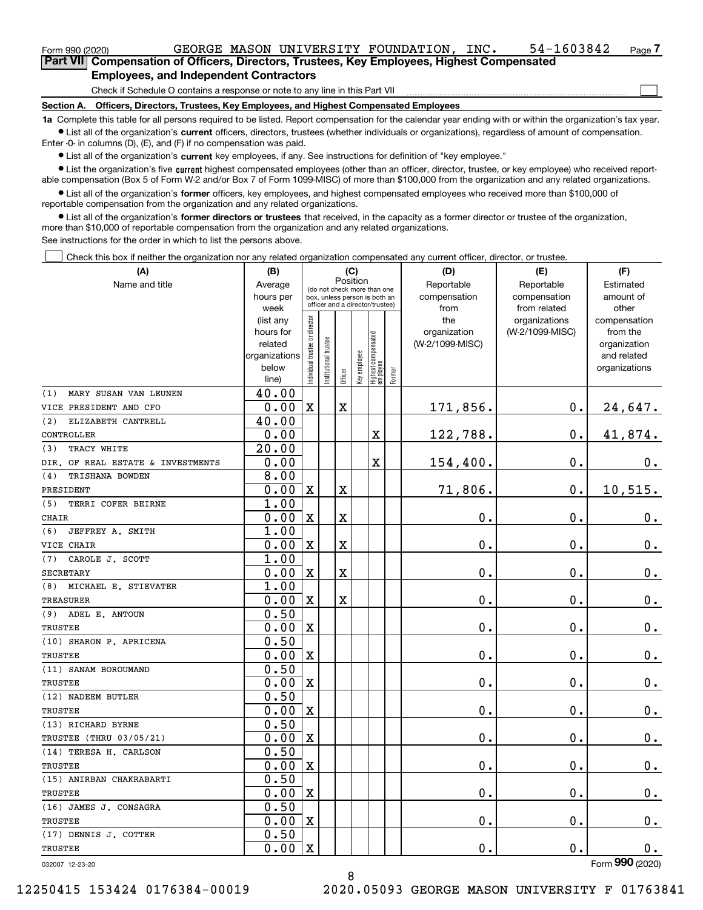Form 990 (2020) GEORGE MASON UNIVERSITY FOUNDATION, INC. 54-1603842

## Part VII Compensation of Officers, Directors, Trustees, Key Employees, Highest Compensated Employees, and Independent Contractors

Check if Schedule O contains a response or note to any line in this Part VII

### Section A. Officers, Directors, Trustees, Key Employees, and Highest Compensated Employees

**1a** Complete this table for all persons required to be listed. Report compensation for the calendar year ending with or within the organization's tax year.

- List all of the organization's **current** officers, directors, trustees (whether individuals or organizations), regardless of amount of compensation. Enter -0- in columns (D), (E), and (F) if no compensation was paid.
- List all of the organization's **current** key employees, if any. See instructions for definition of "key employee."
- List the organization's five **current** highest compensated employees (other than an officer, director, trustee, or key employee) who received reportable compensation (Box 5 of Form W-2 and/or Box 7 of Form 1099-MISC) of more than $100,000 from the organization and any related organizations.
- List all of the organization's **former** officers, key employees, and highest compensated employees who received more than $100,000 of reportable compensation from the organization and any related organizations.
- List all of the organization's **former directors or trustees** that received, in the capacity as a former director or trustee of the organization, more than $10,000 of reportable compensation from the organization and any related organizations.

See instructions for the order in which to list the persons above.

Check this box if neither the organization nor any related organization compensated any current officer, director, or trustee.

| (A) Name and title | (B) Average hours per week (list any hours for related organizations below line) | (C) Position: Individual trustee or director | Institutional trustee | Officer | Key employee | Highest compensated employee | Former | (D) Reportable compensation from the organization (W-2/1099-MISC) | (E) Reportable compensation from related organizations (W-2/1099-MISC) | (F) Estimated amount of other compensation from the organization and related organizations |
|---|---|---|---|---|---|---|---|---|---|---|
| (1) MARY SUSAN VAN LEUNEN<br>VICE PRESIDENT AND CFO | 40.00<br>0.00 | X | | X | | | | 171,856. | 0. | 24,647. |
| (2) ELIZABETH CANTRELL<br>CONTROLLER | 40.00<br>0.00 | | | | | X | | 122,788. | 0. | 41,874. |
| (3) TRACY WHITE<br>DIR. OF REAL ESTATE & INVESTMENTS | 20.00<br>0.00 | | | | | X | | 154,400. | 0. | 0. |
| (4) TRISHANA BOWDEN<br>PRESIDENT | 8.00<br>0.00 | X | | X | | | | 71,806. | 0. | 10,515. |
| (5) TERRI COFER BEIRNE<br>CHAIR | 1.00<br>0.00 | X | | X | | | | 0. | 0. | 0. |
| (6) JEFFREY A. SMITH<br>VICE CHAIR | 1.00<br>0.00 | X | | X | | | | 0. | 0. | 0. |
| (7) CAROLE J. SCOTT<br>SECRETARY | 1.00<br>0.00 | X | | X | | | | 0. | 0. | 0. |
| (8) MICHAEL E. STIEVATER<br>TREASURER | 1.00<br>0.00 | X | | X | | | | 0. | 0. | 0. |
| (9) ADEL E. ANTOUN<br>TRUSTEE | 0.50<br>0.00 | X | | | | | | 0. | 0. | 0. |
| (10) SHARON P. APRICENA<br>TRUSTEE | 0.50<br>0.00 | X | | | | | | 0. | 0. | 0. |
| (11) SANAM BOROUMAND<br>TRUSTEE | 0.50<br>0.00 | X | | | | | | 0. | 0. | 0. |
| (12) NADEEM BUTLER<br>TRUSTEE | 0.50<br>0.00 | X | | | | | | 0. | 0. | 0. |
| (13) RICHARD BYRNE<br>TRUSTEE (THRU 03/05/21) | 0.50<br>0.00 | X | | | | | | 0. | 0. | 0. |
| (14) TERESA H. CARLSON<br>TRUSTEE | 0.50<br>0.00 | X | | | | | | 0. | 0. | 0. |
| (15) ANIRBAN CHAKRABARTI<br>TRUSTEE | 0.50<br>0.00 | X | | | | | | 0. | 0. | 0. |
| (16) JAMES J. CONSAGRA<br>TRUSTEE | 0.50<br>0.00 | X | | | | | | 0. | 0. | 0. |
| (17) DENNIS J. COTTER<br>TRUSTEE | 0.50<br>0.00 | X | | | | | | 0. | 0. | 0. |

032007 12-23-20 Form 990 (2020)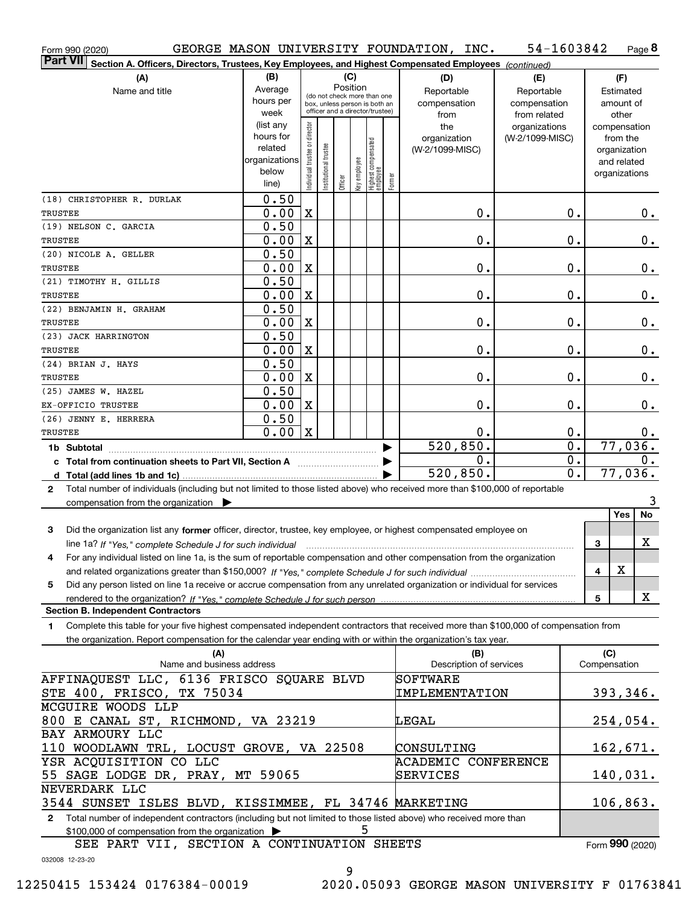Form 990 (2020) GEORGE MASON UNIVERSITY FOUNDATION, INC. 54-1603842 Page **8**

**Part VII** **Section A. Officers, Directors, Trustees, Key Employees, and Highest Compensated Employees** *(continued)*

| (A) Name and title | (B) Average hours per week (list any hours for related organizations below line) | (C) Position: Individual trustee or director | Institutional trustee | Officer | Key employee | Highest compensated employee | Former | (D) Reportable compensation from the organization (W-2/1099-MISC) | (E) Reportable compensation from related organizations (W-2/1099-MISC) | (F) Estimated amount of other compensation from the organization and related organizations |
|---|---|---|---|---|---|---|---|---|---|---|
| (18) CHRISTOPHER R. DURLAK<br>TRUSTEE | 0.50<br>0.00 | X | | | | | | 0. | 0. | 0. |
| (19) NELSON C. GARCIA<br>TRUSTEE | 0.50<br>0.00 | X | | | | | | 0. | 0. | 0. |
| (20) NICOLE A. GELLER<br>TRUSTEE | 0.50<br>0.00 | X | | | | | | 0. | 0. | 0. |
| (21) TIMOTHY H. GILLIS<br>TRUSTEE | 0.50<br>0.00 | X | | | | | | 0. | 0. | 0. |
| (22) BENJAMIN H. GRAHAM<br>TRUSTEE | 0.50<br>0.00 | X | | | | | | 0. | 0. | 0. |
| (23) JACK HARRINGTON<br>TRUSTEE | 0.50<br>0.00 | X | | | | | | 0. | 0. | 0. |
| (24) BRIAN J. HAYS<br>TRUSTEE | 0.50<br>0.00 | X | | | | | | 0. | 0. | 0. |
| (25) JAMES W. HAZEL<br>EX-OFFICIO TRUSTEE | 0.50<br>0.00 | X | | | | | | 0. | 0. | 0. |
| (26) JENNY E. HERRERA<br>TRUSTEE | 0.50<br>0.00 | X | | | | | | 0. | 0. | 0. |
| **1b Subtotal** | | | | | | | | 520,850. | 0. | 77,036. |
| **c Total from continuation sheets to Part VII, Section A** | | | | | | | | 0. | 0. | 0. |
| **d Total (add lines 1b and 1c)** | | | | | | | | 520,850. | 0. | 77,036. |

**2** Total number of individuals (including but not limited to those listed above) who received more than $100,000 of reportable compensation from the organization ▶ 3

| | | Yes | No |
|---|---|---|---|
| **3** Did the organization list any **former** officer, director, trustee, key employee, or highest compensated employee on line 1a? *If "Yes," complete Schedule J for such individual* | 3 | | X |
| **4** For any individual listed on line 1a, is the sum of reportable compensation and other compensation from the organization and related organizations greater than $150,000? *If "Yes," complete Schedule J for such individual* | 4 | X | |
| **5** Did any person listed on line 1a receive or accrue compensation from any unrelated organization or individual for services rendered to the organization? *If "Yes," complete Schedule J for such person* | 5 | | X |

**Section B. Independent Contractors**

**1** Complete this table for your five highest compensated independent contractors that received more than $100,000 of compensation from the organization. Report compensation for the calendar year ending with or within the organization's tax year.

| (A) Name and business address | (B) Description of services | (C) Compensation |
|---|---|---|
| AFFINAQUEST LLC, 6136 FRISCO SQUARE BLVD STE 400, FRISCO, TX 75034 | SOFTWARE IMPLEMENTATION | 393,346. |
| MCGUIRE WOODS LLP 800 E CANAL ST, RICHMOND, VA 23219 | LEGAL | 254,054. |
| BAY ARMOURY LLC 110 WOODLAWN TRL, LOCUST GROVE, VA 22508 | CONSULTING | 162,671. |
| YSR ACQUISITION CO LLC 55 SAGE LODGE DR, PRAY, MT 59065 | ACADEMIC CONFERENCE SERVICES | 140,031. |
| NEVERDARK LLC 3544 SUNSET ISLES BLVD, KISSIMMEE, FL 34746 | MARKETING | 106,863. |

**2** Total number of independent contractors (including but not limited to those listed above) who received more than $100,000 of compensation from the organization ▶ 5

SEE PART VII, SECTION A CONTINUATION SHEETS

Form **990** (2020)

032008 12-23-20

12250415 153424 0176384-00019 2020.05093 GEORGE MASON UNIVERSITY F 01763841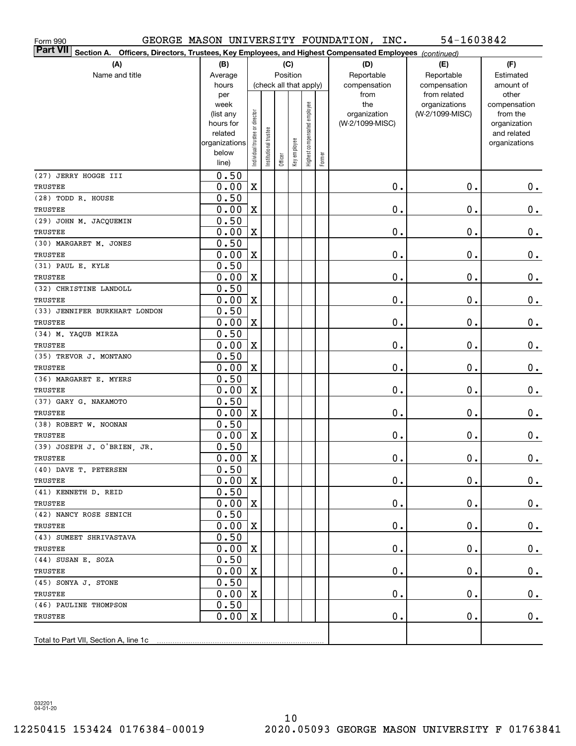Form 990 GEORGE MASON UNIVERSITY FOUNDATION, INC. 54-1603842

**Part VII** Section A. Officers, Directors, Trustees, Key Employees, and Highest Compensated Employees *(continued)*

| (A) Name and title | (B) Average hours per week (list any hours for related organizations below line) | (C) Position (check all that apply): Individual trustee or director | Institutional trustee | Officer | Key employee | Highest compensated employee | Former | (D) Reportable compensation from the organization (W-2/1099-MISC) | (E) Reportable compensation from related organizations (W-2/1099-MISC) | (F) Estimated amount of other compensation from the organization and related organizations |
|---|---|---|---|---|---|---|---|---|---|---|
| (27) JERRY HOGGE III<br>TRUSTEE | 0.50<br>0.00 | X | | | | | | 0. | 0. | 0. |
| (28) TODD R. HOUSE<br>TRUSTEE | 0.50<br>0.00 | X | | | | | | 0. | 0. | 0. |
| (29) JOHN M. JACQUEMIN<br>TRUSTEE | 0.50<br>0.00 | X | | | | | | 0. | 0. | 0. |
| (30) MARGARET M. JONES<br>TRUSTEE | 0.50<br>0.00 | X | | | | | | 0. | 0. | 0. |
| (31) PAUL E. KYLE<br>TRUSTEE | 0.50<br>0.00 | X | | | | | | 0. | 0. | 0. |
| (32) CHRISTINE LANDOLL<br>TRUSTEE | 0.50<br>0.00 | X | | | | | | 0. | 0. | 0. |
| (33) JENNIFER BURKHART LONDON<br>TRUSTEE | 0.50<br>0.00 | X | | | | | | 0. | 0. | 0. |
| (34) M. YAQUB MIRZA<br>TRUSTEE | 0.50<br>0.00 | X | | | | | | 0. | 0. | 0. |
| (35) TREVOR J. MONTANO<br>TRUSTEE | 0.50<br>0.00 | X | | | | | | 0. | 0. | 0. |
| (36) MARGARET E. MYERS<br>TRUSTEE | 0.50<br>0.00 | X | | | | | | 0. | 0. | 0. |
| (37) GARY G. NAKAMOTO<br>TRUSTEE | 0.50<br>0.00 | X | | | | | | 0. | 0. | 0. |
| (38) ROBERT W. NOONAN<br>TRUSTEE | 0.50<br>0.00 | X | | | | | | 0. | 0. | 0. |
| (39) JOSEPH J. O'BRIEN, JR.<br>TRUSTEE | 0.50<br>0.00 | X | | | | | | 0. | 0. | 0. |
| (40) DAVE T. PETERSEN<br>TRUSTEE | 0.50<br>0.00 | X | | | | | | 0. | 0. | 0. |
| (41) KENNETH D. REID<br>TRUSTEE | 0.50<br>0.00 | X | | | | | | 0. | 0. | 0. |
| (42) NANCY ROSE SENICH<br>TRUSTEE | 0.50<br>0.00 | X | | | | | | 0. | 0. | 0. |
| (43) SUMEET SHRIVASTAVA<br>TRUSTEE | 0.50<br>0.00 | X | | | | | | 0. | 0. | 0. |
| (44) SUSAN E. SOZA<br>TRUSTEE | 0.50<br>0.00 | X | | | | | | 0. | 0. | 0. |
| (45) SONYA J. STONE<br>TRUSTEE | 0.50<br>0.00 | X | | | | | | 0. | 0. | 0. |
| (46) PAULINE THOMPSON<br>TRUSTEE | 0.50<br>0.00 | X | | | | | | 0. | 0. | 0. |
| Total to Part VII, Section A, line 1c | | | | | | | | | | |

032201 04-01-20

12250415 153424 0176384-00019 2020.05093 GEORGE MASON UNIVERSITY F 01763841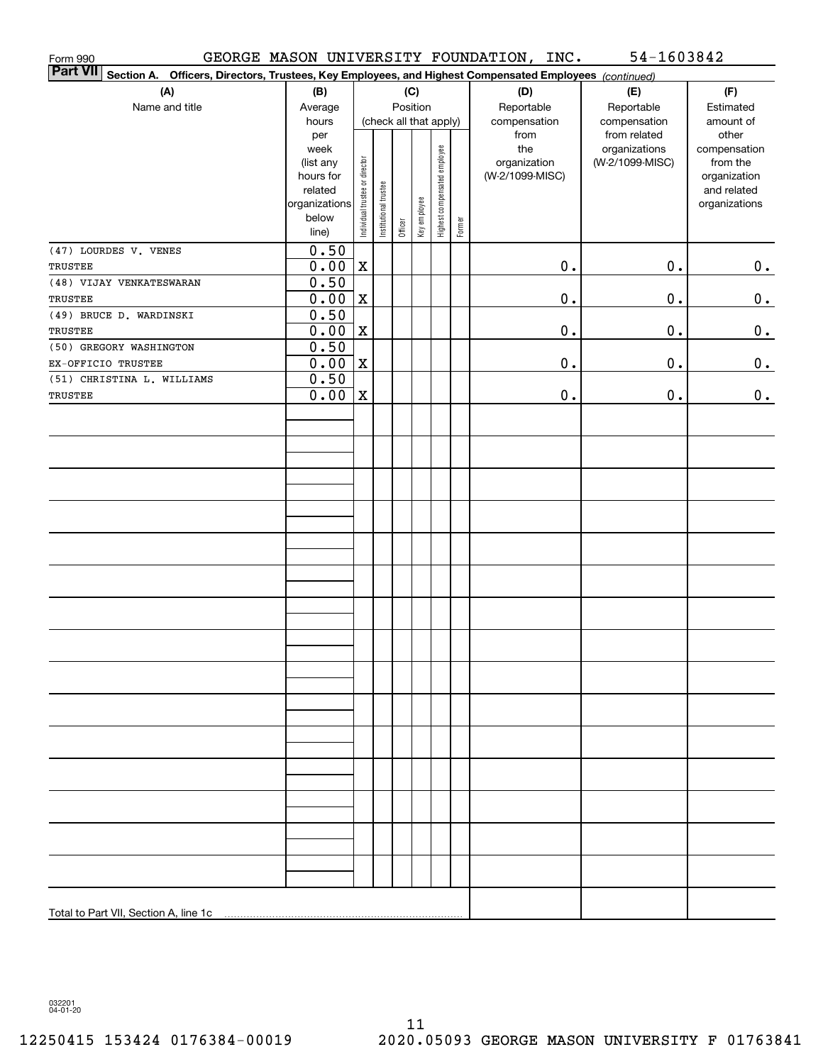Form 990 GEORGE MASON UNIVERSITY FOUNDATION, INC. 54-1603842

**Part VII** **Section A. Officers, Directors, Trustees, Key Employees, and Highest Compensated Employees** *(continued)*

| (A) Name and title | (B) Average hours per week (list any hours for related organizations below line) | (C) Position (check all that apply): Individual trustee or director | Institutional trustee | Officer | Key employee | Highest compensated employee | Former | (D) Reportable compensation from the organization (W-2/1099-MISC) | (E) Reportable compensation from related organizations (W-2/1099-MISC) | (F) Estimated amount of other compensation from the organization and related organizations |
|---|---|---|---|---|---|---|---|---|---|---|
| (47) LOURDES V. VENES<br>TRUSTEE | 0.50<br>0.00 | X | | | | | | 0. | 0. | 0. |
| (48) VIJAY VENKATESWARAN<br>TRUSTEE | 0.50<br>0.00 | X | | | | | | 0. | 0. | 0. |
| (49) BRUCE D. WARDINSKI<br>TRUSTEE | 0.50<br>0.00 | X | | | | | | 0. | 0. | 0. |
| (50) GREGORY WASHINGTON<br>EX-OFFICIO TRUSTEE | 0.50<br>0.00 | X | | | | | | 0. | 0. | 0. |
| (51) CHRISTINA L. WILLIAMS<br>TRUSTEE | 0.50<br>0.00 | X | | | | | | 0. | 0. | 0. |
| | | | | | | | | | | |
| Total to Part VII, Section A, line 1c | | | | | | | | | | |

032201 04-01-20

12250415 153424 0176384-00019 2020.05093 GEORGE MASON UNIVERSITY F 01763841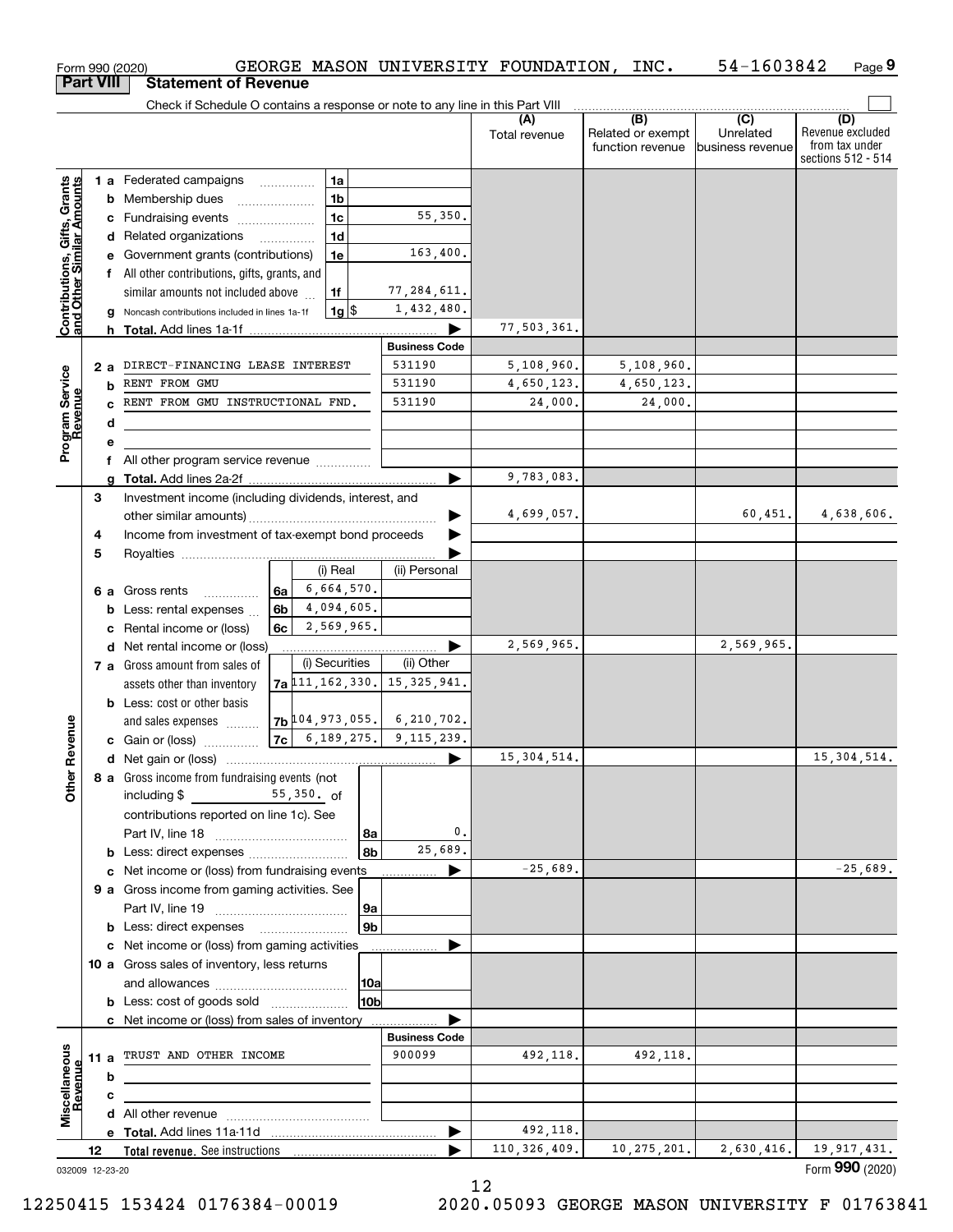Form 990 (2020) GEORGE MASON UNIVERSITY FOUNDATION, INC. 54-1603842 Page 9

## Part VIII Statement of Revenue

Check if Schedule O contains a response or note to any line in this Part VIII

| | | | | (A) Total revenue | (B) Related or exempt function revenue | (C) Unrelated business revenue | (D) Revenue excluded from tax under sections 512 - 514 |
|---|---|---|---|---|---|---|---|
| **Contributions, Gifts, Grants and Other Similar Amounts** | 1 a Federated campaigns | 1a | | | | | |
| | b Membership dues | 1b | | | | | |
| | c Fundraising events | 1c | 55,350. | | | | |
| | d Related organizations | 1d | | | | | |
| | e Government grants (contributions) | 1e | 163,400. | | | | |
| | f All other contributions, gifts, grants, and similar amounts not included above | 1f | 77,284,611. | | | | |
| | g Noncash contributions included in lines 1a-1f | 1g $ | 1,432,480. | | | | |
| | h **Total.** Add lines 1a-1f | | | 77,503,361. | | | |
| **Program Service Revenue** | | | **Business Code** | | | | |
| | 2 a DIRECT-FINANCING LEASE INTEREST | | 531190 | 5,108,960. | 5,108,960. | | |
| | b RENT FROM GMU | | 531190 | 4,650,123. | 4,650,123. | | |
| | c RENT FROM GMU INSTRUCTIONAL FND. | | 531190 | 24,000. | 24,000. | | |
| | d | | | | | | |
| | e | | | | | | |
| | f All other program service revenue | | | | | | |
| | g **Total.** Add lines 2a-2f | | | 9,783,083. | | | |
| **Other Revenue** | 3 Investment income (including dividends, interest, and other similar amounts) | | | 4,699,057. | | 60,451. | 4,638,606. |
| | 4 Income from investment of tax-exempt bond proceeds | | | | | | |
| | 5 Royalties | | | | | | |
| | | (i) Real | (ii) Personal | | | | |
| | 6 a Gross rents (6a) | 6,664,570. | | | | | |
| | b Less: rental expenses (6b) | 4,094,605. | | | | | |
| | c Rental income or (loss) (6c) | 2,569,965. | | | | | |
| | d Net rental income or (loss) | | | 2,569,965. | | 2,569,965. | |
| | | (i) Securities | (ii) Other | | | | |
| | 7 a Gross amount from sales of assets other than inventory (7a) | 111,162,330. | 15,325,941. | | | | |
| | b Less: cost or other basis and sales expenses (7b) | 104,973,055. | 6,210,702. | | | | |
| | c Gain or (loss) (7c) | 6,189,275. | 9,115,239. | | | | |
| | d Net gain or (loss) | | | 15,304,514. | | | 15,304,514. |
| | 8 a Gross income from fundraising events (not including $ 55,350. of contributions reported on line 1c). See Part IV, line 18 | 8a | 0. | | | | |
| | b Less: direct expenses | 8b | 25,689. | | | | |
| | c Net income or (loss) from fundraising events | | | -25,689. | | | -25,689. |
| | 9 a Gross income from gaming activities. See Part IV, line 19 | 9a | | | | | |
| | b Less: direct expenses | 9b | | | | | |
| | c Net income or (loss) from gaming activities | | | | | | |
| | 10 a Gross sales of inventory, less returns and allowances | 10a | | | | | |
| | b Less: cost of goods sold | 10b | | | | | |
| | c Net income or (loss) from sales of inventory | | | | | | |
| **Miscellaneous Revenue** | | | **Business Code** | | | | |
| | 11 a TRUST AND OTHER INCOME | | 900099 | 492,118. | 492,118. | | |
| | b | | | | | | |
| | c | | | | | | |
| | d All other revenue | | | | | | |
| | e **Total.** Add lines 11a-11d | | | 492,118. | | | |
| | 12 **Total revenue.** See instructions | | | 110,326,409. | 10,275,201. | 2,630,416. | 19,917,431. |

032009 12-23-20 Form **990** (2020)

12250415 153424 0176384-00019 2020.05093 GEORGE MASON UNIVERSITY F 01763841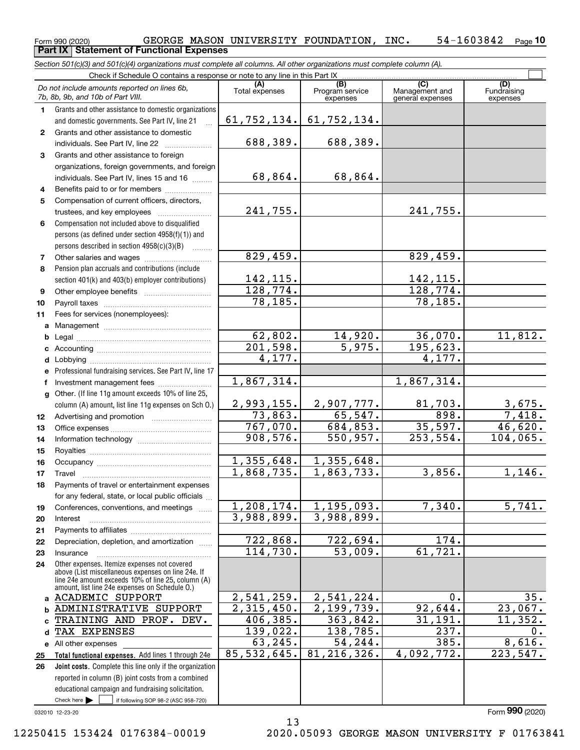Form 990 (2020) GEORGE MASON UNIVERSITY FOUNDATION, INC. 54-1603842 Page 10

**Part IX Statement of Functional Expenses**

*Section 501(c)(3) and 501(c)(4) organizations must complete all columns. All other organizations must complete column (A).*

Check if Schedule O contains a response or note to any line in this Part IX

| | *Do not include amounts reported on lines 6b, 7b, 8b, 9b, and 10b of Part VIII.* | (A) Total expenses | (B) Program service expenses | (C) Management and general expenses | (D) Fundraising expenses |
|---|---|---|---|---|---|
| 1 | Grants and other assistance to domestic organizations and domestic governments. See Part IV, line 21 | 61,752,134. | 61,752,134. | | |
| 2 | Grants and other assistance to domestic individuals. See Part IV, line 22 | 688,389. | 688,389. | | |
| 3 | Grants and other assistance to foreign organizations, foreign governments, and foreign individuals. See Part IV, lines 15 and 16 | 68,864. | 68,864. | | |
| 4 | Benefits paid to or for members | | | | |
| 5 | Compensation of current officers, directors, trustees, and key employees | 241,755. | | 241,755. | |
| 6 | Compensation not included above to disqualified persons (as defined under section 4958(f)(1)) and persons described in section 4958(c)(3)(B) | | | | |
| 7 | Other salaries and wages | 829,459. | | 829,459. | |
| 8 | Pension plan accruals and contributions (include section 401(k) and 403(b) employer contributions) | 142,115. | | 142,115. | |
| 9 | Other employee benefits | 128,774. | | 128,774. | |
| 10 | Payroll taxes | 78,185. | | 78,185. | |
| 11 | Fees for services (nonemployees): | | | | |
| a | Management | | | | |
| b | Legal | 62,802. | 14,920. | 36,070. | 11,812. |
| c | Accounting | 201,598. | 5,975. | 195,623. | |
| d | Lobbying | 4,177. | | 4,177. | |
| e | Professional fundraising services. See Part IV, line 17 | | | | |
| f | Investment management fees | 1,867,314. | | 1,867,314. | |
| g | Other. (If line 11g amount exceeds 10% of line 25, column (A) amount, list line 11g expenses on Sch O.) | 2,993,155. | 2,907,777. | 81,703. | 3,675. |
| 12 | Advertising and promotion | 73,863. | 65,547. | 898. | 7,418. |
| 13 | Office expenses | 767,070. | 684,853. | 35,597. | 46,620. |
| 14 | Information technology | 908,576. | 550,957. | 253,554. | 104,065. |
| 15 | Royalties | | | | |
| 16 | Occupancy | 1,355,648. | 1,355,648. | | |
| 17 | Travel | 1,868,735. | 1,863,733. | 3,856. | 1,146. |
| 18 | Payments of travel or entertainment expenses for any federal, state, or local public officials | | | | |
| 19 | Conferences, conventions, and meetings | 1,208,174. | 1,195,093. | 7,340. | 5,741. |
| 20 | Interest | 3,988,899. | 3,988,899. | | |
| 21 | Payments to affiliates | | | | |
| 22 | Depreciation, depletion, and amortization | 722,868. | 722,694. | 174. | |
| 23 | Insurance | 114,730. | 53,009. | 61,721. | |
| 24 | Other expenses. Itemize expenses not covered above (List miscellaneous expenses on line 24e. If line 24e amount exceeds 10% of line 25, column (A) amount, list line 24e expenses on Schedule O.) | | | | |
| a | ACADEMIC SUPPORT | 2,541,259. | 2,541,224. | 0. | 35. |
| b | ADMINISTRATIVE SUPPORT | 2,315,450. | 2,199,739. | 92,644. | 23,067. |
| c | TRAINING AND PROF. DEV. | 406,385. | 363,842. | 31,191. | 11,352. |
| d | TAX EXPENSES | 139,022. | 138,785. | 237. | 0. |
| e | All other expenses | 63,245. | 54,244. | 385. | 8,616. |
| 25 | **Total functional expenses.** Add lines 1 through 24e | 85,532,645. | 81,216,326. | 4,092,772. | 223,547. |
| 26 | **Joint costs.** Complete this line only if the organization reported in column (B) joint costs from a combined educational campaign and fundraising solicitation. Check here ☐ if following SOP 98-2 (ASC 958-720) | | | | |

032010 12-23-20

Form **990** (2020)

12250415 153424 0176384-00019 2020.05093 GEORGE MASON UNIVERSITY F 01763841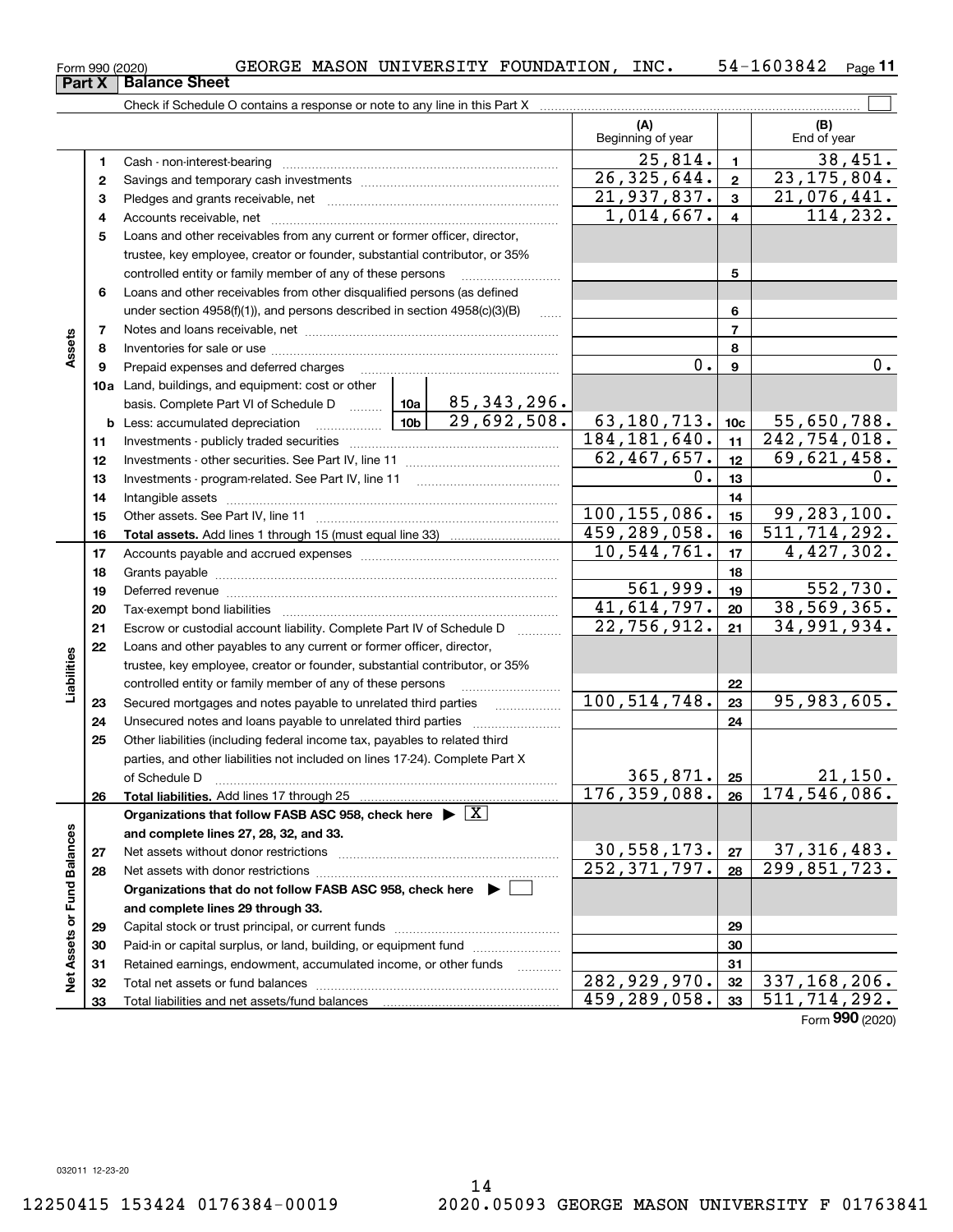Form 990 (2020) GEORGE MASON UNIVERSITY FOUNDATION, INC. 54-1603842 Page 11

## Part X Balance Sheet

Check if Schedule O contains a response or note to any line in this Part X

| | | | (A) Beginning of year | | (B) End of year |
|---|---|---|---|---|---|
| **Assets** | 1 | Cash - non-interest-bearing | 25,814. | 1 | 38,451. |
| | 2 | Savings and temporary cash investments | 26,325,644. | 2 | 23,175,804. |
| | 3 | Pledges and grants receivable, net | 21,937,837. | 3 | 21,076,441. |
| | 4 | Accounts receivable, net | 1,014,667. | 4 | 114,232. |
| | 5 | Loans and other receivables from any current or former officer, director, trustee, key employee, creator or founder, substantial contributor, or 35% controlled entity or family member of any of these persons | | 5 | |
| | 6 | Loans and other receivables from other disqualified persons (as defined under section 4958(f)(1)), and persons described in section 4958(c)(3)(B) | | 6 | |
| | 7 | Notes and loans receivable, net | | 7 | |
| | 8 | Inventories for sale or use | | 8 | |
| | 9 | Prepaid expenses and deferred charges | 0. | 9 | 0. |
| | 10a | Land, buildings, and equipment: cost or other basis. Complete Part VI of Schedule D — 10a: 85,343,296. | | | |
| | b | Less: accumulated depreciation — 10b: 29,692,508. | 63,180,713. | 10c | 55,650,788. |
| | 11 | Investments - publicly traded securities | 184,181,640. | 11 | 242,754,018. |
| | 12 | Investments - other securities. See Part IV, line 11 | 62,467,657. | 12 | 69,621,458. |
| | 13 | Investments - program-related. See Part IV, line 11 | 0. | 13 | 0. |
| | 14 | Intangible assets | | 14 | |
| | 15 | Other assets. See Part IV, line 11 | 100,155,086. | 15 | 99,283,100. |
| | 16 | **Total assets.** Add lines 1 through 15 (must equal line 33) | 459,289,058. | 16 | 511,714,292. |
| **Liabilities** | 17 | Accounts payable and accrued expenses | 10,544,761. | 17 | 4,427,302. |
| | 18 | Grants payable | | 18 | |
| | 19 | Deferred revenue | 561,999. | 19 | 552,730. |
| | 20 | Tax-exempt bond liabilities | 41,614,797. | 20 | 38,569,365. |
| | 21 | Escrow or custodial account liability. Complete Part IV of Schedule D | 22,756,912. | 21 | 34,991,934. |
| | 22 | Loans and other payables to any current or former officer, director, trustee, key employee, creator or founder, substantial contributor, or 35% controlled entity or family member of any of these persons | | 22 | |
| | 23 | Secured mortgages and notes payable to unrelated third parties | 100,514,748. | 23 | 95,983,605. |
| | 24 | Unsecured notes and loans payable to unrelated third parties | | 24 | |
| | 25 | Other liabilities (including federal income tax, payables to related third parties, and other liabilities not included on lines 17-24). Complete Part X of Schedule D | 365,871. | 25 | 21,150. |
| | 26 | **Total liabilities.** Add lines 17 through 25 | 176,359,088. | 26 | 174,546,086. |
| **Net Assets or Fund Balances** | | **Organizations that follow FASB ASC 958, check here** ▶ [X] **and complete lines 27, 28, 32, and 33.** | | | |
| | 27 | Net assets without donor restrictions | 30,558,173. | 27 | 37,316,483. |
| | 28 | Net assets with donor restrictions | 252,371,797. | 28 | 299,851,723. |
| | | **Organizations that do not follow FASB ASC 958, check here** ▶ [ ] **and complete lines 29 through 33.** | | | |
| | 29 | Capital stock or trust principal, or current funds | | 29 | |
| | 30 | Paid-in or capital surplus, or land, building, or equipment fund | | 30 | |
| | 31 | Retained earnings, endowment, accumulated income, or other funds | | 31 | |
| | 32 | Total net assets or fund balances | 282,929,970. | 32 | 337,168,206. |
| | 33 | Total liabilities and net assets/fund balances | 459,289,058. | 33 | 511,714,292. |

Form **990** (2020)

032011 12-23-20

12250415 153424 0176384-00019 2020.05093 GEORGE MASON UNIVERSITY F 01763841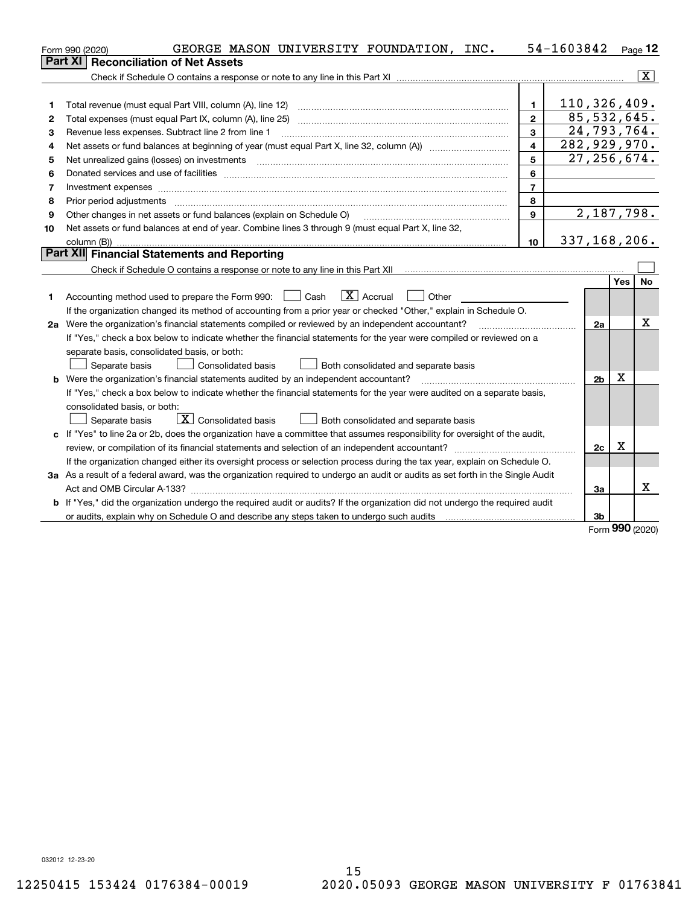Form 990 (2020) GEORGE MASON UNIVERSITY FOUNDATION, INC. 54-1603842 Page 12

## Part XI Reconciliation of Net Assets

Check if Schedule O contains a response or note to any line in this Part XI ..... [X]

| | | | |
|---|---|---|---|
| 1 | Total revenue (must equal Part VIII, column (A), line 12) | 1 | 110,326,409. |
| 2 | Total expenses (must equal Part IX, column (A), line 25) | 2 | 85,532,645. |
| 3 | Revenue less expenses. Subtract line 2 from line 1 | 3 | 24,793,764. |
| 4 | Net assets or fund balances at beginning of year (must equal Part X, line 32, column (A)) | 4 | 282,929,970. |
| 5 | Net unrealized gains (losses) on investments | 5 | 27,256,674. |
| 6 | Donated services and use of facilities | 6 | |
| 7 | Investment expenses | 7 | |
| 8 | Prior period adjustments | 8 | |
| 9 | Other changes in net assets or fund balances (explain on Schedule O) | 9 | 2,187,798. |
| 10 | Net assets or fund balances at end of year. Combine lines 3 through 9 (must equal Part X, line 32, column (B)) | 10 | 337,168,206. |

## Part XII Financial Statements and Reporting

Check if Schedule O contains a response or note to any line in this Part XII ..... [ ]

| | | | Yes | No |
|---|---|---|---|---|
| 1 | Accounting method used to prepare the Form 990: [ ] Cash [X] Accrual [ ] Other<br>If the organization changed its method of accounting from a prior year or checked "Other," explain in Schedule O. | | | |
| 2a | Were the organization's financial statements compiled or reviewed by an independent accountant?<br>If "Yes," check a box below to indicate whether the financial statements for the year were compiled or reviewed on a separate basis, consolidated basis, or both:<br>[ ] Separate basis [ ] Consolidated basis [ ] Both consolidated and separate basis | 2a | | X |
| b | Were the organization's financial statements audited by an independent accountant?<br>If "Yes," check a box below to indicate whether the financial statements for the year were audited on a separate basis, consolidated basis, or both:<br>[ ] Separate basis [X] Consolidated basis [ ] Both consolidated and separate basis | 2b | X | |
| c | If "Yes" to line 2a or 2b, does the organization have a committee that assumes responsibility for oversight of the audit, review, or compilation of its financial statements and selection of an independent accountant?<br>If the organization changed either its oversight process or selection process during the tax year, explain on Schedule O. | 2c | X | |
| 3a | As a result of a federal award, was the organization required to undergo an audit or audits as set forth in the Single Audit Act and OMB Circular A-133? | 3a | | X |
| b | If "Yes," did the organization undergo the required audit or audits? If the organization did not undergo the required audit or audits, explain why on Schedule O and describe any steps taken to undergo such audits | 3b | | |

Form **990** (2020)

032012 12-23-20

12250415 153424 0176384-00019 2020.05093 GEORGE MASON UNIVERSITY F 01763841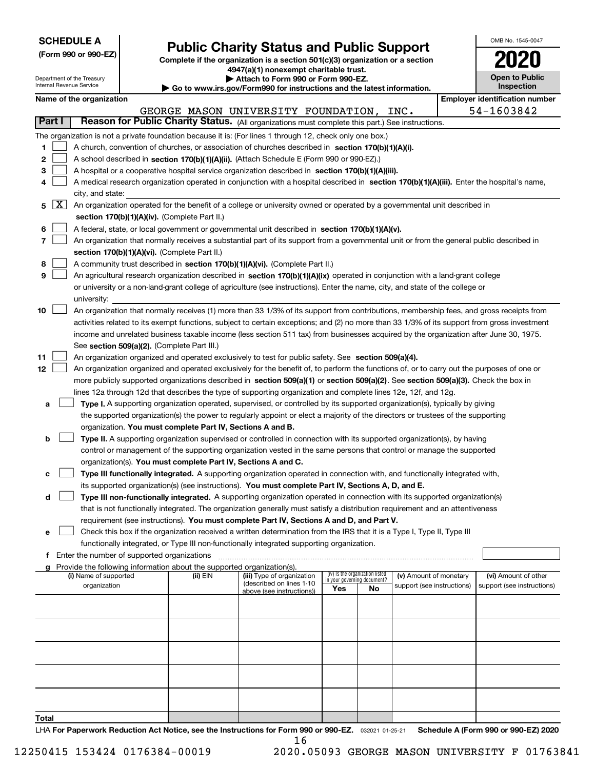**SCHEDULE A**
**(Form 990 or 990-EZ)**

Department of the Treasury
Internal Revenue Service

# Public Charity Status and Public Support

**Complete if the organization is a section 501(c)(3) organization or a section 4947(a)(1) nonexempt charitable trust.**
**▶ Attach to Form 990 or Form 990-EZ.**
**▶ Go to www.irs.gov/Form990 for instructions and the latest information.**

OMB No. 1545-0047
**2020**
**Open to Public Inspection**

**Name of the organization**: GEORGE MASON UNIVERSITY FOUNDATION, INC.
**Employer identification number**: 54-1603842

## Part I — Reason for Public Charity Status. (All organizations must complete this part.) See instructions.

The organization is not a private foundation because it is: (For lines 1 through 12, check only one box.)

1. [ ] A church, convention of churches, or association of churches described in **section 170(b)(1)(A)(i).**
2. [ ] A school described in **section 170(b)(1)(A)(ii).** (Attach Schedule E (Form 990 or 990-EZ).)
3. [ ] A hospital or a cooperative hospital service organization described in **section 170(b)(1)(A)(iii).**
4. [ ] A medical research organization operated in conjunction with a hospital described in **section 170(b)(1)(A)(iii).** Enter the hospital's name, city, and state:
5. [X] An organization operated for the benefit of a college or university owned or operated by a governmental unit described in **section 170(b)(1)(A)(iv).** (Complete Part II.)
6. [ ] A federal, state, or local government or governmental unit described in **section 170(b)(1)(A)(v).**
7. [ ] An organization that normally receives a substantial part of its support from a governmental unit or from the general public described in **section 170(b)(1)(A)(vi).** (Complete Part II.)
8. [ ] A community trust described in **section 170(b)(1)(A)(vi).** (Complete Part II.)
9. [ ] An agricultural research organization described in **section 170(b)(1)(A)(ix)** operated in conjunction with a land-grant college or university or a non-land-grant college of agriculture (see instructions). Enter the name, city, and state of the college or university:
10. [ ] An organization that normally receives (1) more than 33 1/3% of its support from contributions, membership fees, and gross receipts from activities related to its exempt functions, subject to certain exceptions; and (2) no more than 33 1/3% of its support from gross investment income and unrelated business taxable income (less section 511 tax) from businesses acquired by the organization after June 30, 1975. See **section 509(a)(2).** (Complete Part III.)
11. [ ] An organization organized and operated exclusively to test for public safety. See **section 509(a)(4).**
12. [ ] An organization organized and operated exclusively for the benefit of, to perform the functions of, or to carry out the purposes of one or more publicly supported organizations described in **section 509(a)(1)** or **section 509(a)(2)**. See **section 509(a)(3).** Check the box in lines 12a through 12d that describes the type of supporting organization and complete lines 12e, 12f, and 12g.
   - **a** [ ] **Type I.** A supporting organization operated, supervised, or controlled by its supported organization(s), typically by giving the supported organization(s) the power to regularly appoint or elect a majority of the directors or trustees of the supporting organization. **You must complete Part IV, Sections A and B.**
   - **b** [ ] **Type II.** A supporting organization supervised or controlled in connection with its supported organization(s), by having control or management of the supporting organization vested in the same persons that control or manage the supported organization(s). **You must complete Part IV, Sections A and C.**
   - **c** [ ] **Type III functionally integrated.** A supporting organization operated in connection with, and functionally integrated with, its supported organization(s) (see instructions). **You must complete Part IV, Sections A, D, and E.**
   - **d** [ ] **Type III non-functionally integrated.** A supporting organization operated in connection with its supported organization(s) that is not functionally integrated. The organization generally must satisfy a distribution requirement and an attentiveness requirement (see instructions). **You must complete Part IV, Sections A and D, and Part V.**
   - **e** [ ] Check this box if the organization received a written determination from the IRS that it is a Type I, Type II, Type III functionally integrated, or Type III non-functionally integrated supporting organization.
   - **f** Enter the number of supported organizations
   - **g** Provide the following information about the supported organization(s).

| (i) Name of supported organization | (ii) EIN | (iii) Type of organization (described on lines 1-10 above (see instructions)) | (iv) Is the organization listed in your governing document? Yes | No | (v) Amount of monetary support (see instructions) | (vi) Amount of other support (see instructions) |
|---|---|---|---|---|---|---|
| | | | | | | |
| | | | | | | |
| | | | | | | |
| | | | | | | |
| | | | | | | |
| **Total** | | | | | | |

LHA **For Paperwork Reduction Act Notice, see the Instructions for Form 990 or 990-EZ.** 032021 01-25-21 **Schedule A (Form 990 or 990-EZ) 2020**

12250415 153424 0176384-00019 2020.05093 GEORGE MASON UNIVERSITY F 01763841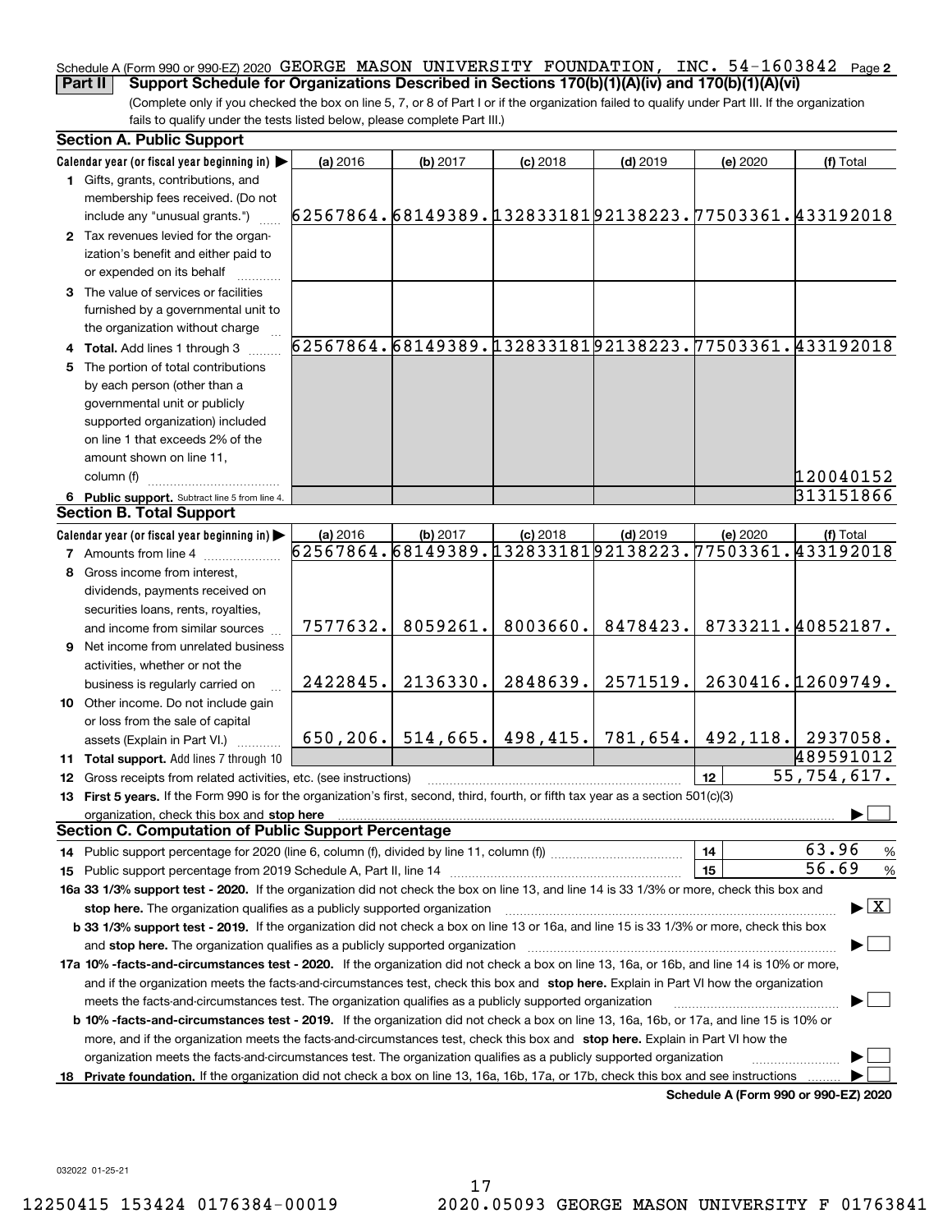Schedule A (Form 990 or 990-EZ) 2020 GEORGE MASON UNIVERSITY FOUNDATION, INC. 54-1603842 Page 2

**Part II** **Support Schedule for Organizations Described in Sections 170(b)(1)(A)(iv) and 170(b)(1)(A)(vi)**

(Complete only if you checked the box on line 5, 7, or 8 of Part I or if the organization failed to qualify under Part III. If the organization fails to qualify under the tests listed below, please complete Part III.)

### Section A. Public Support

| Calendar year (or fiscal year beginning in) ▶ | (a) 2016 | (b) 2017 | (c) 2018 | (d) 2019 | (e) 2020 | (f) Total |
|---|---|---|---|---|---|---|
| **1** Gifts, grants, contributions, and membership fees received. (Do not include any "unusual grants.") | 62567864. | 68149389. | 132833181 | 92138223. | 77503361. | 433192018 |
| **2** Tax revenues levied for the organization's benefit and either paid to or expended on its behalf | | | | | | |
| **3** The value of services or facilities furnished by a governmental unit to the organization without charge | | | | | | |
| **4** **Total.** Add lines 1 through 3 | 62567864. | 68149389. | 132833181 | 92138223. | 77503361. | 433192018 |
| **5** The portion of total contributions by each person (other than a governmental unit or publicly supported organization) included on line 1 that exceeds 2% of the amount shown on line 11, column (f) | | | | | | 120040152 |
| **6** **Public support.** Subtract line 5 from line 4. | | | | | | 313151866 |

### Section B. Total Support

| Calendar year (or fiscal year beginning in) ▶ | (a) 2016 | (b) 2017 | (c) 2018 | (d) 2019 | (e) 2020 | (f) Total |
|---|---|---|---|---|---|---|
| **7** Amounts from line 4 | 62567864. | 68149389. | 132833181 | 92138223. | 77503361. | 433192018 |
| **8** Gross income from interest, dividends, payments received on securities loans, rents, royalties, and income from similar sources | 7577632. | 8059261. | 8003660. | 8478423. | 8733211. | 40852187. |
| **9** Net income from unrelated business activities, whether or not the business is regularly carried on | 2422845. | 2136330. | 2848639. | 2571519. | 2630416. | 12609749. |
| **10** Other income. Do not include gain or loss from the sale of capital assets (Explain in Part VI.) | 650,206. | 514,665. | 498,415. | 781,654. | 492,118. | 2937058. |
| **11** **Total support.** Add lines 7 through 10 | | | | | | 489591012 |

**12** Gross receipts from related activities, etc. (see instructions) | **12** | 55,754,617.

**13** **First 5 years.** If the Form 990 is for the organization's first, second, third, fourth, or fifth tax year as a section 501(c)(3) organization, check this box and **stop here** ▶ ☐

### Section C. Computation of Public Support Percentage

**14** Public support percentage for 2020 (line 6, column (f), divided by line 11, column (f)) | **14** | 63.96 %

**15** Public support percentage from 2019 Schedule A, Part II, line 14 | **15** | 56.69 %

**16a** **33 1/3% support test - 2020.** If the organization did not check the box on line 13, and line 14 is 33 1/3% or more, check this box and **stop here.** The organization qualifies as a publicly supported organization ▶ ☒

**b** **33 1/3% support test - 2019.** If the organization did not check a box on line 13 or 16a, and line 15 is 33 1/3% or more, check this box and **stop here.** The organization qualifies as a publicly supported organization ▶ ☐

**17a** **10% -facts-and-circumstances test - 2020.** If the organization did not check a box on line 13, 16a, or 16b, and line 14 is 10% or more, and if the organization meets the facts-and-circumstances test, check this box and **stop here.** Explain in Part VI how the organization meets the facts-and-circumstances test. The organization qualifies as a publicly supported organization ▶ ☐

**b** **10% -facts-and-circumstances test - 2019.** If the organization did not check a box on line 13, 16a, 16b, or 17a, and line 15 is 10% or more, and if the organization meets the facts-and-circumstances test, check this box and **stop here.** Explain in Part VI how the organization meets the facts-and-circumstances test. The organization qualifies as a publicly supported organization ▶ ☐

**18** **Private foundation.** If the organization did not check a box on line 13, 16a, 16b, 17a, or 17b, check this box and see instructions ▶ ☐

**Schedule A (Form 990 or 990-EZ) 2020**

032022 01-25-21

12250415 153424 0176384-00019 2020.05093 GEORGE MASON UNIVERSITY F 01763841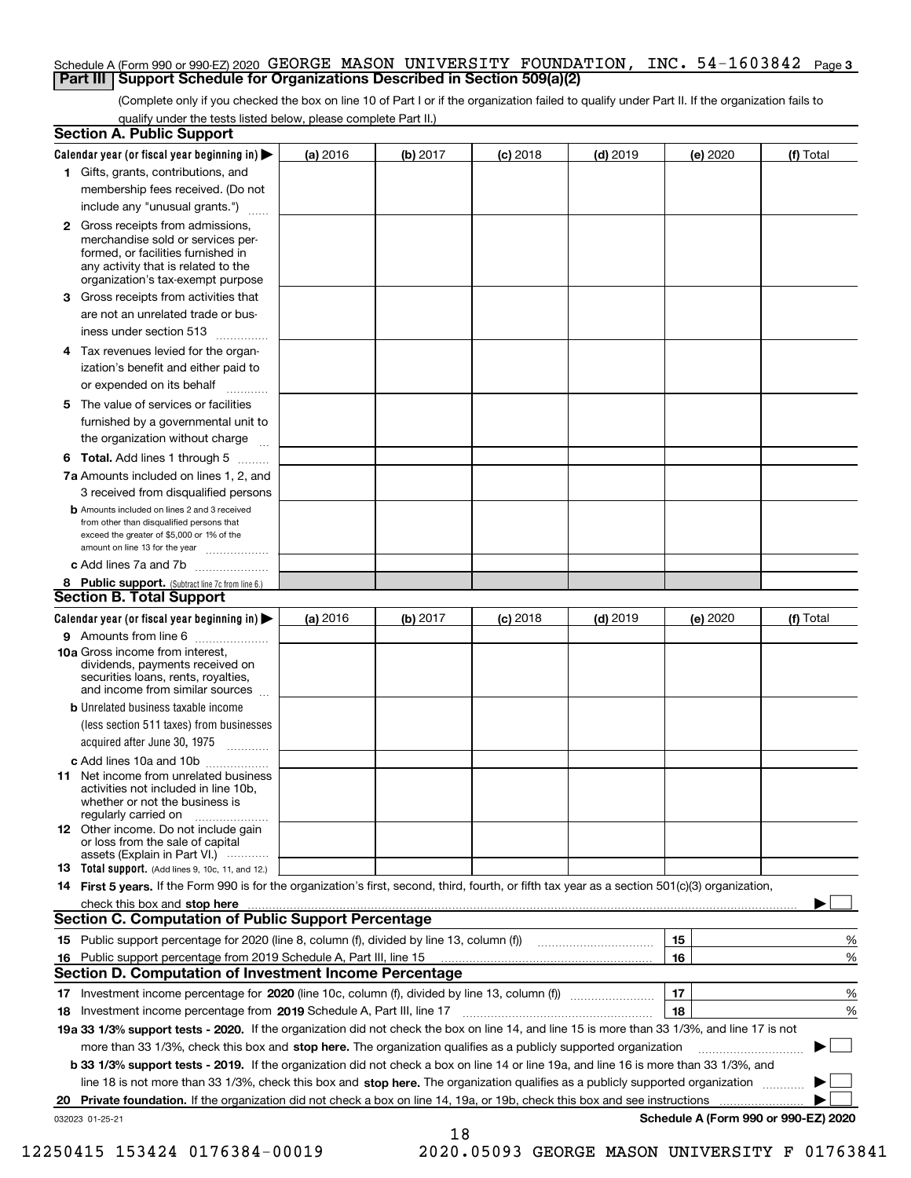Schedule A (Form 990 or 990-EZ) 2020 GEORGE MASON UNIVERSITY FOUNDATION, INC. 54-1603842 Page 3

## Part III Support Schedule for Organizations Described in Section 509(a)(2)

(Complete only if you checked the box on line 10 of Part I or if the organization failed to qualify under Part II. If the organization fails to qualify under the tests listed below, please complete Part II.)

### Section A. Public Support

| Calendar year (or fiscal year beginning in) ▶ | (a) 2016 | (b) 2017 | (c) 2018 | (d) 2019 | (e) 2020 | (f) Total |
|---|---|---|---|---|---|---|
| 1 Gifts, grants, contributions, and membership fees received. (Do not include any "unusual grants.") | | | | | | |
| 2 Gross receipts from admissions, merchandise sold or services performed, or facilities furnished in any activity that is related to the organization's tax-exempt purpose | | | | | | |
| 3 Gross receipts from activities that are not an unrelated trade or business under section 513 | | | | | | |
| 4 Tax revenues levied for the organization's benefit and either paid to or expended on its behalf | | | | | | |
| 5 The value of services or facilities furnished by a governmental unit to the organization without charge | | | | | | |
| 6 **Total.** Add lines 1 through 5 | | | | | | |
| 7a Amounts included on lines 1, 2, and 3 received from disqualified persons | | | | | | |
| b Amounts included on lines 2 and 3 received from other than disqualified persons that exceed the greater of $5,000 or 1% of the amount on line 13 for the year | | | | | | |
| c Add lines 7a and 7b | | | | | | |
| 8 **Public support.** (Subtract line 7c from line 6.) | | | | | | |

### Section B. Total Support

| Calendar year (or fiscal year beginning in) ▶ | (a) 2016 | (b) 2017 | (c) 2018 | (d) 2019 | (e) 2020 | (f) Total |
|---|---|---|---|---|---|---|
| 9 Amounts from line 6 | | | | | | |
| 10a Gross income from interest, dividends, payments received on securities loans, rents, royalties, and income from similar sources | | | | | | |
| b Unrelated business taxable income (less section 511 taxes) from businesses acquired after June 30, 1975 | | | | | | |
| c Add lines 10a and 10b | | | | | | |
| 11 Net income from unrelated business activities not included in line 10b, whether or not the business is regularly carried on | | | | | | |
| 12 Other income. Do not include gain or loss from the sale of capital assets (Explain in Part VI.) | | | | | | |
| 13 **Total support.** (Add lines 9, 10c, 11, and 12.) | | | | | | |

14 **First 5 years.** If the Form 990 is for the organization's first, second, third, fourth, or fifth tax year as a section 501(c)(3) organization, check this box and **stop here** ▶ ☐

### Section C. Computation of Public Support Percentage

| | | | |
|---|---|---|---|
| 15 | Public support percentage for 2020 (line 8, column (f), divided by line 13, column (f)) | 15 | % |
| 16 | Public support percentage from 2019 Schedule A, Part III, line 15 | 16 | % |

### Section D. Computation of Investment Income Percentage

| | | | |
|---|---|---|---|
| 17 | Investment income percentage for **2020** (line 10c, column (f), divided by line 13, column (f)) | 17 | % |
| 18 | Investment income percentage from **2019** Schedule A, Part III, line 17 | 18 | % |

**19a 33 1/3% support tests - 2020.** If the organization did not check the box on line 14, and line 15 is more than 33 1/3%, and line 17 is not more than 33 1/3%, check this box and **stop here.** The organization qualifies as a publicly supported organization ▶ ☐

**b 33 1/3% support tests - 2019.** If the organization did not check a box on line 14 or line 19a, and line 16 is more than 33 1/3%, and line 18 is not more than 33 1/3%, check this box and **stop here.** The organization qualifies as a publicly supported organization ▶ ☐

**20 Private foundation.** If the organization did not check a box on line 14, 19a, or 19b, check this box and see instructions ▶ ☐

032023 01-25-21 **Schedule A (Form 990 or 990-EZ) 2020**

12250415 153424 0176384-00019 2020.05093 GEORGE MASON UNIVERSITY F 01763841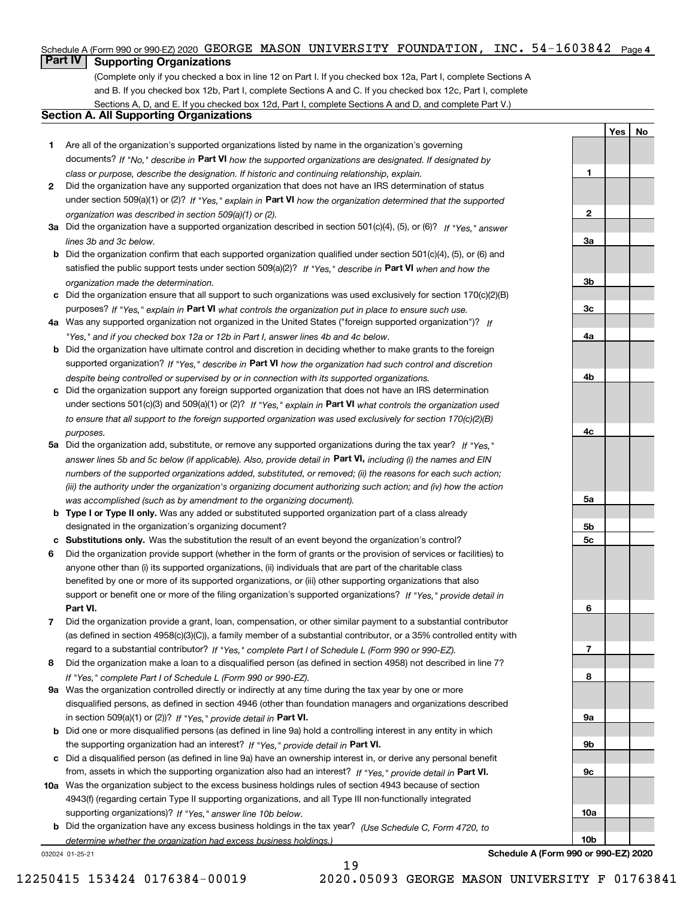Schedule A (Form 990 or 990-EZ) 2020 GEORGE MASON UNIVERSITY FOUNDATION, INC. 54-1603842 Page 4

## Part IV Supporting Organizations

(Complete only if you checked a box in line 12 on Part I. If you checked box 12a, Part I, complete Sections A and B. If you checked box 12b, Part I, complete Sections A and C. If you checked box 12c, Part I, complete Sections A, D, and E. If you checked box 12d, Part I, complete Sections A and D, and complete Part V.)

### Section A. All Supporting Organizations

| | | | Yes | No |
|---|---|---|---|---|
| **1** | Are all of the organization's supported organizations listed by name in the organization's governing documents? *If "No," describe in* **Part VI** *how the supported organizations are designated. If designated by class or purpose, describe the designation. If historic and continuing relationship, explain.* | 1 | | |
| **2** | Did the organization have any supported organization that does not have an IRS determination of status under section 509(a)(1) or (2)? *If "Yes," explain in* **Part VI** *how the organization determined that the supported organization was described in section 509(a)(1) or (2).* | 2 | | |
| **3a** | Did the organization have a supported organization described in section 501(c)(4), (5), or (6)? *If "Yes," answer lines 3b and 3c below.* | 3a | | |
| **b** | Did the organization confirm that each supported organization qualified under section 501(c)(4), (5), or (6) and satisfied the public support tests under section 509(a)(2)? *If "Yes," describe in* **Part VI** *when and how the organization made the determination.* | 3b | | |
| **c** | Did the organization ensure that all support to such organizations was used exclusively for section 170(c)(2)(B) purposes? *If "Yes," explain in* **Part VI** *what controls the organization put in place to ensure such use.* | 3c | | |
| **4a** | Was any supported organization not organized in the United States ("foreign supported organization")? *If "Yes," and if you checked box 12a or 12b in Part I, answer lines 4b and 4c below.* | 4a | | |
| **b** | Did the organization have ultimate control and discretion in deciding whether to make grants to the foreign supported organization? *If "Yes," describe in* **Part VI** *how the organization had such control and discretion despite being controlled or supervised by or in connection with its supported organizations.* | 4b | | |
| **c** | Did the organization support any foreign supported organization that does not have an IRS determination under sections 501(c)(3) and 509(a)(1) or (2)? *If "Yes," explain in* **Part VI** *what controls the organization used to ensure that all support to the foreign supported organization was used exclusively for section 170(c)(2)(B) purposes.* | 4c | | |
| **5a** | Did the organization add, substitute, or remove any supported organizations during the tax year? *If "Yes," answer lines 5b and 5c below (if applicable). Also, provide detail in* **Part VI,** *including (i) the names and EIN numbers of the supported organizations added, substituted, or removed; (ii) the reasons for each such action; (iii) the authority under the organization's organizing document authorizing such action; and (iv) how the action was accomplished (such as by amendment to the organizing document).* | 5a | | |
| **b** | **Type I or Type II only.** Was any added or substituted supported organization part of a class already designated in the organization's organizing document? | 5b | | |
| **c** | **Substitutions only.** Was the substitution the result of an event beyond the organization's control? | 5c | | |
| **6** | Did the organization provide support (whether in the form of grants or the provision of services or facilities) to anyone other than (i) its supported organizations, (ii) individuals that are part of the charitable class benefited by one or more of its supported organizations, or (iii) other supporting organizations that also support or benefit one or more of the filing organization's supported organizations? *If "Yes," provide detail in* **Part VI.** | 6 | | |
| **7** | Did the organization provide a grant, loan, compensation, or other similar payment to a substantial contributor (as defined in section 4958(c)(3)(C)), a family member of a substantial contributor, or a 35% controlled entity with regard to a substantial contributor? *If "Yes," complete Part I of Schedule L (Form 990 or 990-EZ).* | 7 | | |
| **8** | Did the organization make a loan to a disqualified person (as defined in section 4958) not described in line 7? *If "Yes," complete Part I of Schedule L (Form 990 or 990-EZ).* | 8 | | |
| **9a** | Was the organization controlled directly or indirectly at any time during the tax year by one or more disqualified persons, as defined in section 4946 (other than foundation managers and organizations described in section 509(a)(1) or (2))? *If "Yes," provide detail in* **Part VI.** | 9a | | |
| **b** | Did one or more disqualified persons (as defined in line 9a) hold a controlling interest in any entity in which the supporting organization had an interest? *If "Yes," provide detail in* **Part VI.** | 9b | | |
| **c** | Did a disqualified person (as defined in line 9a) have an ownership interest in, or derive any personal benefit from, assets in which the supporting organization also had an interest? *If "Yes," provide detail in* **Part VI.** | 9c | | |
| **10a** | Was the organization subject to the excess business holdings rules of section 4943 because of section 4943(f) (regarding certain Type II supporting organizations, and all Type III non-functionally integrated supporting organizations)? *If "Yes," answer line 10b below.* | 10a | | |
| **b** | Did the organization have any excess business holdings in the tax year? *(Use Schedule C, Form 4720, to determine whether the organization had excess business holdings.)* | 10b | | |

032024 01-25-21

**Schedule A (Form 990 or 990-EZ) 2020**

12250415 153424 0176384-00019 2020.05093 GEORGE MASON UNIVERSITY F 01763841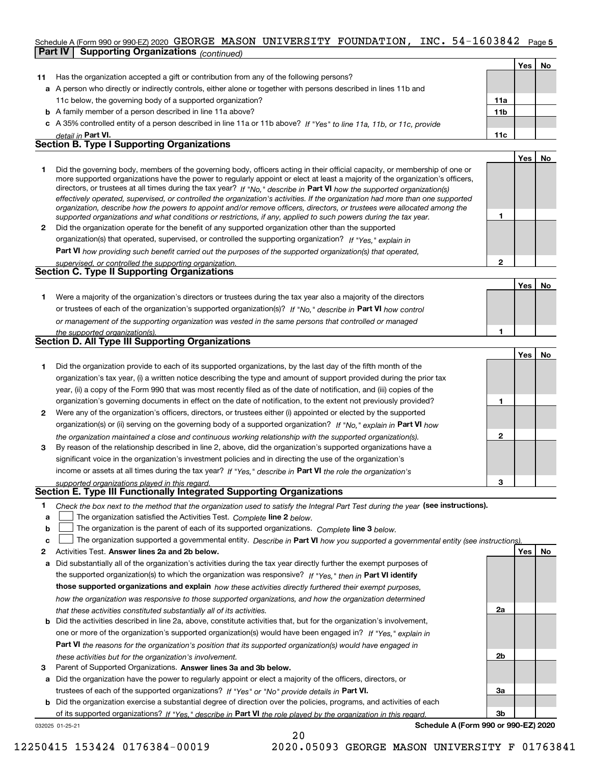Schedule A (Form 990 or 990-EZ) 2020 GEORGE MASON UNIVERSITY FOUNDATION, INC. 54-1603842 Page 5

**Part IV | Supporting Organizations** *(continued)*

| | | | Yes | No |
|---|---|---|---|---|
| **11** | Has the organization accepted a gift or contribution from any of the following persons? | | | |
| **a** | A person who directly or indirectly controls, either alone or together with persons described in lines 11b and 11c below, the governing body of a supported organization? | **11a** | | |
| **b** | A family member of a person described in line 11a above? | **11b** | | |
| **c** | A 35% controlled entity of a person described in line 11a or 11b above? *If "Yes" to line 11a, 11b, or 11c, provide detail in* **Part VI.** | **11c** | | |

## Section B. Type I Supporting Organizations

| | | | Yes | No |
|---|---|---|---|---|
| **1** | Did the governing body, members of the governing body, officers acting in their official capacity, or membership of one or more supported organizations have the power to regularly appoint or elect at least a majority of the organization's officers, directors, or trustees at all times during the tax year? *If "No," describe in* **Part VI** *how the supported organization(s) effectively operated, supervised, or controlled the organization's activities. If the organization had more than one supported organization, describe how the powers to appoint and/or remove officers, directors, or trustees were allocated among the supported organizations and what conditions or restrictions, if any, applied to such powers during the tax year.* | **1** | | |
| **2** | Did the organization operate for the benefit of any supported organization other than the supported organization(s) that operated, supervised, or controlled the supporting organization? *If "Yes," explain in* **Part VI** *how providing such benefit carried out the purposes of the supported organization(s) that operated, supervised, or controlled the supporting organization.* | **2** | | |

## Section C. Type II Supporting Organizations

| | | | Yes | No |
|---|---|---|---|---|
| **1** | Were a majority of the organization's directors or trustees during the tax year also a majority of the directors or trustees of each of the organization's supported organization(s)? *If "No," describe in* **Part VI** *how control or management of the supporting organization was vested in the same persons that controlled or managed the supported organization(s).* | **1** | | |

## Section D. All Type III Supporting Organizations

| | | | Yes | No |
|---|---|---|---|---|
| **1** | Did the organization provide to each of its supported organizations, by the last day of the fifth month of the organization's tax year, (i) a written notice describing the type and amount of support provided during the prior tax year, (ii) a copy of the Form 990 that was most recently filed as of the date of notification, and (iii) copies of the organization's governing documents in effect on the date of notification, to the extent not previously provided? | **1** | | |
| **2** | Were any of the organization's officers, directors, or trustees either (i) appointed or elected by the supported organization(s) or (ii) serving on the governing body of a supported organization? *If "No," explain in* **Part VI** *how the organization maintained a close and continuous working relationship with the supported organization(s).* | **2** | | |
| **3** | By reason of the relationship described in line 2, above, did the organization's supported organizations have a significant voice in the organization's investment policies and in directing the use of the organization's income or assets at all times during the tax year? *If "Yes," describe in* **Part VI** *the role the organization's supported organizations played in this regard.* | **3** | | |

## Section E. Type III Functionally Integrated Supporting Organizations

**1** *Check the box next to the method that the organization used to satisfy the Integral Part Test during the year* **(see instructions).**

**a** ☐ The organization satisfied the Activities Test. *Complete* **line 2** *below.*

**b** ☐ The organization is the parent of each of its supported organizations. *Complete* **line 3** *below.*

**c** ☐ The organization supported a governmental entity. *Describe in* **Part VI** *how you supported a governmental entity (see instructions).*

| | | | Yes | No |
|---|---|---|---|---|
| **2** | Activities Test. **Answer lines 2a and 2b below.** | | | |
| **a** | Did substantially all of the organization's activities during the tax year directly further the exempt purposes of the supported organization(s) to which the organization was responsive? *If "Yes," then in* **Part VI identify those supported organizations and explain** *how these activities directly furthered their exempt purposes, how the organization was responsive to those supported organizations, and how the organization determined that these activities constituted substantially all of its activities.* | **2a** | | |
| **b** | Did the activities described in line 2a, above, constitute activities that, but for the organization's involvement, one or more of the organization's supported organization(s) would have been engaged in? *If "Yes," explain in* **Part VI** *the reasons for the organization's position that its supported organization(s) would have engaged in these activities but for the organization's involvement.* | **2b** | | |
| **3** | Parent of Supported Organizations. **Answer lines 3a and 3b below.** | | | |
| **a** | Did the organization have the power to regularly appoint or elect a majority of the officers, directors, or trustees of each of the supported organizations? *If "Yes" or "No" provide details in* **Part VI.** | **3a** | | |
| **b** | Did the organization exercise a substantial degree of direction over the policies, programs, and activities of each of its supported organizations? *If "Yes," describe in* **Part VI** *the role played by the organization in this regard.* | **3b** | | |

032025 01-25-21 **Schedule A (Form 990 or 990-EZ) 2020**

12250415 153424 0176384-00019 2020.05093 GEORGE MASON UNIVERSITY F 01763841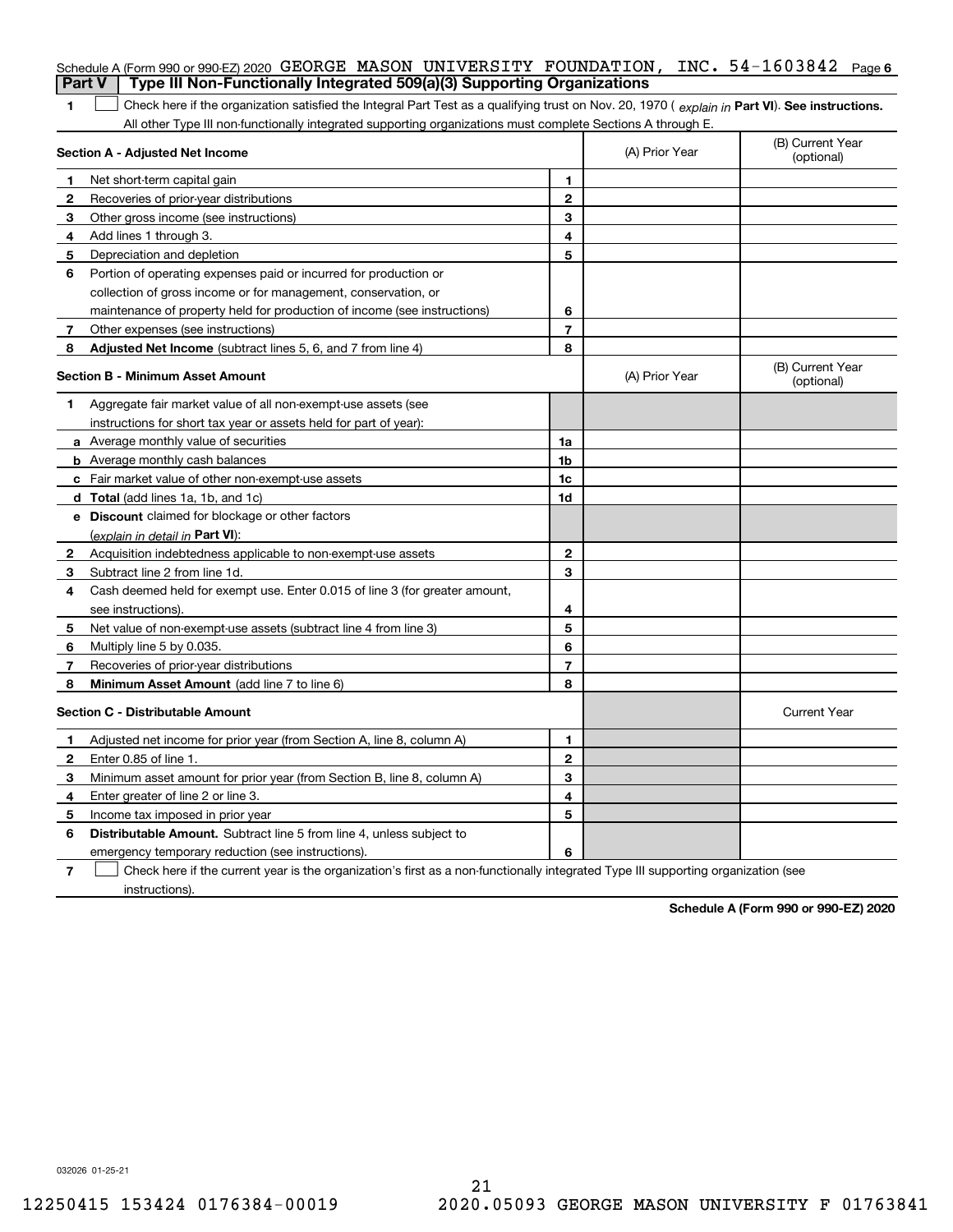Schedule A (Form 990 or 990-EZ) 2020 GEORGE MASON UNIVERSITY FOUNDATION, INC. 54-1603842 Page 6

## Part V Type III Non-Functionally Integrated 509(a)(3) Supporting Organizations

1 ☐ Check here if the organization satisfied the Integral Part Test as a qualifying trust on Nov. 20, 1970 ( *explain in* **Part VI**). **See instructions.** All other Type III non-functionally integrated supporting organizations must complete Sections A through E.

| Section A - Adjusted Net Income | | | (A) Prior Year | (B) Current Year (optional) |
|---|---|---|---|---|
| 1 | Net short-term capital gain | 1 | | |
| 2 | Recoveries of prior-year distributions | 2 | | |
| 3 | Other gross income (see instructions) | 3 | | |
| 4 | Add lines 1 through 3. | 4 | | |
| 5 | Depreciation and depletion | 5 | | |
| 6 | Portion of operating expenses paid or incurred for production or collection of gross income or for management, conservation, or maintenance of property held for production of income (see instructions) | 6 | | |
| 7 | Other expenses (see instructions) | 7 | | |
| 8 | **Adjusted Net Income** (subtract lines 5, 6, and 7 from line 4) | 8 | | |

| Section B - Minimum Asset Amount | | | (A) Prior Year | (B) Current Year (optional) |
|---|---|---|---|---|
| 1 | Aggregate fair market value of all non-exempt-use assets (see instructions for short tax year or assets held for part of year): | | | |
| a | Average monthly value of securities | 1a | | |
| b | Average monthly cash balances | 1b | | |
| c | Fair market value of other non-exempt-use assets | 1c | | |
| d | **Total** (add lines 1a, 1b, and 1c) | 1d | | |
| e | **Discount** claimed for blockage or other factors (*explain in detail in* **Part VI**): | | | |
| 2 | Acquisition indebtedness applicable to non-exempt-use assets | 2 | | |
| 3 | Subtract line 2 from line 1d. | 3 | | |
| 4 | Cash deemed held for exempt use. Enter 0.015 of line 3 (for greater amount, see instructions). | 4 | | |
| 5 | Net value of non-exempt-use assets (subtract line 4 from line 3) | 5 | | |
| 6 | Multiply line 5 by 0.035. | 6 | | |
| 7 | Recoveries of prior-year distributions | 7 | | |
| 8 | **Minimum Asset Amount** (add line 7 to line 6) | 8 | | |

| Section C - Distributable Amount | | | | Current Year |
|---|---|---|---|---|
| 1 | Adjusted net income for prior year (from Section A, line 8, column A) | 1 | | |
| 2 | Enter 0.85 of line 1. | 2 | | |
| 3 | Minimum asset amount for prior year (from Section B, line 8, column A) | 3 | | |
| 4 | Enter greater of line 2 or line 3. | 4 | | |
| 5 | Income tax imposed in prior year | 5 | | |
| 6 | **Distributable Amount.** Subtract line 5 from line 4, unless subject to emergency temporary reduction (see instructions). | 6 | | |

7 ☐ Check here if the current year is the organization's first as a non-functionally integrated Type III supporting organization (see instructions).

**Schedule A (Form 990 or 990-EZ) 2020**

032026 01-25-21

12250415 153424 0176384-00019 2020.05093 GEORGE MASON UNIVERSITY F 01763841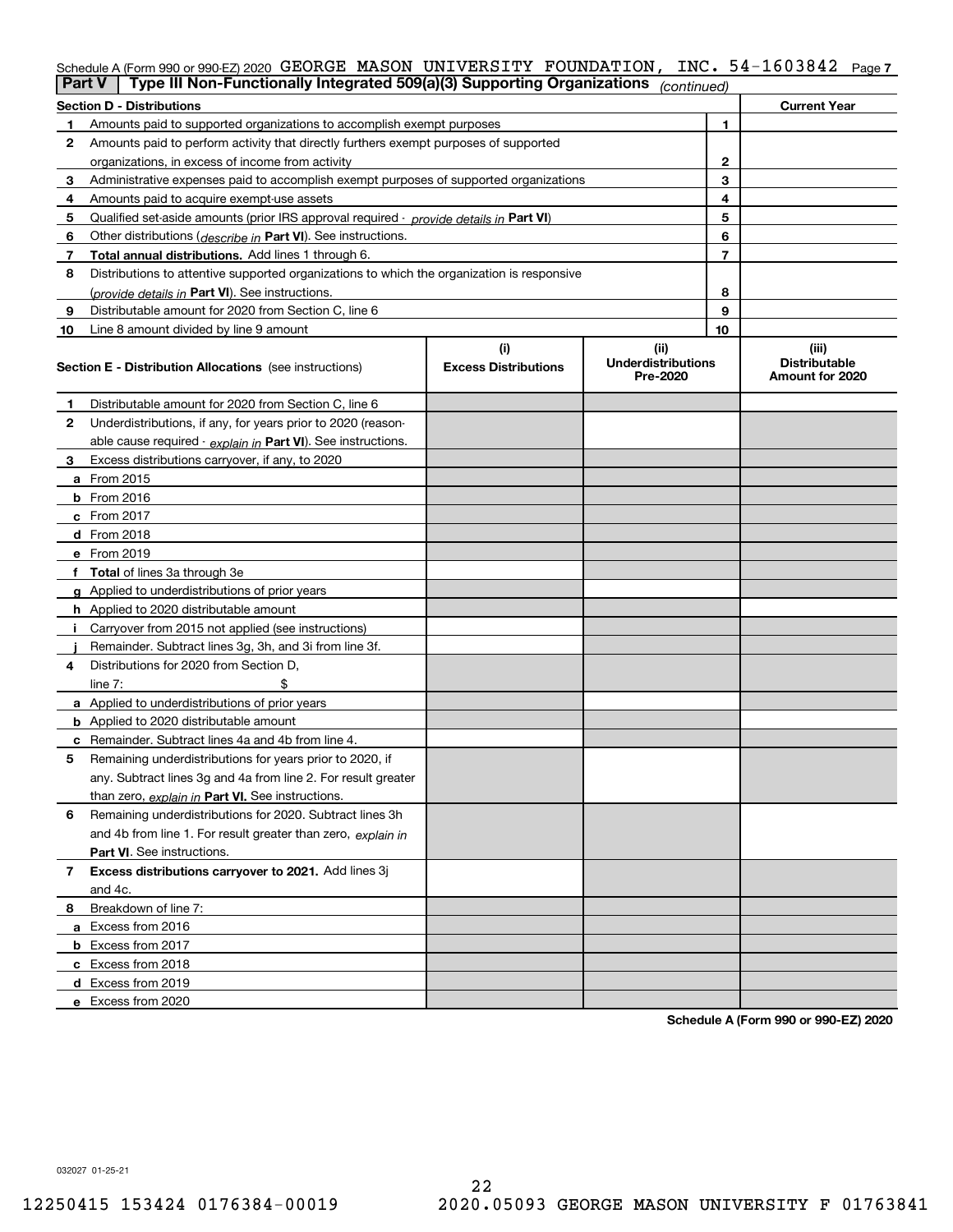Schedule A (Form 990 or 990-EZ) 2020 GEORGE MASON UNIVERSITY FOUNDATION, INC. 54-1603842 Page 7

## Part V Type III Non-Functionally Integrated 509(a)(3) Supporting Organizations *(continued)*

| Section D - Distributions | | | Current Year |
|---|---|---|---|
| 1 | Amounts paid to supported organizations to accomplish exempt purposes | 1 | |
| 2 | Amounts paid to perform activity that directly furthers exempt purposes of supported organizations, in excess of income from activity | 2 | |
| 3 | Administrative expenses paid to accomplish exempt purposes of supported organizations | 3 | |
| 4 | Amounts paid to acquire exempt-use assets | 4 | |
| 5 | Qualified set-aside amounts (prior IRS approval required - *provide details in* **Part VI**) | 5 | |
| 6 | Other distributions (*describe in* **Part VI**). See instructions. | 6 | |
| 7 | **Total annual distributions.** Add lines 1 through 6. | 7 | |
| 8 | Distributions to attentive supported organizations to which the organization is responsive (*provide details in* **Part VI**). See instructions. | 8 | |
| 9 | Distributable amount for 2020 from Section C, line 6 | 9 | |
| 10 | Line 8 amount divided by line 9 amount | 10 | |

| **Section E - Distribution Allocations** (see instructions) | (i) Excess Distributions | (ii) Underdistributions Pre-2020 | (iii) Distributable Amount for 2020 |
|---|---|---|---|
| **1** Distributable amount for 2020 from Section C, line 6 | | | |
| **2** Underdistributions, if any, for years prior to 2020 (reasonable cause required - *explain in* **Part VI**). See instructions. | | | |
| **3** Excess distributions carryover, if any, to 2020 | | | |
| **a** From 2015 | | | |
| **b** From 2016 | | | |
| **c** From 2017 | | | |
| **d** From 2018 | | | |
| **e** From 2019 | | | |
| **f Total** of lines 3a through 3e | | | |
| **g** Applied to underdistributions of prior years | | | |
| **h** Applied to 2020 distributable amount | | | |
| **i** Carryover from 2015 not applied (see instructions) | | | |
| **j** Remainder. Subtract lines 3g, 3h, and 3i from line 3f. | | | |
| **4** Distributions for 2020 from Section D, line 7: $ | | | |
| **a** Applied to underdistributions of prior years | | | |
| **b** Applied to 2020 distributable amount | | | |
| **c** Remainder. Subtract lines 4a and 4b from line 4. | | | |
| **5** Remaining underdistributions for years prior to 2020, if any. Subtract lines 3g and 4a from line 2. For result greater than zero, *explain in* **Part VI.** See instructions. | | | |
| **6** Remaining underdistributions for 2020. Subtract lines 3h and 4b from line 1. For result greater than zero, *explain in* **Part VI**. See instructions. | | | |
| **7 Excess distributions carryover to 2021.** Add lines 3j and 4c. | | | |
| **8** Breakdown of line 7: | | | |
| **a** Excess from 2016 | | | |
| **b** Excess from 2017 | | | |
| **c** Excess from 2018 | | | |
| **d** Excess from 2019 | | | |
| **e** Excess from 2020 | | | |

**Schedule A (Form 990 or 990-EZ) 2020**

032027 01-25-21

12250415 153424 0176384-00019 2020.05093 GEORGE MASON UNIVERSITY F 01763841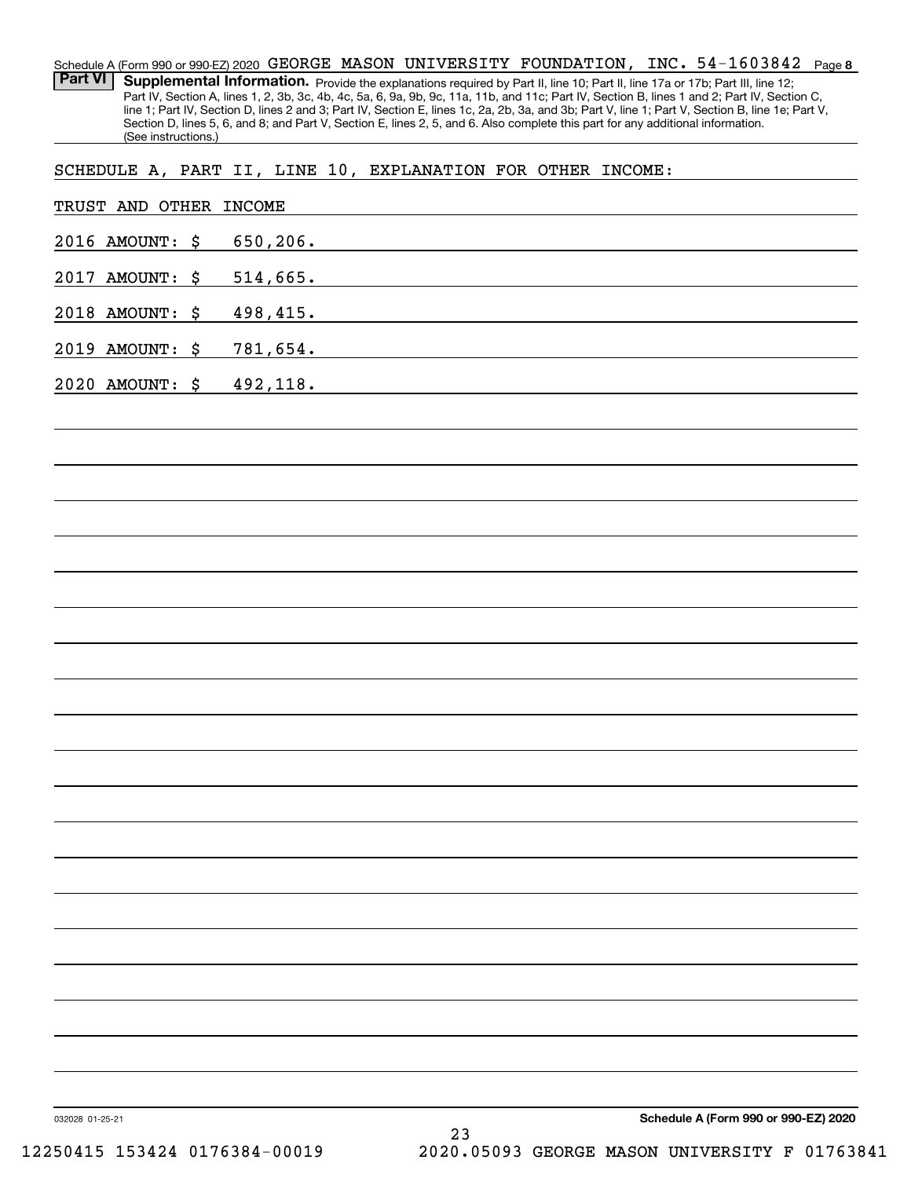Schedule A (Form 990 or 990-EZ) 2020 GEORGE MASON UNIVERSITY FOUNDATION, INC. 54-1603842 Page 8

**Part VI** **Supplemental Information.** Provide the explanations required by Part II, line 10; Part II, line 17a or 17b; Part III, line 12; Part IV, Section A, lines 1, 2, 3b, 3c, 4b, 4c, 5a, 6, 9a, 9b, 9c, 11a, 11b, and 11c; Part IV, Section B, lines 1 and 2; Part IV, Section C, line 1; Part IV, Section D, lines 2 and 3; Part IV, Section E, lines 1c, 2a, 2b, 3a, and 3b; Part V, line 1; Part V, Section B, line 1e; Part V, Section D, lines 5, 6, and 8; and Part V, Section E, lines 2, 5, and 6. Also complete this part for any additional information. (See instructions.)

SCHEDULE A, PART II, LINE 10, EXPLANATION FOR OTHER INCOME:

TRUST AND OTHER INCOME

2016 AMOUNT: $ 650,206.

2017 AMOUNT: $ 514,665.

2018 AMOUNT: $ 498,415.

2019 AMOUNT: $ 781,654.

2020 AMOUNT: $ 492,118.

032028 01-25-21 **Schedule A (Form 990 or 990-EZ) 2020**

12250415 153424 0176384-00019 2020.05093 GEORGE MASON UNIVERSITY F 01763841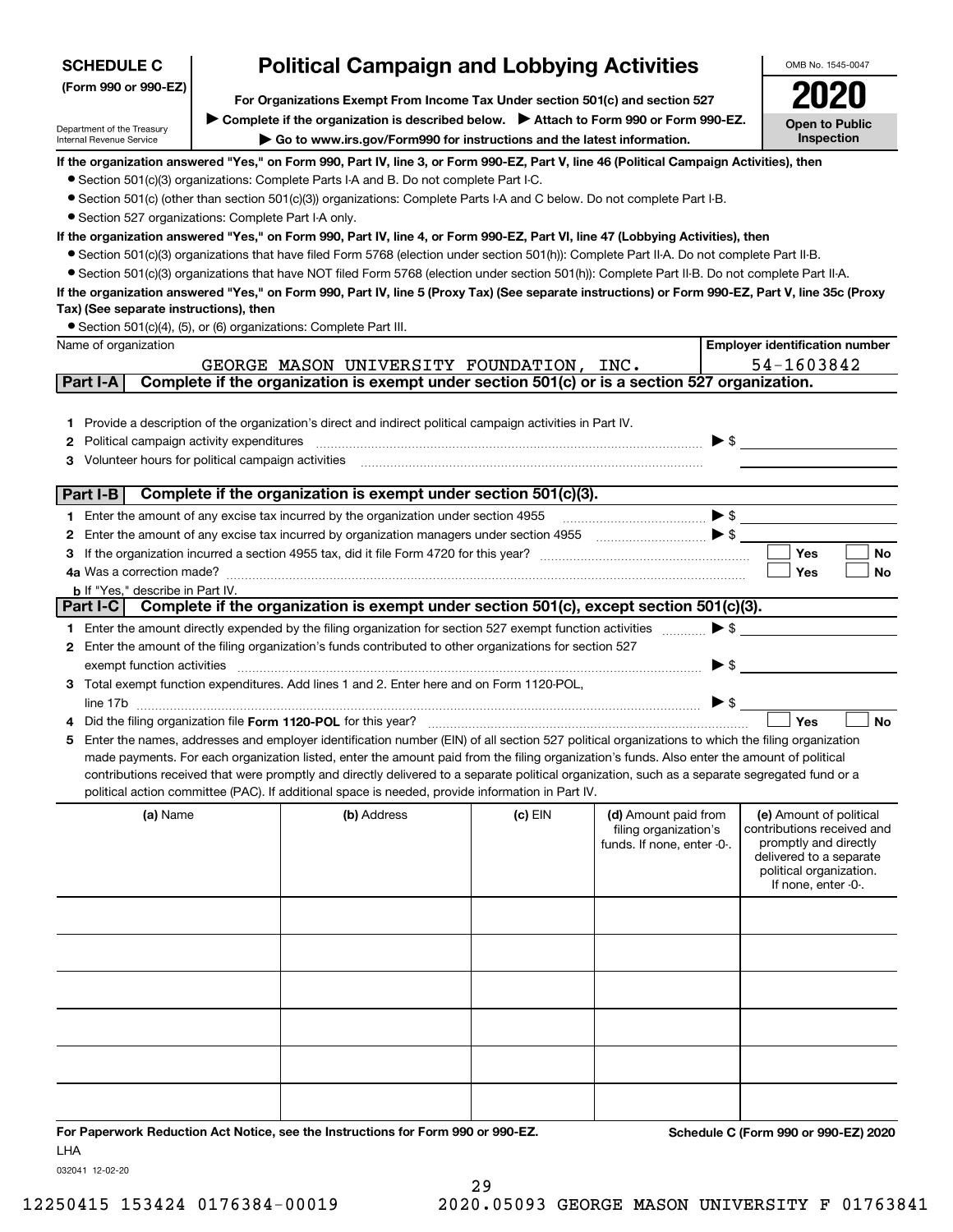**SCHEDULE C**
**(Form 990 or 990-EZ)**

Department of the Treasury
Internal Revenue Service

# Political Campaign and Lobbying Activities

**For Organizations Exempt From Income Tax Under section 501(c) and section 527**

▶ **Complete if the organization is described below.** ▶ **Attach to Form 990 or Form 990-EZ.**

▶ **Go to www.irs.gov/Form990 for instructions and the latest information.**

OMB No. 1545-0047

**2020**

**Open to Public Inspection**

**If the organization answered "Yes," on Form 990, Part IV, line 3, or Form 990-EZ, Part V, line 46 (Political Campaign Activities), then**

- Section 501(c)(3) organizations: Complete Parts I-A and B. Do not complete Part I-C.
- Section 501(c) (other than section 501(c)(3)) organizations: Complete Parts I-A and C below. Do not complete Part I-B.
- Section 527 organizations: Complete Part I-A only.

**If the organization answered "Yes," on Form 990, Part IV, line 4, or Form 990-EZ, Part VI, line 47 (Lobbying Activities), then**

- Section 501(c)(3) organizations that have filed Form 5768 (election under section 501(h)): Complete Part II-A. Do not complete Part II-B.
- Section 501(c)(3) organizations that have NOT filed Form 5768 (election under section 501(h)): Complete Part II-B. Do not complete Part II-A.

**If the organization answered "Yes," on Form 990, Part IV, line 5 (Proxy Tax) (See separate instructions) or Form 990-EZ, Part V, line 35c (Proxy Tax) (See separate instructions), then**

- Section 501(c)(4), (5), or (6) organizations: Complete Part III.

| Name of organization | Employer identification number |
|---|---|
| GEORGE MASON UNIVERSITY FOUNDATION, INC. | 54-1603842 |

## Part I-A Complete if the organization is exempt under section 501(c) or is a section 527 organization.

1. Provide a description of the organization's direct and indirect political campaign activities in Part IV.
2. Political campaign activity expenditures ▶ $
3. Volunteer hours for political campaign activities

## Part I-B Complete if the organization is exempt under section 501(c)(3).

1. Enter the amount of any excise tax incurred by the organization under section 4955 ▶ $
2. Enter the amount of any excise tax incurred by organization managers under section 4955 ▶ $
3. If the organization incurred a section 4955 tax, did it file Form 4720 for this year? ☐ Yes ☐ No

4a. Was a correction made? ☐ Yes ☐ No

b. If "Yes," describe in Part IV.

## Part I-C Complete if the organization is exempt under section 501(c), except section 501(c)(3).

1. Enter the amount directly expended by the filing organization for section 527 exempt function activities ▶ $
2. Enter the amount of the filing organization's funds contributed to other organizations for section 527 exempt function activities ▶ $
3. Total exempt function expenditures. Add lines 1 and 2. Enter here and on Form 1120-POL, line 17b ▶ $
4. Did the filing organization file **Form 1120-POL** for this year? ☐ Yes ☐ No
5. Enter the names, addresses and employer identification number (EIN) of all section 527 political organizations to which the filing organization made payments. For each organization listed, enter the amount paid from the filing organization's funds. Also enter the amount of political contributions received that were promptly and directly delivered to a separate political organization, such as a separate segregated fund or a political action committee (PAC). If additional space is needed, provide information in Part IV.

| (a) Name | (b) Address | (c) EIN | (d) Amount paid from filing organization's funds. If none, enter -0-. | (e) Amount of political contributions received and promptly and directly delivered to a separate political organization. If none, enter -0-. |
|---|---|---|---|---|
| | | | | |
| | | | | |
| | | | | |
| | | | | |
| | | | | |
| | | | | |

**For Paperwork Reduction Act Notice, see the Instructions for Form 990 or 990-EZ.** **Schedule C (Form 990 or 990-EZ) 2020**

LHA

032041 12-02-20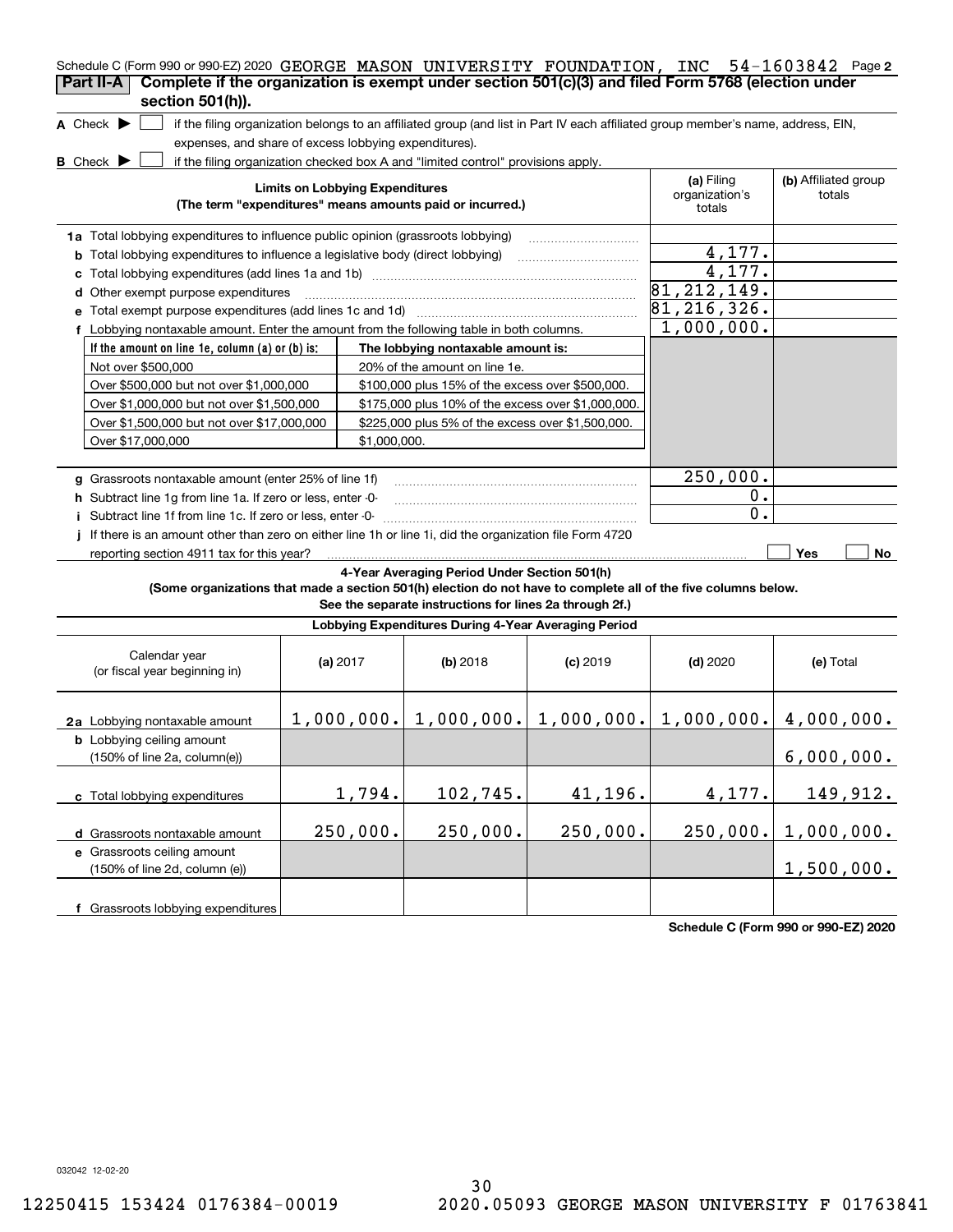Schedule C (Form 990 or 990-EZ) 2020 GEORGE MASON UNIVERSITY FOUNDATION, INC 54-1603842 Page **2**

**Part II-A** **Complete if the organization is exempt under section 501(c)(3) and filed Form 5768 (election under section 501(h)).**

**A** Check ▶ ☐ if the filing organization belongs to an affiliated group (and list in Part IV each affiliated group member's name, address, EIN, expenses, and share of excess lobbying expenditures).

**B** Check ▶ ☐ if the filing organization checked box A and "limited control" provisions apply.

| **Limits on Lobbying Expenditures** (The term "expenditures" means amounts paid or incurred.) | **(a)** Filing organization's totals | **(b)** Affiliated group totals |
|---|---|---|
| **1a** Total lobbying expenditures to influence public opinion (grassroots lobbying) | | |
| **b** Total lobbying expenditures to influence a legislative body (direct lobbying) | 4,177. | |
| **c** Total lobbying expenditures (add lines 1a and 1b) | 4,177. | |
| **d** Other exempt purpose expenditures | 81,212,149. | |
| **e** Total exempt purpose expenditures (add lines 1c and 1d) | 81,216,326. | |
| **f** Lobbying nontaxable amount. Enter the amount from the following table in both columns. | 1,000,000. | |

| If the amount on line 1e, column (a) or (b) is: | The lobbying nontaxable amount is: |
|---|---|
| Not over $500,000 | 20% of the amount on line 1e. |
| Over $500,000 but not over $1,000,000 | $100,000 plus 15% of the excess over $500,000. |
| Over $1,000,000 but not over $1,500,000 | $175,000 plus 10% of the excess over $1,000,000. |
| Over $1,500,000 but not over $17,000,000 | $225,000 plus 5% of the excess over $1,500,000. |
| Over $17,000,000 | $1,000,000. |

| | (a) | (b) |
|---|---|---|
| **g** Grassroots nontaxable amount (enter 25% of line 1f) | 250,000. | |
| **h** Subtract line 1g from line 1a. If zero or less, enter -0- | 0. | |
| **i** Subtract line 1f from line 1c. If zero or less, enter -0- | 0. | |
| **j** If there is an amount other than zero on either line 1h or line 1i, did the organization file Form 4720 reporting section 4911 tax for this year? | ☐ Yes | ☐ No |

**4-Year Averaging Period Under Section 501(h)**

**(Some organizations that made a section 501(h) election do not have to complete all of the five columns below. See the separate instructions for lines 2a through 2f.)**

| **Lobbying Expenditures During 4-Year Averaging Period** | | | | | |
|---|---|---|---|---|---|
| Calendar year (or fiscal year beginning in) | **(a)** 2017 | **(b)** 2018 | **(c)** 2019 | **(d)** 2020 | **(e)** Total |
| **2a** Lobbying nontaxable amount | 1,000,000. | 1,000,000. | 1,000,000. | 1,000,000. | 4,000,000. |
| **b** Lobbying ceiling amount (150% of line 2a, column(e)) | | | | | 6,000,000. |
| **c** Total lobbying expenditures | 1,794. | 102,745. | 41,196. | 4,177. | 149,912. |
| **d** Grassroots nontaxable amount | 250,000. | 250,000. | 250,000. | 250,000. | 1,000,000. |
| **e** Grassroots ceiling amount (150% of line 2d, column (e)) | | | | | 1,500,000. |
| **f** Grassroots lobbying expenditures | | | | | |

**Schedule C (Form 990 or 990-EZ) 2020**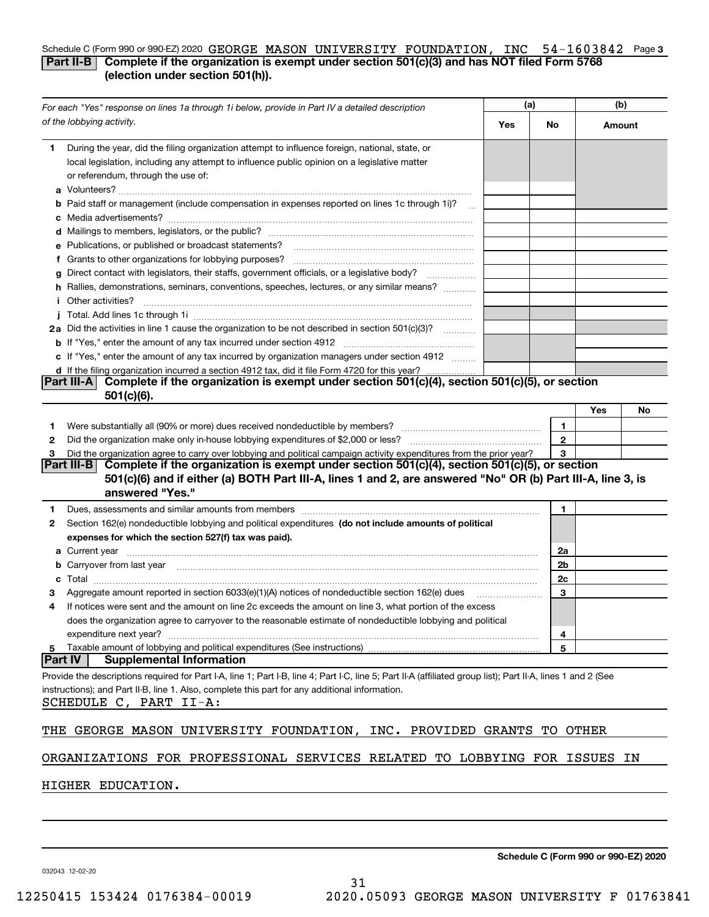Schedule C (Form 990 or 990-EZ) 2020 GEORGE MASON UNIVERSITY FOUNDATION, INC 54-1603842 Page 3

## Part II-B Complete if the organization is exempt under section 501(c)(3) and has NOT filed Form 5768 (election under section 501(h)).

| *For each "Yes" response on lines 1a through 1i below, provide in Part IV a detailed description of the lobbying activity.* | (a) Yes | (a) No | (b) Amount |
|---|---|---|---|
| **1** During the year, did the filing organization attempt to influence foreign, national, state, or local legislation, including any attempt to influence public opinion on a legislative matter or referendum, through the use of: | | | |
| **a** Volunteers? | | | |
| **b** Paid staff or management (include compensation in expenses reported on lines 1c through 1i)? | | | |
| **c** Media advertisements? | | | |
| **d** Mailings to members, legislators, or the public? | | | |
| **e** Publications, or published or broadcast statements? | | | |
| **f** Grants to other organizations for lobbying purposes? | | | |
| **g** Direct contact with legislators, their staffs, government officials, or a legislative body? | | | |
| **h** Rallies, demonstrations, seminars, conventions, speeches, lectures, or any similar means? | | | |
| **i** Other activities? | | | |
| **j** Total. Add lines 1c through 1i | | | |
| **2a** Did the activities in line 1 cause the organization to be not described in section 501(c)(3)? | | | |
| **b** If "Yes," enter the amount of any tax incurred under section 4912 | | | |
| **c** If "Yes," enter the amount of any tax incurred by organization managers under section 4912 | | | |
| **d** If the filing organization incurred a section 4912 tax, did it file Form 4720 for this year? | | | |

## Part III-A Complete if the organization is exempt under section 501(c)(4), section 501(c)(5), or section 501(c)(6).

| | | | Yes | No |
|---|---|---|---|---|
| **1** | Were substantially all (90% or more) dues received nondeductible by members? | 1 | | |
| **2** | Did the organization make only in-house lobbying expenditures of $2,000 or less? | 2 | | |
| **3** | Did the organization agree to carry over lobbying and political campaign activity expenditures from the prior year? | 3 | | |

## Part III-B Complete if the organization is exempt under section 501(c)(4), section 501(c)(5), or section 501(c)(6) and if either (a) BOTH Part III-A, lines 1 and 2, are answered "No" OR (b) Part III-A, line 3, is answered "Yes."

| | | | |
|---|---|---|---|
| **1** | Dues, assessments and similar amounts from members | 1 | |
| **2** | Section 162(e) nondeductible lobbying and political expenditures **(do not include amounts of political expenses for which the section 527(f) tax was paid).** | | |
| **a** | Current year | 2a | |
| **b** | Carryover from last year | 2b | |
| **c** | Total | 2c | |
| **3** | Aggregate amount reported in section 6033(e)(1)(A) notices of nondeductible section 162(e) dues | 3 | |
| **4** | If notices were sent and the amount on line 2c exceeds the amount on line 3, what portion of the excess does the organization agree to carryover to the reasonable estimate of nondeductible lobbying and political expenditure next year? | 4 | |
| **5** | Taxable amount of lobbying and political expenditures (See instructions) | 5 | |

## Part IV Supplemental Information

Provide the descriptions required for Part I-A, line 1; Part I-B, line 4; Part I-C, line 5; Part II-A (affiliated group list); Part II-A, lines 1 and 2 (See instructions); and Part II-B, line 1. Also, complete this part for any additional information.

SCHEDULE C, PART II-A:

THE GEORGE MASON UNIVERSITY FOUNDATION, INC. PROVIDED GRANTS TO OTHER ORGANIZATIONS FOR PROFESSIONAL SERVICES RELATED TO LOBBYING FOR ISSUES IN HIGHER EDUCATION.

**Schedule C (Form 990 or 990-EZ) 2020**

032043 12-02-20

12250415 153424 0176384-00019 2020.05093 GEORGE MASON UNIVERSITY F 01763841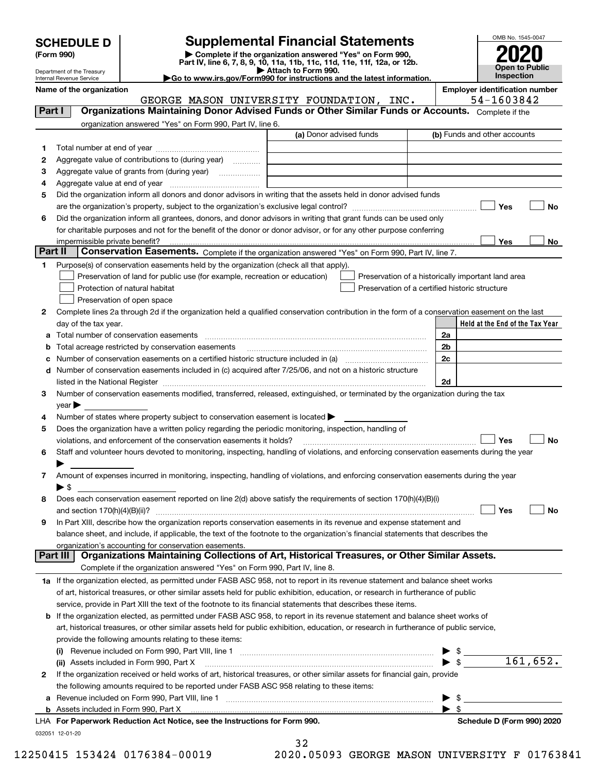# SCHEDULE D (Form 990)

Department of the Treasury
Internal Revenue Service

## Supplemental Financial Statements

▶ Complete if the organization answered "Yes" on Form 990, Part IV, line 6, 7, 8, 9, 10, 11a, 11b, 11c, 11d, 11e, 11f, 12a, or 12b.
▶ Attach to Form 990.
▶Go to www.irs.gov/Form990 for instructions and the latest information.

OMB No. 1545-0047

**2020**

**Open to Public Inspection**

**Name of the organization:** GEORGE MASON UNIVERSITY FOUNDATION, INC.

**Employer identification number:** 54-1603842

### Part I — Organizations Maintaining Donor Advised Funds or Other Similar Funds or Accounts. 

Complete if the organization answered "Yes" on Form 990, Part IV, line 6.

| | | (a) Donor advised funds | (b) Funds and other accounts |
|---|---|---|---|
| 1 | Total number at end of year | | |
| 2 | Aggregate value of contributions to (during year) | | |
| 3 | Aggregate value of grants from (during year) | | |
| 4 | Aggregate value at end of year | | |

5 Did the organization inform all donors and donor advisors in writing that the assets held in donor advised funds are the organization's property, subject to the organization's exclusive legal control? ☐ Yes ☐ No

6 Did the organization inform all grantees, donors, and donor advisors in writing that grant funds can be used only for charitable purposes and not for the benefit of the donor or donor advisor, or for any other purpose conferring impermissible private benefit? ☐ Yes ☐ No

### Part II — Conservation Easements. 

Complete if the organization answered "Yes" on Form 990, Part IV, line 7.

1 Purpose(s) of conservation easements held by the organization (check all that apply).

- ☐ Preservation of land for public use (for example, recreation or education)
- ☐ Protection of natural habitat
- ☐ Preservation of open space
- ☐ Preservation of a historically important land area
- ☐ Preservation of a certified historic structure

2 Complete lines 2a through 2d if the organization held a qualified conservation contribution in the form of a conservation easement on the last day of the tax year.

| | | | Held at the End of the Tax Year |
|---|---|---|---|
| a | Total number of conservation easements | 2a | |
| b | Total acreage restricted by conservation easements | 2b | |
| c | Number of conservation easements on a certified historic structure included in (a) | 2c | |
| d | Number of conservation easements included in (c) acquired after 7/25/06, and not on a historic structure listed in the National Register | 2d | |

3 Number of conservation easements modified, transferred, released, extinguished, or terminated by the organization during the tax year ▶

4 Number of states where property subject to conservation easement is located ▶

5 Does the organization have a written policy regarding the periodic monitoring, inspection, handling of violations, and enforcement of the conservation easements it holds? ☐ Yes ☐ No

6 Staff and volunteer hours devoted to monitoring, inspecting, handling of violations, and enforcing conservation easements during the year ▶

7 Amount of expenses incurred in monitoring, inspecting, handling of violations, and enforcing conservation easements during the year ▶ $

8 Does each conservation easement reported on line 2(d) above satisfy the requirements of section 170(h)(4)(B)(i) and section 170(h)(4)(B)(ii)? ☐ Yes ☐ No

9 In Part XIII, describe how the organization reports conservation easements in its revenue and expense statement and balance sheet, and include, if applicable, the text of the footnote to the organization's financial statements that describes the organization's accounting for conservation easements.

### Part III — Organizations Maintaining Collections of Art, Historical Treasures, or Other Similar Assets.

Complete if the organization answered "Yes" on Form 990, Part IV, line 8.

1a If the organization elected, as permitted under FASB ASC 958, not to report in its revenue statement and balance sheet works of art, historical treasures, or other similar assets held for public exhibition, education, or research in furtherance of public service, provide in Part XIII the text of the footnote to its financial statements that describes these items.

b If the organization elected, as permitted under FASB ASC 958, to report in its revenue statement and balance sheet works of art, historical treasures, or other similar assets held for public exhibition, education, or research in furtherance of public service, provide the following amounts relating to these items:

(i) Revenue included on Form 990, Part VIII, line 1 ▶ $

(ii) Assets included in Form 990, Part X ▶ $ 161,652.

2 If the organization received or held works of art, historical treasures, or other similar assets for financial gain, provide the following amounts required to be reported under FASB ASC 958 relating to these items:

a Revenue included on Form 990, Part VIII, line 1 ▶ $

b Assets included in Form 990, Part X ▶ $

LHA For Paperwork Reduction Act Notice, see the Instructions for Form 990. Schedule D (Form 990) 2020

032051 12-01-20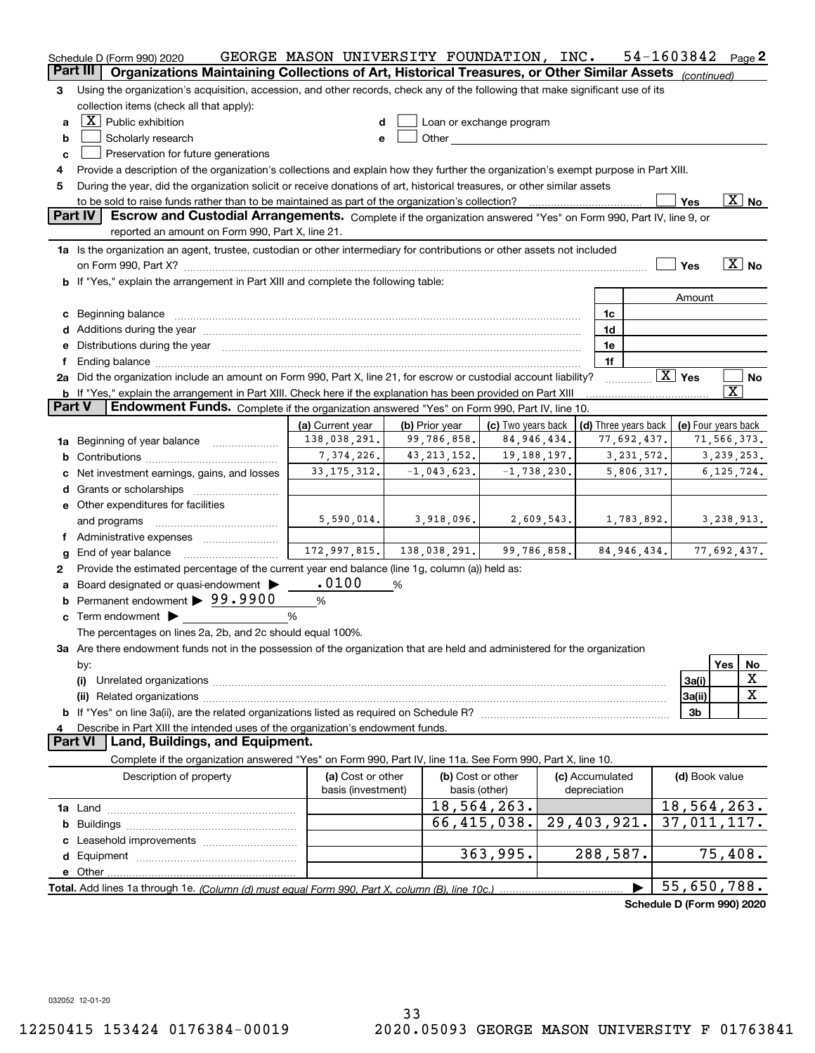Schedule D (Form 990) 2020 GEORGE MASON UNIVERSITY FOUNDATION, INC. 54-1603842 Page 2

## Part III Organizations Maintaining Collections of Art, Historical Treasures, or Other Similar Assets *(continued)*

3 Using the organization's acquisition, accession, and other records, check any of the following that make significant use of its collection items (check all that apply):

- a [X] Public exhibition
- b [ ] Scholarly research
- c [ ] Preservation for future generations
- d [ ] Loan or exchange program
- e [ ] Other

4 Provide a description of the organization's collections and explain how they further the organization's exempt purpose in Part XIII.

5 During the year, did the organization solicit or receive donations of art, historical treasures, or other similar assets to be sold to raise funds rather than to be maintained as part of the organization's collection? [ ] Yes [X] No

## Part IV Escrow and Custodial Arrangements.

Complete if the organization answered "Yes" on Form 990, Part IV, line 9, or reported an amount on Form 990, Part X, line 21.

1a Is the organization an agent, trustee, custodian or other intermediary for contributions or other assets not included on Form 990, Part X? [ ] Yes [X] No

b If "Yes," explain the arrangement in Part XIII and complete the following table:

| | | Amount |
|---|---|---|
| c Beginning balance | 1c | |
| d Additions during the year | 1d | |
| e Distributions during the year | 1e | |
| f Ending balance | 1f | |

2a Did the organization include an amount on Form 990, Part X, line 21, for escrow or custodial account liability? [X] Yes [ ] No

b If "Yes," explain the arrangement in Part XIII. Check here if the explanation has been provided on Part XIII [X]

## Part V Endowment Funds.

Complete if the organization answered "Yes" on Form 990, Part IV, line 10.

| | (a) Current year | (b) Prior year | (c) Two years back | (d) Three years back | (e) Four years back |
|---|---|---|---|---|---|
| 1a Beginning of year balance | 138,038,291. | 99,786,858. | 84,946,434. | 77,692,437. | 71,566,373. |
| b Contributions | 7,374,226. | 43,213,152. | 19,188,197. | 3,231,572. | 3,239,253. |
| c Net investment earnings, gains, and losses | 33,175,312. | -1,043,623. | -1,738,230. | 5,806,317. | 6,125,724. |
| d Grants or scholarships | | | | | |
| e Other expenditures for facilities and programs | 5,590,014. | 3,918,096. | 2,609,543. | 1,783,892. | 3,238,913. |
| f Administrative expenses | | | | | |
| g End of year balance | 172,997,815. | 138,038,291. | 99,786,858. | 84,946,434. | 77,692,437. |

2 Provide the estimated percentage of the current year end balance (line 1g, column (a)) held as:

- a Board designated or quasi-endowment ▶ .0100 %
- b Permanent endowment ▶ 99.9900 %
- c Term endowment ▶ %

The percentages on lines 2a, 2b, and 2c should equal 100%.

3a Are there endowment funds not in the possession of the organization that are held and administered for the organization by:

| | | Yes | No |
|---|---|---|---|
| (i) Unrelated organizations | 3a(i) | | X |
| (ii) Related organizations | 3a(ii) | | X |
| b If "Yes" on line 3a(ii), are the related organizations listed as required on Schedule R? | 3b | | |

4 Describe in Part XIII the intended uses of the organization's endowment funds.

## Part VI Land, Buildings, and Equipment.

Complete if the organization answered "Yes" on Form 990, Part IV, line 11a. See Form 990, Part X, line 10.

| Description of property | (a) Cost or other basis (investment) | (b) Cost or other basis (other) | (c) Accumulated depreciation | (d) Book value |
|---|---|---|---|---|
| 1a Land | | 18,564,263. | | 18,564,263. |
| b Buildings | | 66,415,038. | 29,403,921. | 37,011,117. |
| c Leasehold improvements | | | | |
| d Equipment | | 363,995. | 288,587. | 75,408. |
| e Other | | | | |
| **Total.** Add lines 1a through 1e. *(Column (d) must equal Form 990, Part X, column (B), line 10c.)* | | | ▶ | 55,650,788. |

Schedule D (Form 990) 2020

032052 12-01-20

12250415 153424 0176384-00019 2020.05093 GEORGE MASON UNIVERSITY F 01763841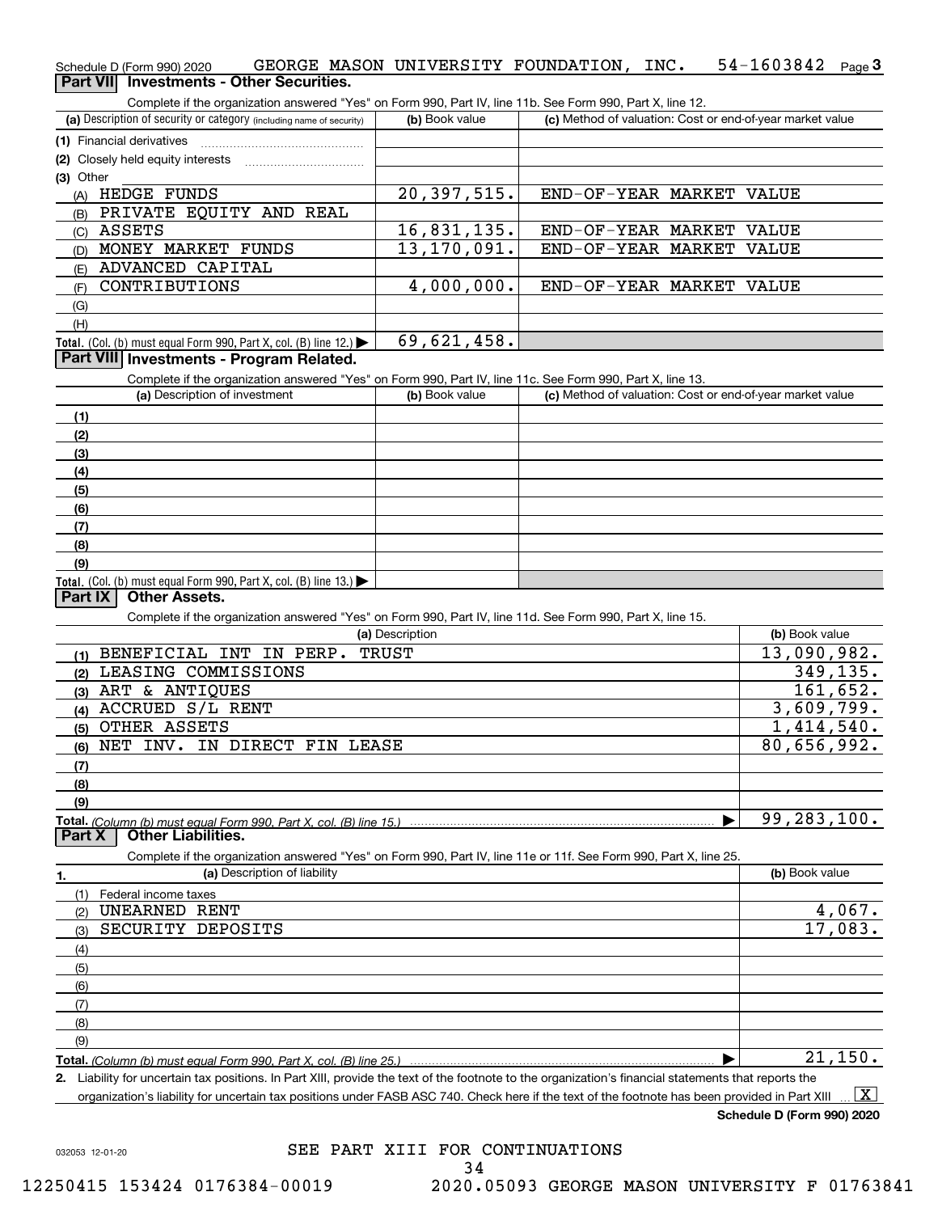Schedule D (Form 990) 2020 GEORGE MASON UNIVERSITY FOUNDATION, INC. 54-1603842 Page 3

## Part VII Investments - Other Securities.

Complete if the organization answered "Yes" on Form 990, Part IV, line 11b. See Form 990, Part X, line 12.

| (a) Description of security or category (including name of security) | (b) Book value | (c) Method of valuation: Cost or end-of-year market value |
|---|---|---|
| (1) Financial derivatives | | |
| (2) Closely held equity interests | | |
| (3) Other | | |
| (A) HEDGE FUNDS | 20,397,515. | END-OF-YEAR MARKET VALUE |
| (B) PRIVATE EQUITY AND REAL | | |
| (C) ASSETS | 16,831,135. | END-OF-YEAR MARKET VALUE |
| (D) MONEY MARKET FUNDS | 13,170,091. | END-OF-YEAR MARKET VALUE |
| (E) ADVANCED CAPITAL | | |
| (F) CONTRIBUTIONS | 4,000,000. | END-OF-YEAR MARKET VALUE |
| (G) | | |
| (H) | | |
| **Total.** (Col. (b) must equal Form 990, Part X, col. (B) line 12.) | 69,621,458. | |

## Part VIII Investments - Program Related.

Complete if the organization answered "Yes" on Form 990, Part IV, line 11c. See Form 990, Part X, line 13.

| (a) Description of investment | (b) Book value | (c) Method of valuation: Cost or end-of-year market value |
|---|---|---|
| (1) | | |
| (2) | | |
| (3) | | |
| (4) | | |
| (5) | | |
| (6) | | |
| (7) | | |
| (8) | | |
| (9) | | |
| **Total.** (Col. (b) must equal Form 990, Part X, col. (B) line 13.) | | |

## Part IX Other Assets.

Complete if the organization answered "Yes" on Form 990, Part IV, line 11d. See Form 990, Part X, line 15.

| (a) Description | (b) Book value |
|---|---|
| (1) BENEFICIAL INT IN PERP. TRUST | 13,090,982. |
| (2) LEASING COMMISSIONS | 349,135. |
| (3) ART & ANTIQUES | 161,652. |
| (4) ACCRUED S/L RENT | 3,609,799. |
| (5) OTHER ASSETS | 1,414,540. |
| (6) NET INV. IN DIRECT FIN LEASE | 80,656,992. |
| (7) | |
| (8) | |
| (9) | |
| **Total.** *(Column (b) must equal Form 990, Part X, col. (B) line 15.)* | 99,283,100. |

## Part X Other Liabilities.

Complete if the organization answered "Yes" on Form 990, Part IV, line 11e or 11f. See Form 990, Part X, line 25.

| 1. (a) Description of liability | (b) Book value |
|---|---|
| (1) Federal income taxes | |
| (2) UNEARNED RENT | 4,067. |
| (3) SECURITY DEPOSITS | 17,083. |
| (4) | |
| (5) | |
| (6) | |
| (7) | |
| (8) | |
| (9) | |
| **Total.** *(Column (b) must equal Form 990, Part X, col. (B) line 25.)* | 21,150. |

**2.** Liability for uncertain tax positions. In Part XIII, provide the text of the footnote to the organization's financial statements that reports the organization's liability for uncertain tax positions under FASB ASC 740. Check here if the text of the footnote has been provided in Part XIII [X]

**Schedule D (Form 990) 2020**

SEE PART XIII FOR CONTINUATIONS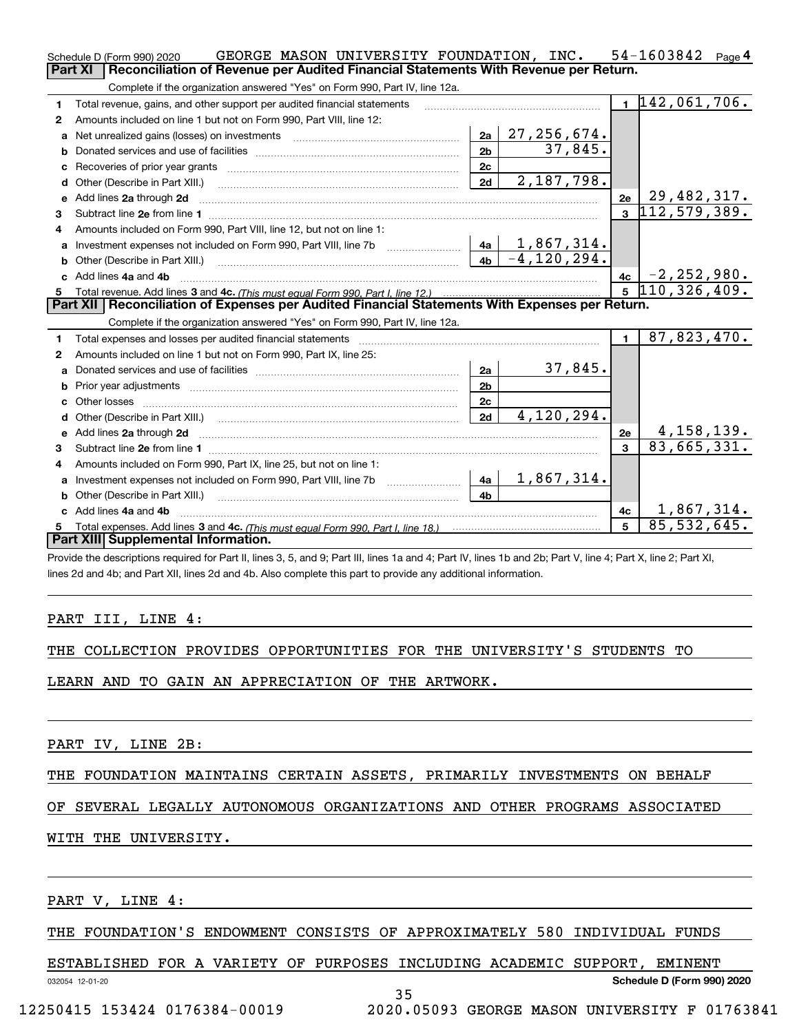Schedule D (Form 990) 2020 GEORGE MASON UNIVERSITY FOUNDATION, INC. 54-1603842 Page 4

## Part XI Reconciliation of Revenue per Audited Financial Statements With Revenue per Return.

Complete if the organization answered "Yes" on Form 990, Part IV, line 12a.

| | | | | | |
|---|---|---|---|---|---|
| 1 | Total revenue, gains, and other support per audited financial statements | | | 1 | 142,061,706. |
| 2 | Amounts included on line 1 but not on Form 990, Part VIII, line 12: | | | | |
| a | Net unrealized gains (losses) on investments | 2a | 27,256,674. | | |
| b | Donated services and use of facilities | 2b | 37,845. | | |
| c | Recoveries of prior year grants | 2c | | | |
| d | Other (Describe in Part XIII.) | 2d | 2,187,798. | | |
| e | Add lines 2a through 2d | | | 2e | 29,482,317. |
| 3 | Subtract line 2e from line 1 | | | 3 | 112,579,389. |
| 4 | Amounts included on Form 990, Part VIII, line 12, but not on line 1: | | | | |
| a | Investment expenses not included on Form 990, Part VIII, line 7b | 4a | 1,867,314. | | |
| b | Other (Describe in Part XIII.) | 4b | -4,120,294. | | |
| c | Add lines 4a and 4b | | | 4c | -2,252,980. |
| 5 | Total revenue. Add lines 3 and 4c. *(This must equal Form 990, Part I, line 12.)* | | | 5 | 110,326,409. |

## Part XII Reconciliation of Expenses per Audited Financial Statements With Expenses per Return.

Complete if the organization answered "Yes" on Form 990, Part IV, line 12a.

| | | | | | |
|---|---|---|---|---|---|
| 1 | Total expenses and losses per audited financial statements | | | 1 | 87,823,470. |
| 2 | Amounts included on line 1 but not on Form 990, Part IX, line 25: | | | | |
| a | Donated services and use of facilities | 2a | 37,845. | | |
| b | Prior year adjustments | 2b | | | |
| c | Other losses | 2c | | | |
| d | Other (Describe in Part XIII.) | 2d | 4,120,294. | | |
| e | Add lines 2a through 2d | | | 2e | 4,158,139. |
| 3 | Subtract line 2e from line 1 | | | 3 | 83,665,331. |
| 4 | Amounts included on Form 990, Part IX, line 25, but not on line 1: | | | | |
| a | Investment expenses not included on Form 990, Part VIII, line 7b | 4a | 1,867,314. | | |
| b | Other (Describe in Part XIII.) | 4b | | | |
| c | Add lines 4a and 4b | | | 4c | 1,867,314. |
| 5 | Total expenses. Add lines 3 and 4c. *(This must equal Form 990, Part I, line 18.)* | | | 5 | 85,532,645. |

## Part XIII Supplemental Information.

Provide the descriptions required for Part II, lines 3, 5, and 9; Part III, lines 1a and 4; Part IV, lines 1b and 2b; Part V, line 4; Part X, line 2; Part XI, lines 2d and 4b; and Part XII, lines 2d and 4b. Also complete this part to provide any additional information.

PART III, LINE 4:

THE COLLECTION PROVIDES OPPORTUNITIES FOR THE UNIVERSITY'S STUDENTS TO LEARN AND TO GAIN AN APPRECIATION OF THE ARTWORK.

PART IV, LINE 2B:

THE FOUNDATION MAINTAINS CERTAIN ASSETS, PRIMARILY INVESTMENTS ON BEHALF OF SEVERAL LEGALLY AUTONOMOUS ORGANIZATIONS AND OTHER PROGRAMS ASSOCIATED WITH THE UNIVERSITY.

PART V, LINE 4:

THE FOUNDATION'S ENDOWMENT CONSISTS OF APPROXIMATELY 580 INDIVIDUAL FUNDS ESTABLISHED FOR A VARIETY OF PURPOSES INCLUDING ACADEMIC SUPPORT, EMINENT

032054 12-01-20 Schedule D (Form 990) 2020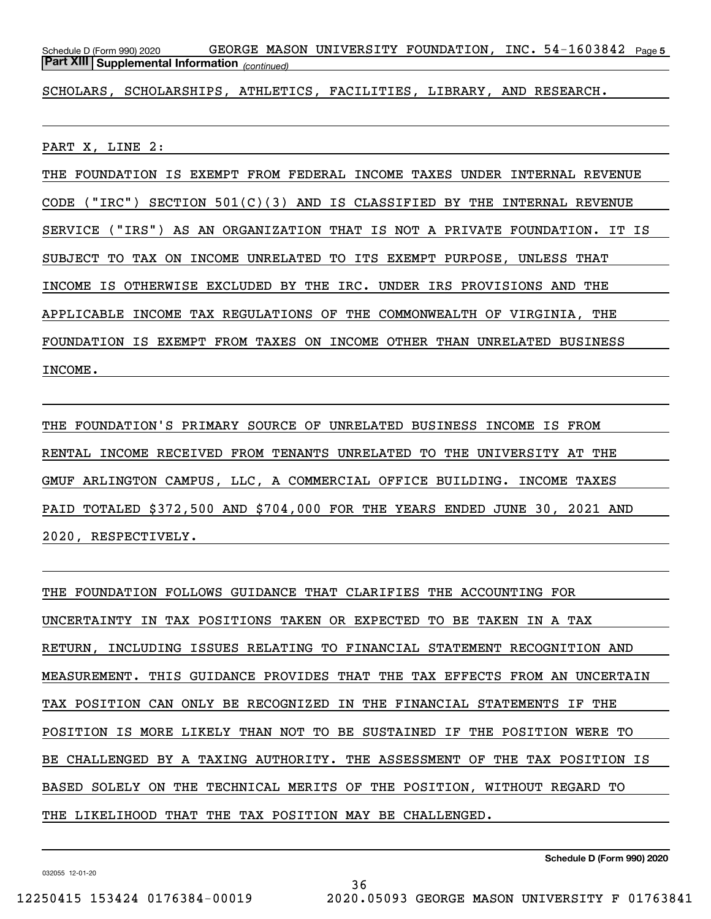**Part XIII Supplemental Information** *(continued)*

SCHOLARS, SCHOLARSHIPS, ATHLETICS, FACILITIES, LIBRARY, AND RESEARCH.

PART X, LINE 2:

THE FOUNDATION IS EXEMPT FROM FEDERAL INCOME TAXES UNDER INTERNAL REVENUE CODE ("IRC") SECTION 501(C)(3) AND IS CLASSIFIED BY THE INTERNAL REVENUE SERVICE ("IRS") AS AN ORGANIZATION THAT IS NOT A PRIVATE FOUNDATION. IT IS SUBJECT TO TAX ON INCOME UNRELATED TO ITS EXEMPT PURPOSE, UNLESS THAT INCOME IS OTHERWISE EXCLUDED BY THE IRC. UNDER IRS PROVISIONS AND THE APPLICABLE INCOME TAX REGULATIONS OF THE COMMONWEALTH OF VIRGINIA, THE FOUNDATION IS EXEMPT FROM TAXES ON INCOME OTHER THAN UNRELATED BUSINESS INCOME.

THE FOUNDATION'S PRIMARY SOURCE OF UNRELATED BUSINESS INCOME IS FROM RENTAL INCOME RECEIVED FROM TENANTS UNRELATED TO THE UNIVERSITY AT THE GMUF ARLINGTON CAMPUS, LLC, A COMMERCIAL OFFICE BUILDING. INCOME TAXES PAID TOTALED $372,500 AND $704,000 FOR THE YEARS ENDED JUNE 30, 2021 AND 2020, RESPECTIVELY.

THE FOUNDATION FOLLOWS GUIDANCE THAT CLARIFIES THE ACCOUNTING FOR UNCERTAINTY IN TAX POSITIONS TAKEN OR EXPECTED TO BE TAKEN IN A TAX RETURN, INCLUDING ISSUES RELATING TO FINANCIAL STATEMENT RECOGNITION AND MEASUREMENT. THIS GUIDANCE PROVIDES THAT THE TAX EFFECTS FROM AN UNCERTAIN TAX POSITION CAN ONLY BE RECOGNIZED IN THE FINANCIAL STATEMENTS IF THE POSITION IS MORE LIKELY THAN NOT TO BE SUSTAINED IF THE POSITION WERE TO BE CHALLENGED BY A TAXING AUTHORITY. THE ASSESSMENT OF THE TAX POSITION IS BASED SOLELY ON THE TECHNICAL MERITS OF THE POSITION, WITHOUT REGARD TO THE LIKELIHOOD THAT THE TAX POSITION MAY BE CHALLENGED.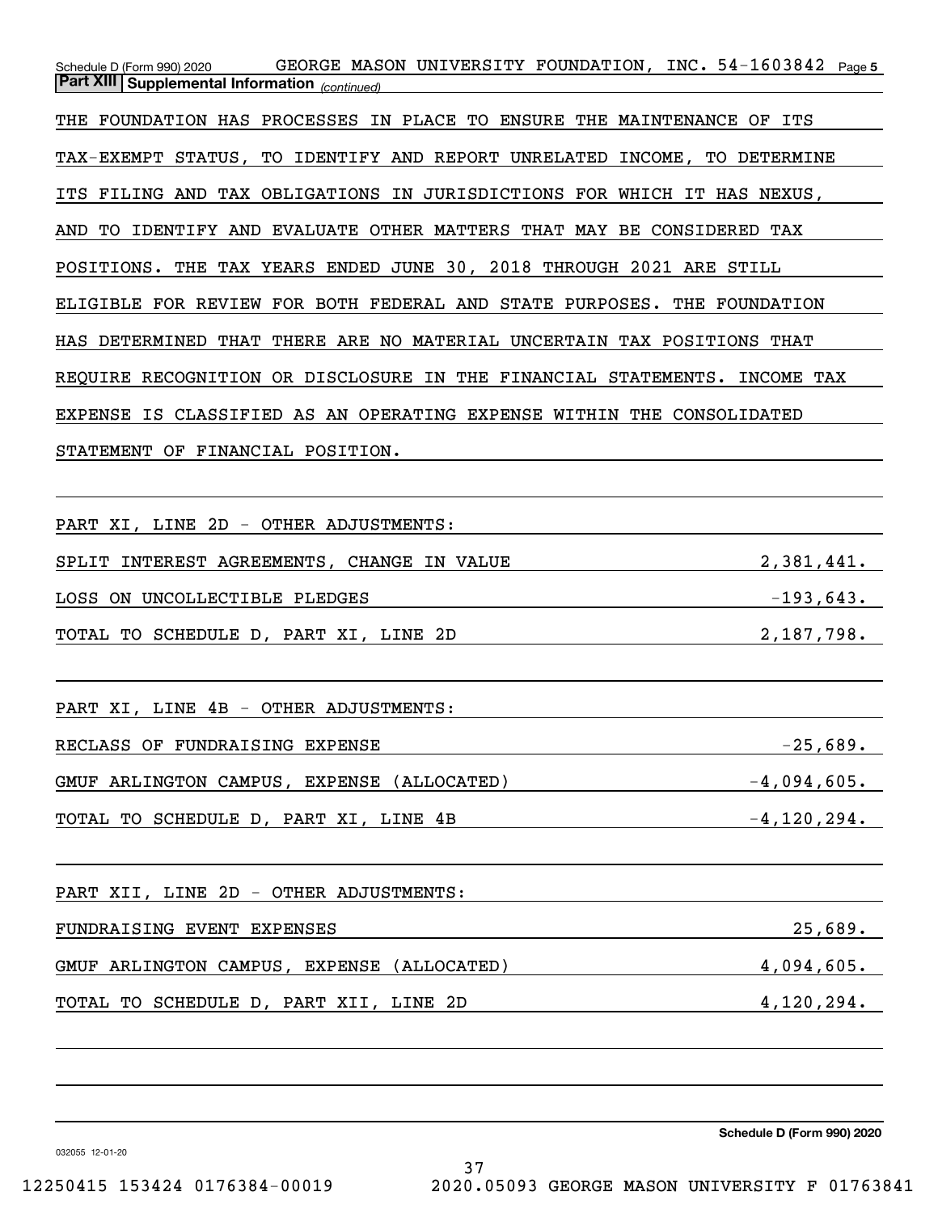**Part XIII | Supplemental Information** *(continued)*

THE FOUNDATION HAS PROCESSES IN PLACE TO ENSURE THE MAINTENANCE OF ITS TAX-EXEMPT STATUS, TO IDENTIFY AND REPORT UNRELATED INCOME, TO DETERMINE ITS FILING AND TAX OBLIGATIONS IN JURISDICTIONS FOR WHICH IT HAS NEXUS, AND TO IDENTIFY AND EVALUATE OTHER MATTERS THAT MAY BE CONSIDERED TAX POSITIONS. THE TAX YEARS ENDED JUNE 30, 2018 THROUGH 2021 ARE STILL ELIGIBLE FOR REVIEW FOR BOTH FEDERAL AND STATE PURPOSES. THE FOUNDATION HAS DETERMINED THAT THERE ARE NO MATERIAL UNCERTAIN TAX POSITIONS THAT REQUIRE RECOGNITION OR DISCLOSURE IN THE FINANCIAL STATEMENTS. INCOME TAX EXPENSE IS CLASSIFIED AS AN OPERATING EXPENSE WITHIN THE CONSOLIDATED STATEMENT OF FINANCIAL POSITION.

PART XI, LINE 2D - OTHER ADJUSTMENTS:

| | |
|---|---:|
| SPLIT INTEREST AGREEMENTS, CHANGE IN VALUE | 2,381,441. |
| LOSS ON UNCOLLECTIBLE PLEDGES | -193,643. |
| TOTAL TO SCHEDULE D, PART XI, LINE 2D | 2,187,798. |

PART XI, LINE 4B - OTHER ADJUSTMENTS:

| | |
|---|---:|
| RECLASS OF FUNDRAISING EXPENSE | -25,689. |
| GMUF ARLINGTON CAMPUS, EXPENSE (ALLOCATED) | -4,094,605. |
| TOTAL TO SCHEDULE D, PART XI, LINE 4B | -4,120,294. |

PART XII, LINE 2D - OTHER ADJUSTMENTS:

| | |
|---|---:|
| FUNDRAISING EVENT EXPENSES | 25,689. |
| GMUF ARLINGTON CAMPUS, EXPENSE (ALLOCATED) | 4,094,605. |
| TOTAL TO SCHEDULE D, PART XII, LINE 2D | 4,120,294. |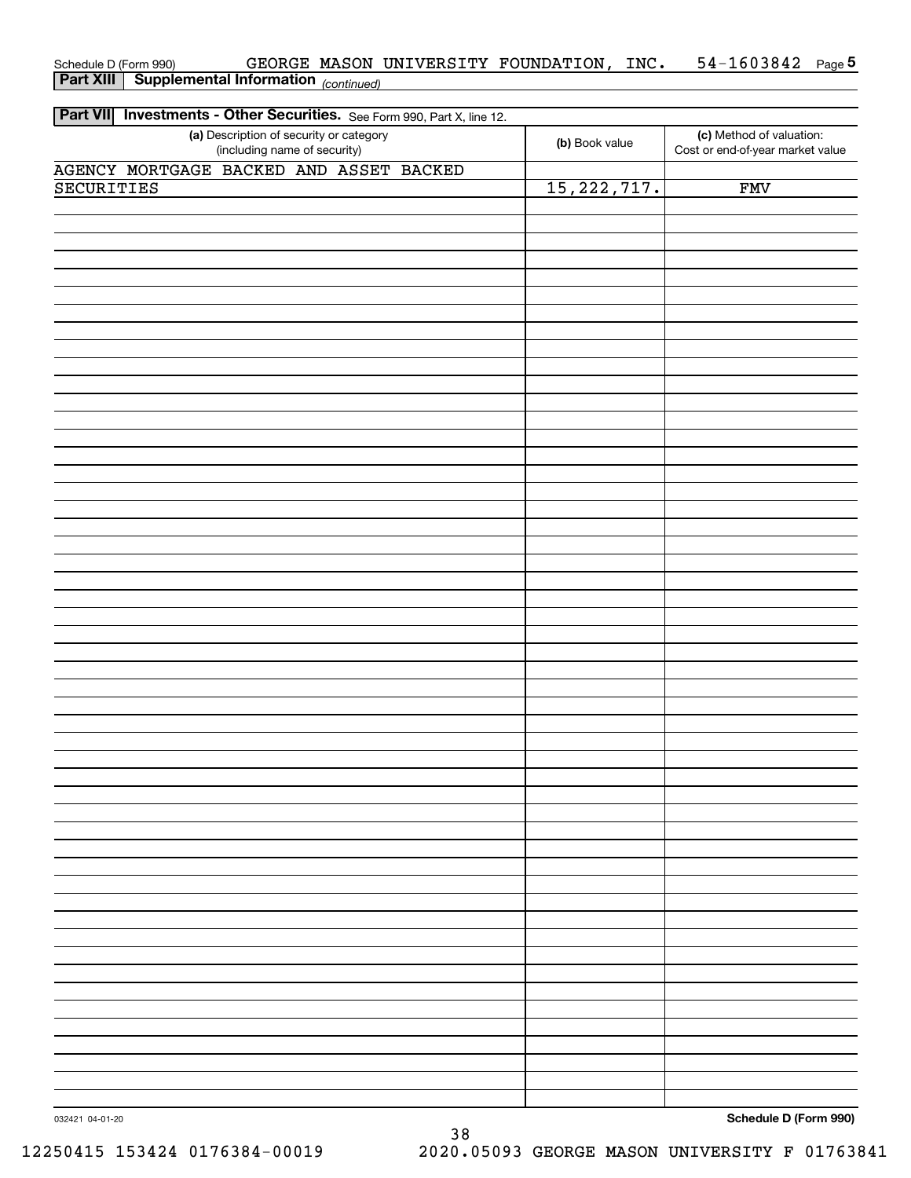Schedule D (Form 990) GEORGE MASON UNIVERSITY FOUNDATION, INC. 54-1603842 Page 5

**Part XIII | Supplemental Information** *(continued)*

**Part VII | Investments - Other Securities.** See Form 990, Part X, line 12.

| (a) Description of security or category (including name of security) | (b) Book value | (c) Method of valuation: Cost or end-of-year market value |
|---|---|---|
| AGENCY MORTGAGE BACKED AND ASSET BACKED SECURITIES | 15,222,717. | FMV |

**Schedule D (Form 990)**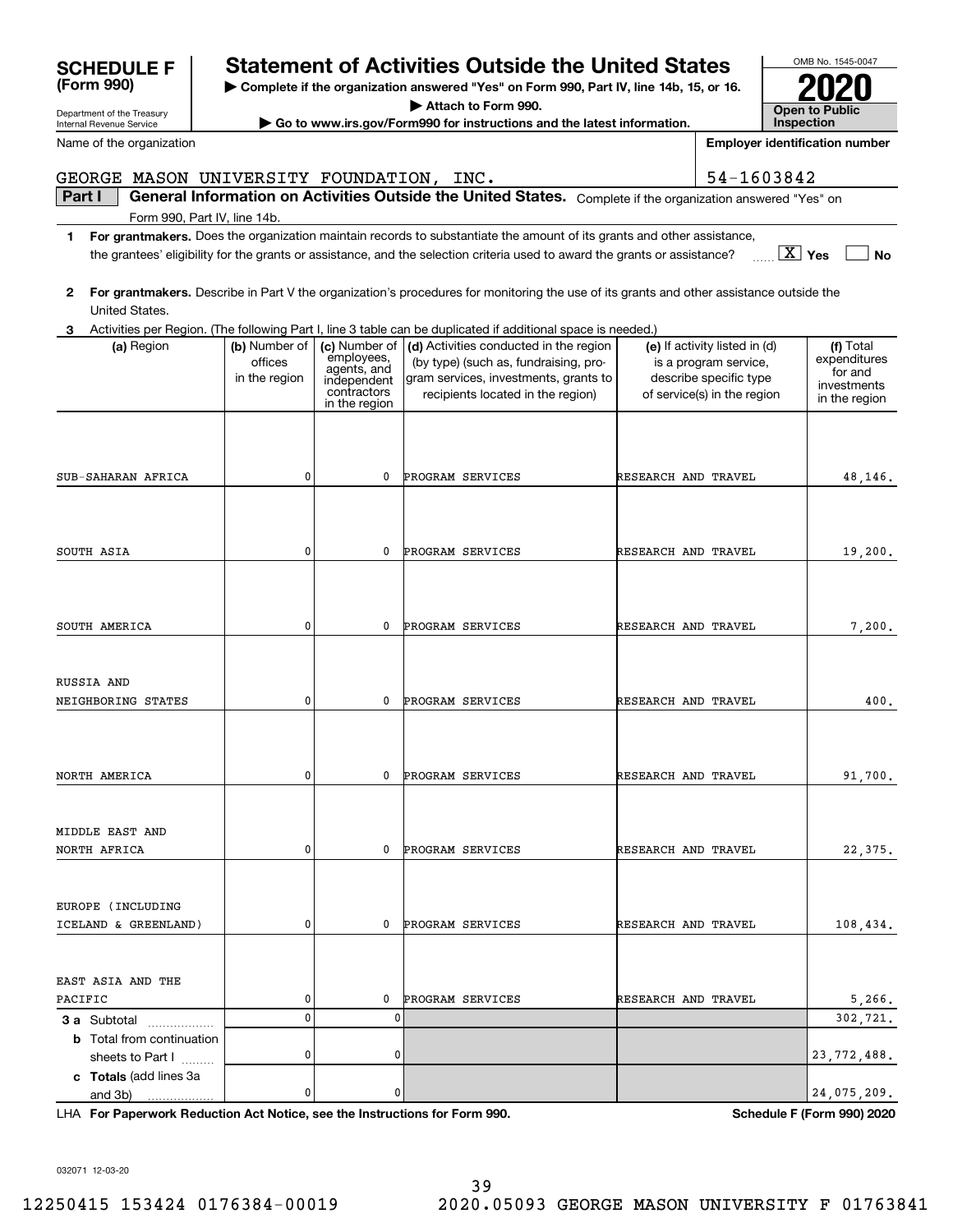**SCHEDULE F (Form 990)**

Department of the Treasury
Internal Revenue Service

# Statement of Activities Outside the United States

▶ **Complete if the organization answered "Yes" on Form 990, Part IV, line 14b, 15, or 16.**
▶ **Attach to Form 990.**
▶ **Go to www.irs.gov/Form990 for instructions and the latest information.**

OMB No. 1545-0047

**2020**

**Open to Public Inspection**

Name of the organization: GEORGE MASON UNIVERSITY FOUNDATION, INC.

**Employer identification number:** 54-1603842

**Part I** **General Information on Activities Outside the United States.** Complete if the organization answered "Yes" on Form 990, Part IV, line 14b.

**1** **For grantmakers.** Does the organization maintain records to substantiate the amount of its grants and other assistance, the grantees' eligibility for the grants or assistance, and the selection criteria used to award the grants or assistance? ..... [X] **Yes** [ ] **No**

**2** **For grantmakers.** Describe in Part V the organization's procedures for monitoring the use of its grants and other assistance outside the United States.

**3** Activities per Region. (The following Part I, line 3 table can be duplicated if additional space is needed.)

| (a) Region | (b) Number of offices in the region | (c) Number of employees, agents, and independent contractors in the region | (d) Activities conducted in the region (by type) (such as, fundraising, program services, investments, grants to recipients located in the region) | (e) If activity listed in (d) is a program service, describe specific type of service(s) in the region | (f) Total expenditures for and investments in the region |
|---|---|---|---|---|---|
| SUB-SAHARAN AFRICA | 0 | 0 | PROGRAM SERVICES | RESEARCH AND TRAVEL | 48,146. |
| SOUTH ASIA | 0 | 0 | PROGRAM SERVICES | RESEARCH AND TRAVEL | 19,200. |
| SOUTH AMERICA | 0 | 0 | PROGRAM SERVICES | RESEARCH AND TRAVEL | 7,200. |
| RUSSIA AND NEIGHBORING STATES | 0 | 0 | PROGRAM SERVICES | RESEARCH AND TRAVEL | 400. |
| NORTH AMERICA | 0 | 0 | PROGRAM SERVICES | RESEARCH AND TRAVEL | 91,700. |
| MIDDLE EAST AND NORTH AFRICA | 0 | 0 | PROGRAM SERVICES | RESEARCH AND TRAVEL | 22,375. |
| EUROPE (INCLUDING ICELAND & GREENLAND) | 0 | 0 | PROGRAM SERVICES | RESEARCH AND TRAVEL | 108,434. |
| EAST ASIA AND THE PACIFIC | 0 | 0 | PROGRAM SERVICES | RESEARCH AND TRAVEL | 5,266. |
| **3 a** Subtotal | 0 | 0 | | | 302,721. |
| **b** Total from continuation sheets to Part I | 0 | 0 | | | 23,772,488. |
| **c Totals** (add lines 3a and 3b) | 0 | 0 | | | 24,075,209. |

LHA **For Paperwork Reduction Act Notice, see the Instructions for Form 990.** **Schedule F (Form 990) 2020**

032071 12-03-20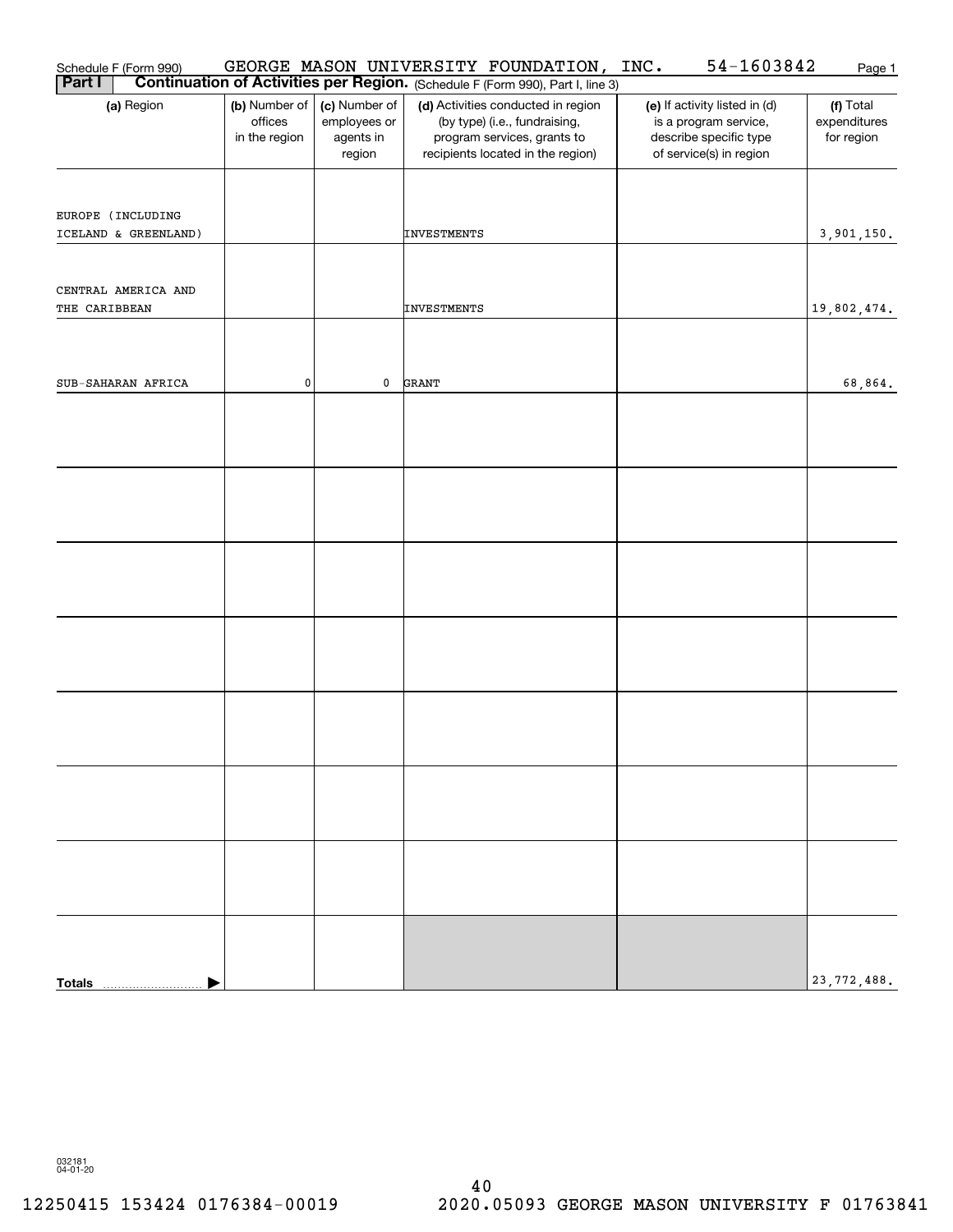Schedule F (Form 990) GEORGE MASON UNIVERSITY FOUNDATION, INC. 54-1603842

**Part I** **Continuation of Activities per Region.** (Schedule F (Form 990), Part I, line 3)

| (a) Region | (b) Number of offices in the region | (c) Number of employees or agents in region | (d) Activities conducted in region (by type) (i.e., fundraising, program services, grants to recipients located in the region) | (e) If activity listed in (d) is a program service, describe specific type of service(s) in region | (f) Total expenditures for region |
|---|---|---|---|---|---|
| EUROPE (INCLUDING ICELAND & GREENLAND) | | | INVESTMENTS | | 3,901,150. |
| CENTRAL AMERICA AND THE CARIBBEAN | | | INVESTMENTS | | 19,802,474. |
| SUB-SAHARAN AFRICA | 0 | 0 | GRANT | | 68,864. |
| | | | | | |
| | | | | | |
| | | | | | |
| | | | | | |
| | | | | | |
| | | | | | |
| | | | | | |
| **Totals** | | | | | 23,772,488. |

032181
04-01-20

12250415 153424 0176384-00019 2020.05093 GEORGE MASON UNIVERSITY F 01763841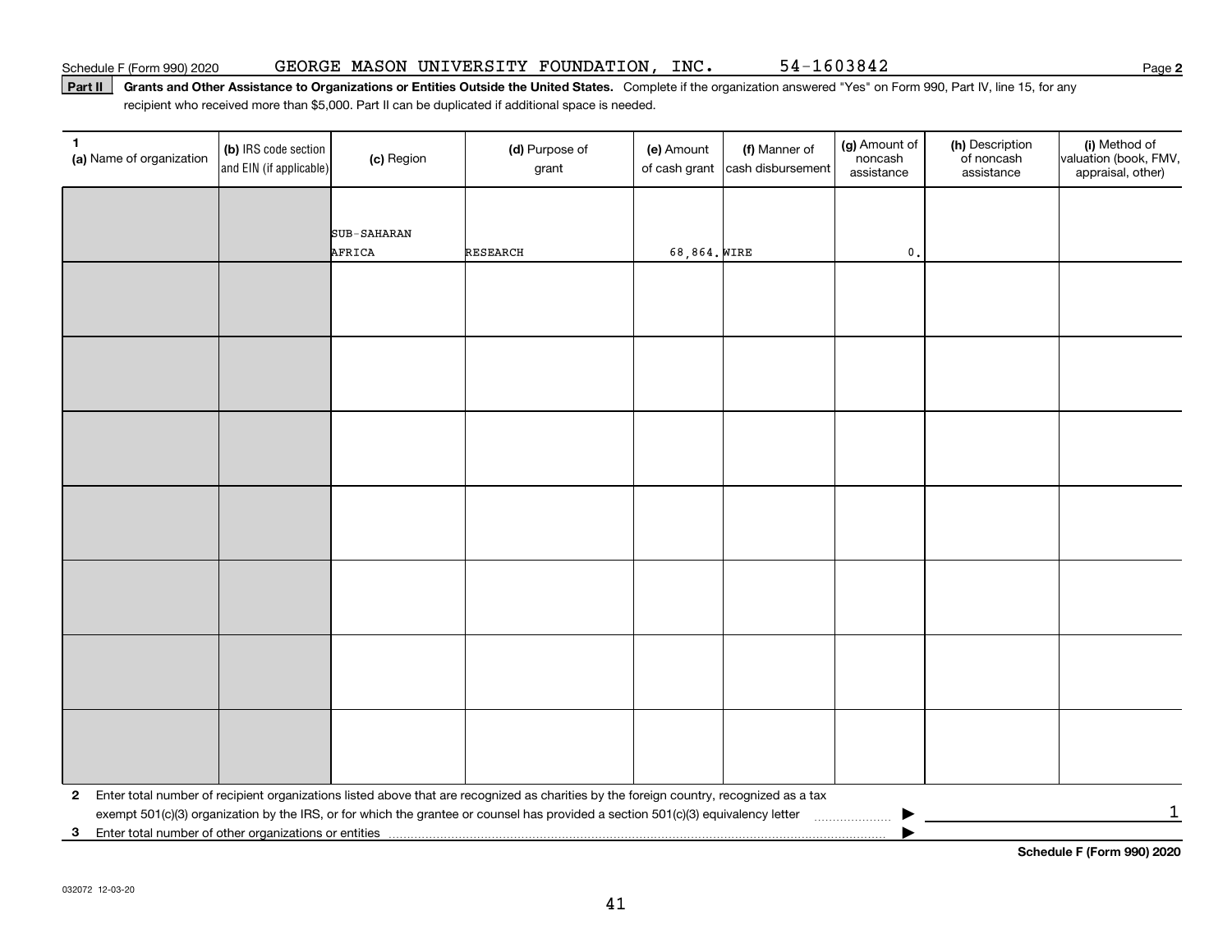Schedule F (Form 990) 2020 GEORGE MASON UNIVERSITY FOUNDATION, INC. 54-1603842 Page **2**

**Part II** **Grants and Other Assistance to Organizations or Entities Outside the United States.** Complete if the organization answered "Yes" on Form 990, Part IV, line 15, for any recipient who received more than $5,000. Part II can be duplicated if additional space is needed.

| **1** (a) Name of organization | (b) IRS code section and EIN (if applicable) | (c) Region | (d) Purpose of grant | (e) Amount of cash grant | (f) Manner of cash disbursement | (g) Amount of noncash assistance | (h) Description of noncash assistance | (i) Method of valuation (book, FMV, appraisal, other) |
|---|---|---|---|---|---|---|---|---|
| | | SUB-SAHARAN AFRICA | RESEARCH | 68,864. | WIRE | 0. | | |
| | | | | | | | | |
| | | | | | | | | |
| | | | | | | | | |
| | | | | | | | | |
| | | | | | | | | |
| | | | | | | | | |
| | | | | | | | | |

**2** Enter total number of recipient organizations listed above that are recognized as charities by the foreign country, recognized as a tax exempt 501(c)(3) organization by the IRS, or for which the grantee or counsel has provided a section 501(c)(3) equivalency letter ▶ 1

**3** Enter total number of other organizations or entities ▶

**Schedule F (Form 990) 2020**

032072 12-03-20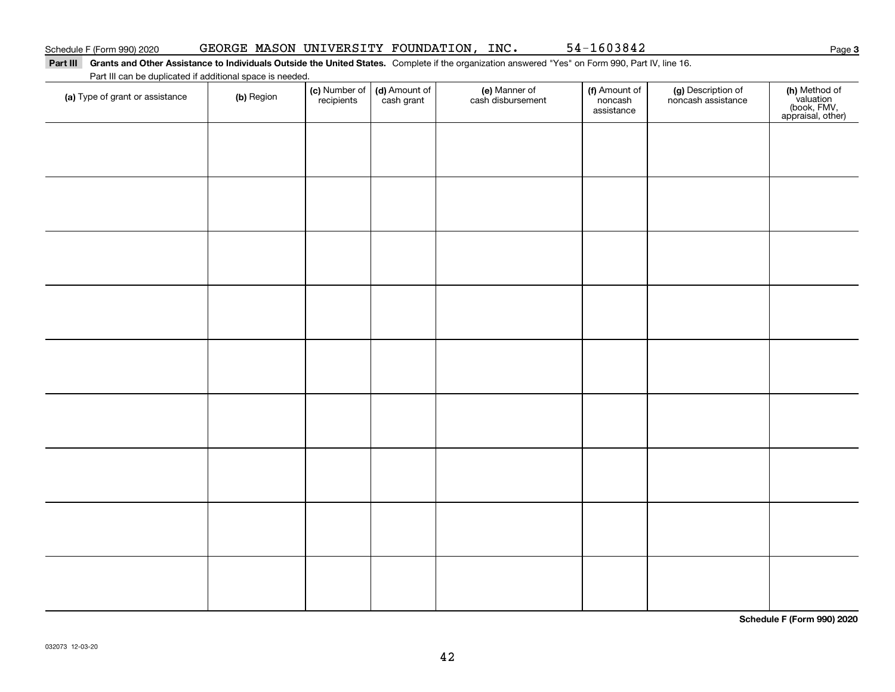Schedule F (Form 990) 2020 GEORGE MASON UNIVERSITY FOUNDATION, INC. 54-1603842

**Part III** **Grants and Other Assistance to Individuals Outside the United States.** Complete if the organization answered "Yes" on Form 990, Part IV, line 16.

Part III can be duplicated if additional space is needed.

| (a) Type of grant or assistance | (b) Region | (c) Number of recipients | (d) Amount of cash grant | (e) Manner of cash disbursement | (f) Amount of noncash assistance | (g) Description of noncash assistance | (h) Method of valuation (book, FMV, appraisal, other) |
|---|---|---|---|---|---|---|---|
| | | | | | | | |
| | | | | | | | |
| | | | | | | | |
| | | | | | | | |
| | | | | | | | |
| | | | | | | | |
| | | | | | | | |
| | | | | | | | |
| | | | | | | | |

**Schedule F (Form 990) 2020**

032073 12-03-20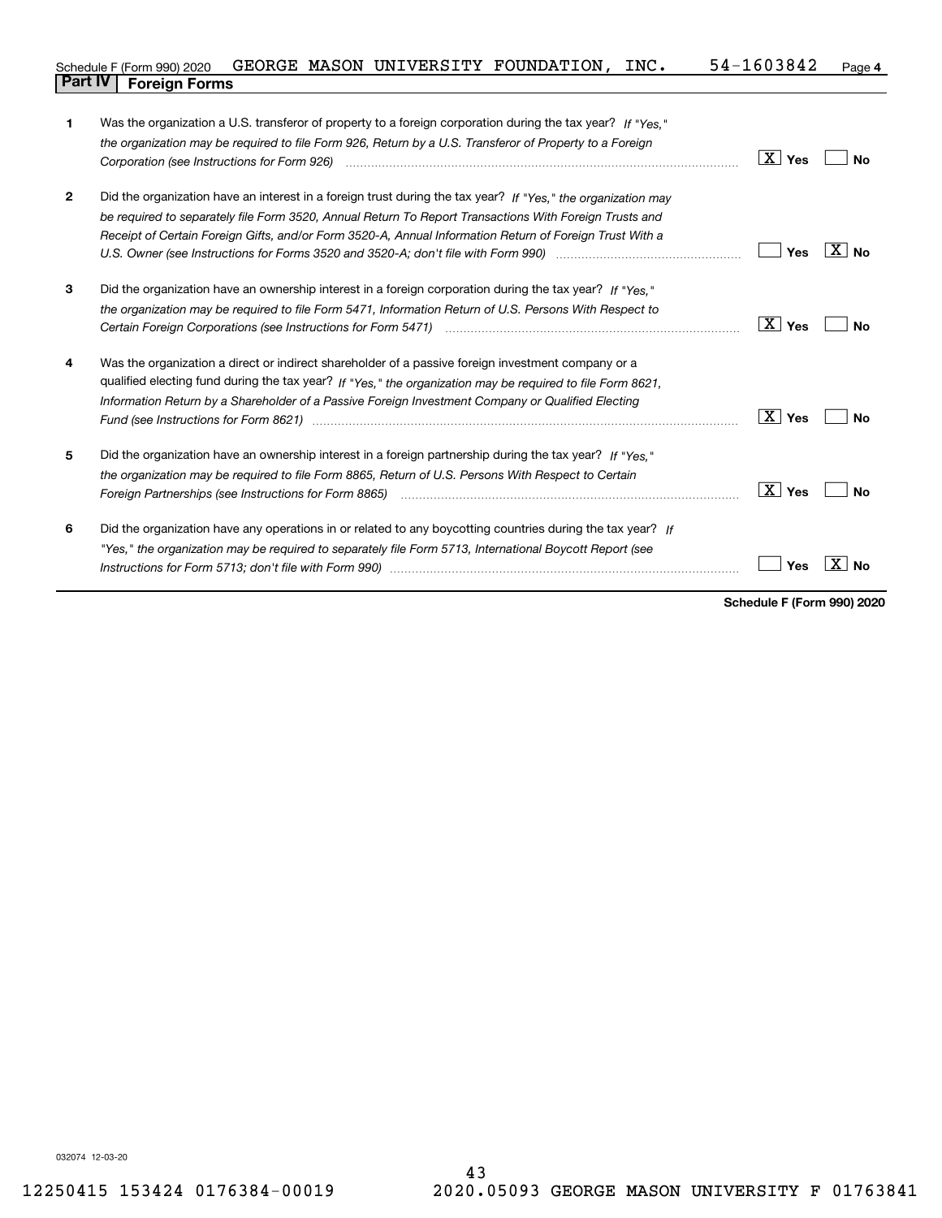Schedule F (Form 990) 2020 GEORGE MASON UNIVERSITY FOUNDATION, INC. 54-1603842

## Part IV Foreign Forms

| | | Yes | No |
|---|---|---|---|
| **1** | Was the organization a U.S. transferor of property to a foreign corporation during the tax year? *If "Yes," the organization may be required to file Form 926, Return by a U.S. Transferor of Property to a Foreign Corporation (see Instructions for Form 926)* | X | |
| **2** | Did the organization have an interest in a foreign trust during the tax year? *If "Yes," the organization may be required to separately file Form 3520, Annual Return To Report Transactions With Foreign Trusts and Receipt of Certain Foreign Gifts, and/or Form 3520-A, Annual Information Return of Foreign Trust With a U.S. Owner (see Instructions for Forms 3520 and 3520-A; don't file with Form 990)* | | X |
| **3** | Did the organization have an ownership interest in a foreign corporation during the tax year? *If "Yes," the organization may be required to file Form 5471, Information Return of U.S. Persons With Respect to Certain Foreign Corporations (see Instructions for Form 5471)* | X | |
| **4** | Was the organization a direct or indirect shareholder of a passive foreign investment company or a qualified electing fund during the tax year? *If "Yes," the organization may be required to file Form 8621, Information Return by a Shareholder of a Passive Foreign Investment Company or Qualified Electing Fund (see Instructions for Form 8621)* | X | |
| **5** | Did the organization have an ownership interest in a foreign partnership during the tax year? *If "Yes," the organization may be required to file Form 8865, Return of U.S. Persons With Respect to Certain Foreign Partnerships (see Instructions for Form 8865)* | X | |
| **6** | Did the organization have any operations in or related to any boycotting countries during the tax year? *If "Yes," the organization may be required to separately file Form 5713, International Boycott Report (see Instructions for Form 5713; don't file with Form 990)* | | X |

**Schedule F (Form 990) 2020**

032074 12-03-20

12250415 153424 0176384-00019 2020.05093 GEORGE MASON UNIVERSITY F 01763841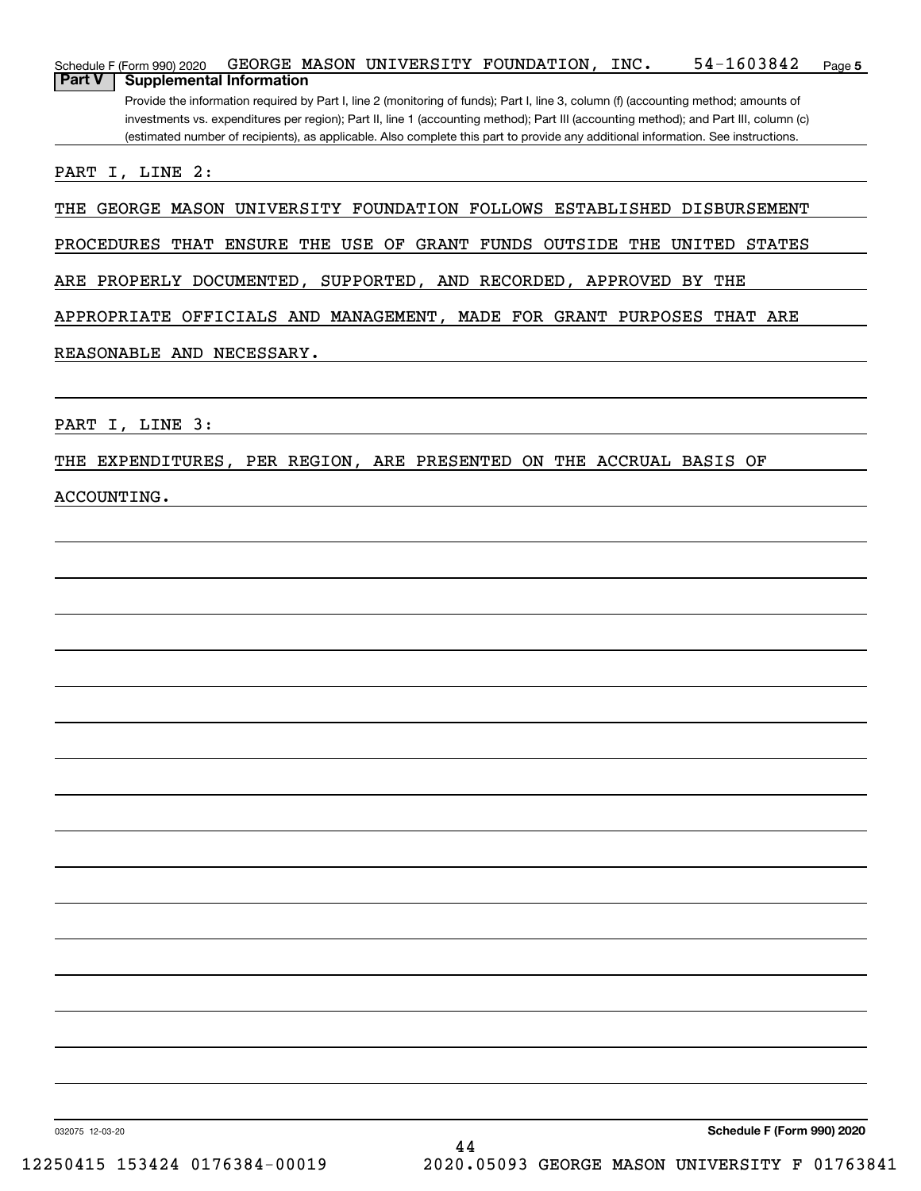Schedule F (Form 990) 2020 GEORGE MASON UNIVERSITY FOUNDATION, INC. 54-1603842 Page **5**

## Part V Supplemental Information

Provide the information required by Part I, line 2 (monitoring of funds); Part I, line 3, column (f) (accounting method; amounts of investments vs. expenditures per region); Part II, line 1 (accounting method); Part III (accounting method); and Part III, column (c) (estimated number of recipients), as applicable. Also complete this part to provide any additional information. See instructions.

PART I, LINE 2:

THE GEORGE MASON UNIVERSITY FOUNDATION FOLLOWS ESTABLISHED DISBURSEMENT PROCEDURES THAT ENSURE THE USE OF GRANT FUNDS OUTSIDE THE UNITED STATES ARE PROPERLY DOCUMENTED, SUPPORTED, AND RECORDED, APPROVED BY THE APPROPRIATE OFFICIALS AND MANAGEMENT, MADE FOR GRANT PURPOSES THAT ARE REASONABLE AND NECESSARY.

PART I, LINE 3:

THE EXPENDITURES, PER REGION, ARE PRESENTED ON THE ACCRUAL BASIS OF ACCOUNTING.

032075 12-03-20 **Schedule F (Form 990) 2020**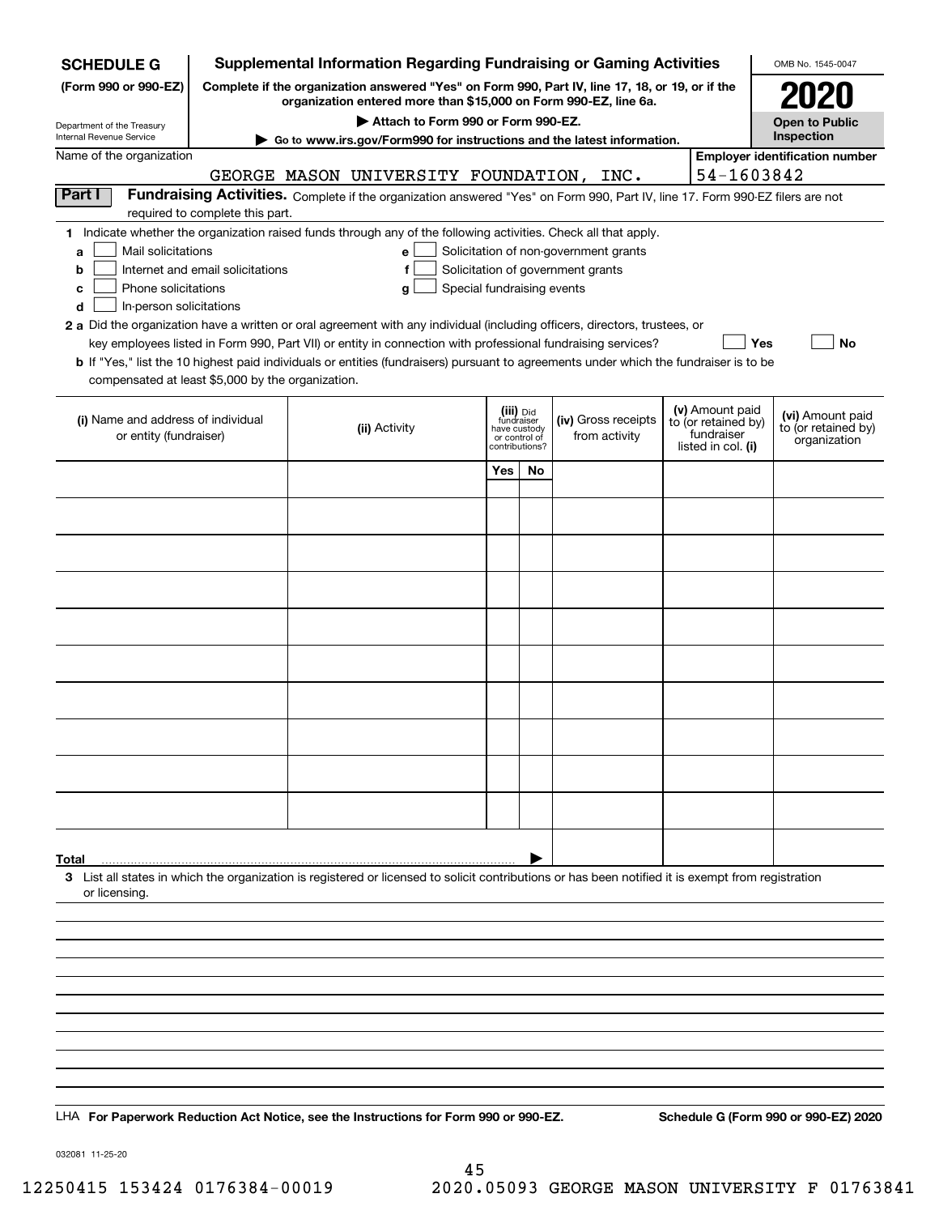**SCHEDULE G** (Form 990 or 990-EZ)

Department of the Treasury
Internal Revenue Service

# Supplemental Information Regarding Fundraising or Gaming Activities

**Complete if the organization answered "Yes" on Form 990, Part IV, line 17, 18, or 19, or if the organization entered more than $15,000 on Form 990-EZ, line 6a.**

▶ **Attach to Form 990 or Form 990-EZ.**

▶ **Go to www.irs.gov/Form990 for instructions and the latest information.**

OMB No. 1545-0047

**2020**

**Open to Public Inspection**

Name of the organization: GEORGE MASON UNIVERSITY FOUNDATION, INC.

Employer identification number: 54-1603842

**Part I** **Fundraising Activities.** Complete if the organization answered "Yes" on Form 990, Part IV, line 17. Form 990-EZ filers are not required to complete this part.

**1** Indicate whether the organization raised funds through any of the following activities. Check all that apply.

- **a** ☐ Mail solicitations
- **b** ☐ Internet and email solicitations
- **c** ☐ Phone solicitations
- **d** ☐ In-person solicitations
- **e** ☐ Solicitation of non-government grants
- **f** ☐ Solicitation of government grants
- **g** ☐ Special fundraising events

**2 a** Did the organization have a written or oral agreement with any individual (including officers, directors, trustees, or key employees listed in Form 990, Part VII) or entity in connection with professional fundraising services? ☐ **Yes** ☐ **No**

**b** If "Yes," list the 10 highest paid individuals or entities (fundraisers) pursuant to agreements under which the fundraiser is to be compensated at least $5,000 by the organization.

| (i) Name and address of individual or entity (fundraiser) | (ii) Activity | (iii) Did fundraiser have custody or control of contributions? Yes | No | (iv) Gross receipts from activity | (v) Amount paid to (or retained by) fundraiser listed in col. (i) | (vi) Amount paid to (or retained by) organization |
|---|---|---|---|---|---|---|
| | | | | | | |
| | | | | | | |
| | | | | | | |
| | | | | | | |
| | | | | | | |
| | | | | | | |
| | | | | | | |
| | | | | | | |
| | | | | | | |
| | | | | | | |
| **Total** ▶ | | | | | | |

**3** List all states in which the organization is registered or licensed to solicit contributions or has been notified it is exempt from registration or licensing.

LHA **For Paperwork Reduction Act Notice, see the Instructions for Form 990 or 990-EZ.** **Schedule G (Form 990 or 990-EZ) 2020**

032081 11-25-20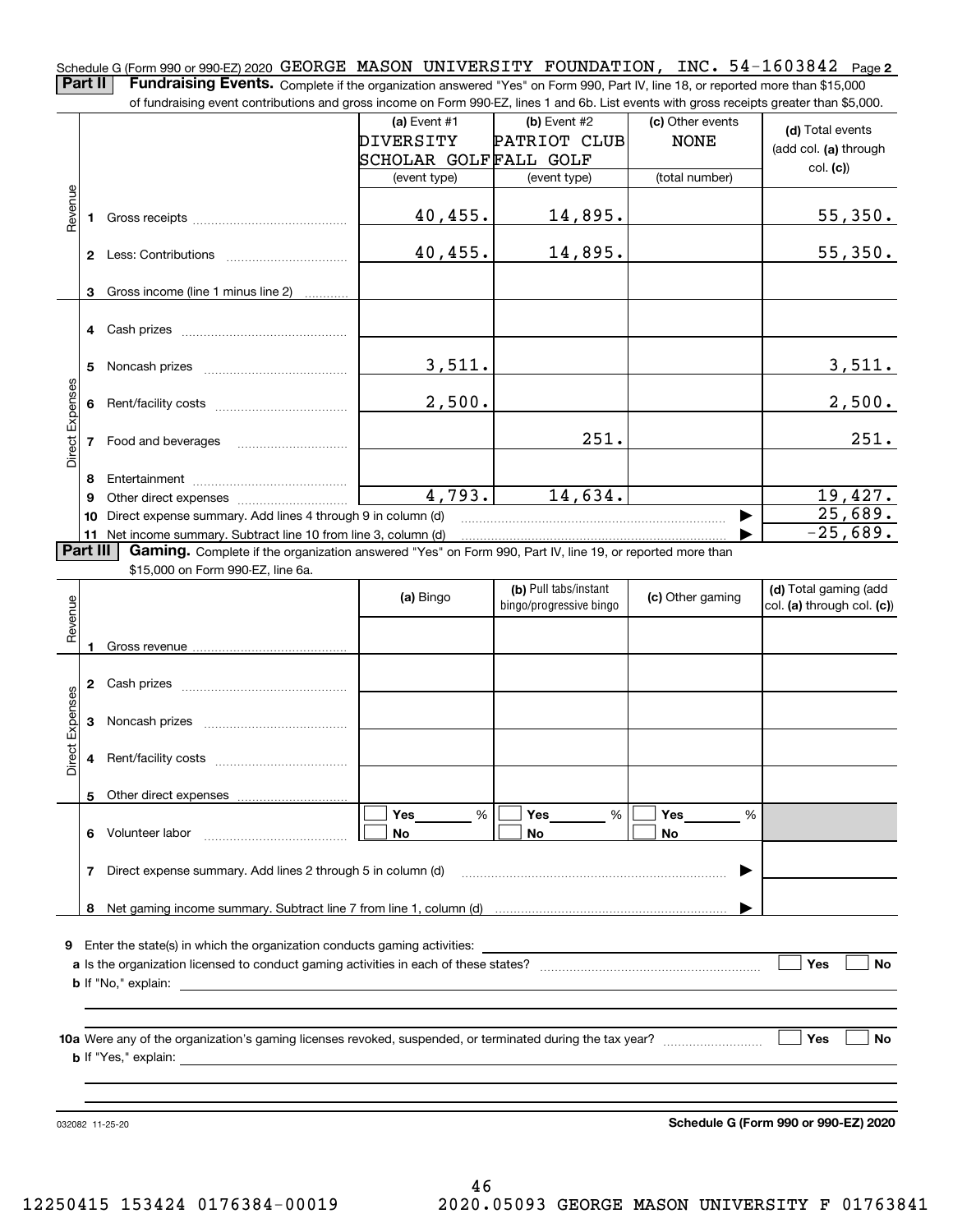Schedule G (Form 990 or 990-EZ) 2020 GEORGE MASON UNIVERSITY FOUNDATION, INC. 54-1603842 Page 2

**Part II** **Fundraising Events.** Complete if the organization answered "Yes" on Form 990, Part IV, line 18, or reported more than $15,000 of fundraising event contributions and gross income on Form 990-EZ, lines 1 and 6b. List events with gross receipts greater than $5,000.

| | | (a) Event #1 DIVERSITY SCHOLAR GOLF (event type) | (b) Event #2 PATRIOT CLUB FALL GOLF (event type) | (c) Other events NONE (total number) | (d) Total events (add col. (a) through col. (c)) |
|---|---|---|---|---|---|
| Revenue | 1 Gross receipts | 40,455. | 14,895. | | 55,350. |
| | 2 Less: Contributions | 40,455. | 14,895. | | 55,350. |
| | 3 Gross income (line 1 minus line 2) | | | | |
| Direct Expenses | 4 Cash prizes | | | | |
| | 5 Noncash prizes | 3,511. | | | 3,511. |
| | 6 Rent/facility costs | 2,500. | | | 2,500. |
| | 7 Food and beverages | | 251. | | 251. |
| | 8 Entertainment | | | | |
| | 9 Other direct expenses | 4,793. | 14,634. | | 19,427. |
| | 10 Direct expense summary. Add lines 4 through 9 in column (d) | | | | 25,689. |
| | 11 Net income summary. Subtract line 10 from line 3, column (d) | | | | -25,689. |

**Part III** **Gaming.** Complete if the organization answered "Yes" on Form 990, Part IV, line 19, or reported more than $15,000 on Form 990-EZ, line 6a.

| | | (a) Bingo | (b) Pull tabs/instant bingo/progressive bingo | (c) Other gaming | (d) Total gaming (add col. (a) through col. (c)) |
|---|---|---|---|---|---|
| Revenue | 1 Gross revenue | | | | |
| Direct Expenses | 2 Cash prizes | | | | |
| | 3 Noncash prizes | | | | |
| | 4 Rent/facility costs | | | | |
| | 5 Other direct expenses | | | | |
| | 6 Volunteer labor | ☐ Yes ____ % ☐ No | ☐ Yes ____ % ☐ No | ☐ Yes ____ % ☐ No | |
| | 7 Direct expense summary. Add lines 2 through 5 in column (d) | | | | |
| | 8 Net gaming income summary. Subtract line 7 from line 1, column (d) | | | | |

9 Enter the state(s) in which the organization conducts gaming activities: ______

a Is the organization licensed to conduct gaming activities in each of these states? ☐ Yes ☐ No

b If "No," explain: ______

10a Were any of the organization's gaming licenses revoked, suspended, or terminated during the tax year? ☐ Yes ☐ No

b If "Yes," explain: ______

032082 11-25-20

**Schedule G (Form 990 or 990-EZ) 2020**

12250415 153424 0176384-00019 2020.05093 GEORGE MASON UNIVERSITY F 01763841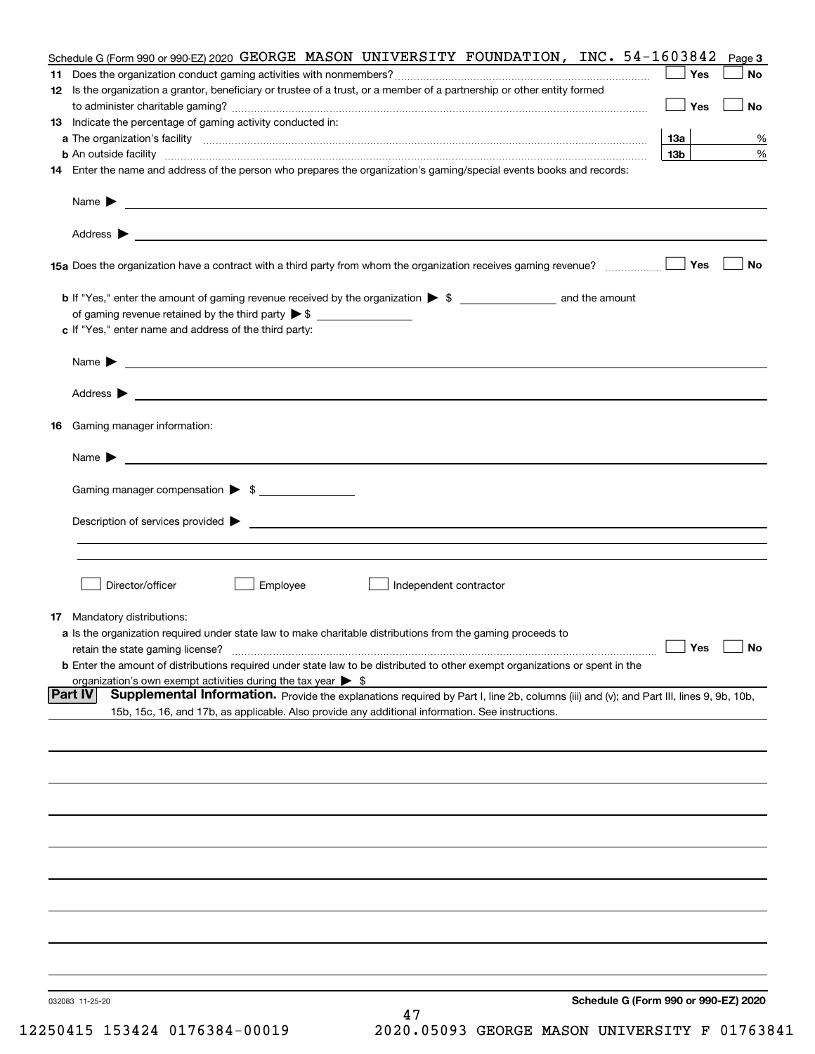Schedule G (Form 990 or 990-EZ) 2020 GEORGE MASON UNIVERSITY FOUNDATION, INC. 54-1603842 Page 3

**11** Does the organization conduct gaming activities with nonmembers? ☐ Yes ☐ No

**12** Is the organization a grantor, beneficiary or trustee of a trust, or a member of a partnership or other entity formed to administer charitable gaming? ☐ Yes ☐ No

**13** Indicate the percentage of gaming activity conducted in:

**a** The organization's facility **13a** %

**b** An outside facility **13b** %

**14** Enter the name and address of the person who prepares the organization's gaming/special events books and records:

Name ▶

Address ▶

**15a** Does the organization have a contract with a third party from whom the organization receives gaming revenue? ☐ Yes ☐ No

**b** If "Yes," enter the amount of gaming revenue received by the organization ▶ $ ________ and the amount of gaming revenue retained by the third party ▶ $ ________

**c** If "Yes," enter name and address of the third party:

Name ▶

Address ▶

**16** Gaming manager information:

Name ▶

Gaming manager compensation ▶ $

Description of services provided ▶

☐ Director/officer ☐ Employee ☐ Independent contractor

**17** Mandatory distributions:

**a** Is the organization required under state law to make charitable distributions from the gaming proceeds to retain the state gaming license? ☐ Yes ☐ No

**b** Enter the amount of distributions required under state law to be distributed to other exempt organizations or spent in the organization's own exempt activities during the tax year ▶ $

**Part IV** **Supplemental Information.** Provide the explanations required by Part I, line 2b, columns (iii) and (v); and Part III, lines 9, 9b, 10b, 15b, 15c, 16, and 17b, as applicable. Also provide any additional information. See instructions.

032083 11-25-20

**Schedule G (Form 990 or 990-EZ) 2020**

12250415 153424 0176384-00019 2020.05093 GEORGE MASON UNIVERSITY F 01763841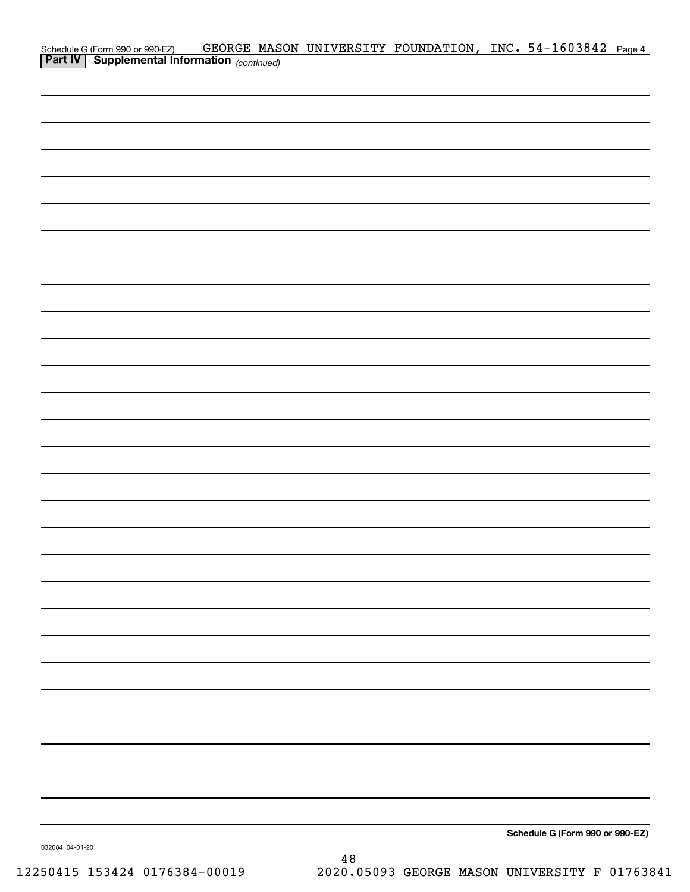Schedule G (Form 990 or 990-EZ) GEORGE MASON UNIVERSITY FOUNDATION, INC. 54-1603842 Page 4

**Part IV | Supplemental Information** *(continued)*

**Schedule G (Form 990 or 990-EZ)**

032084 04-01-20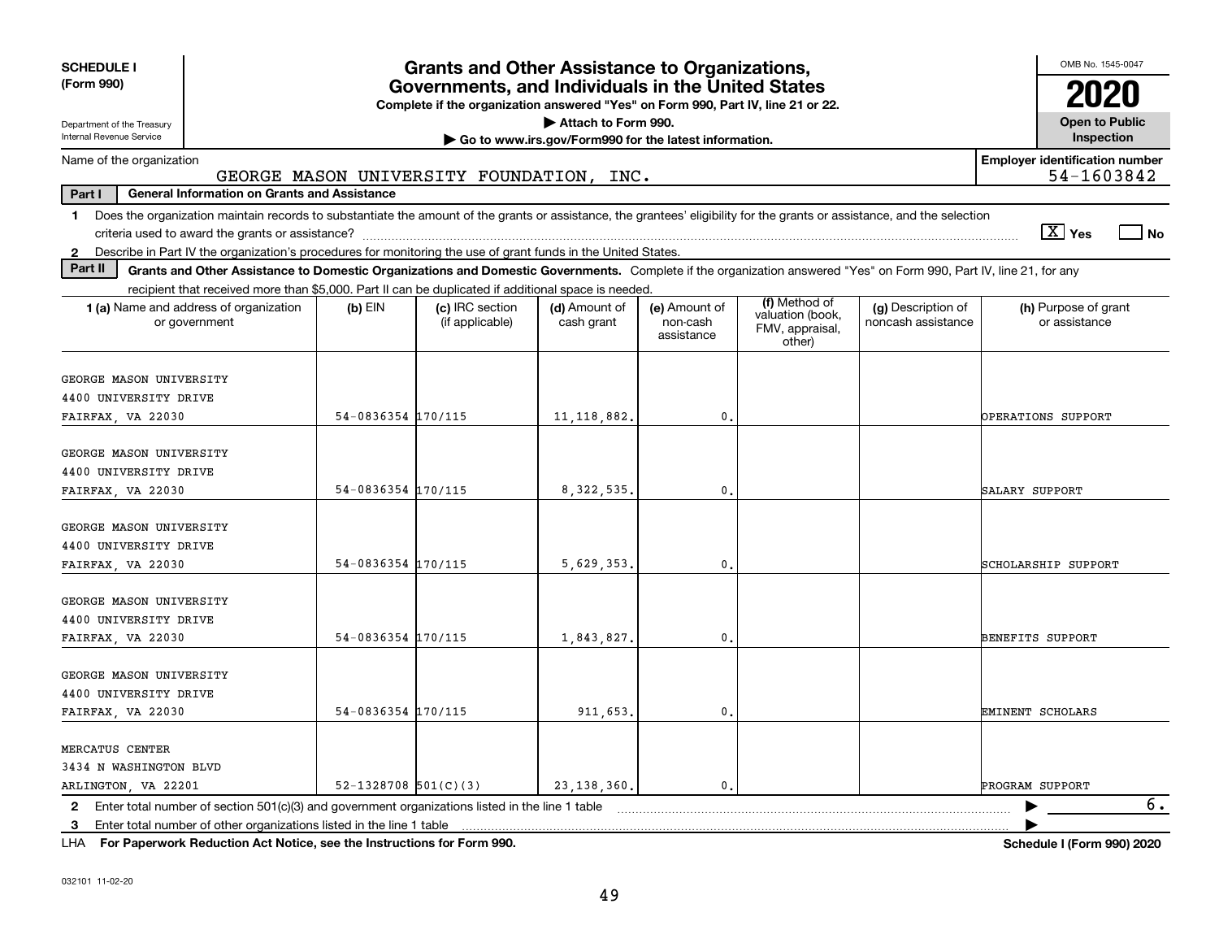**SCHEDULE I (Form 990)**

Department of the Treasury
Internal Revenue Service

# Grants and Other Assistance to Organizations, Governments, and Individuals in the United States

**Complete if the organization answered "Yes" on Form 990, Part IV, line 21 or 22.**

▶ Attach to Form 990.

▶ Go to www.irs.gov/Form990 for the latest information.

OMB No. 1545-0047

**2020**

**Open to Public Inspection**

Name of the organization: GEORGE MASON UNIVERSITY FOUNDATION, INC.

**Employer identification number:** 54-1603842

**Part I — General Information on Grants and Assistance**

1 Does the organization maintain records to substantiate the amount of the grants or assistance, the grantees' eligibility for the grants or assistance, and the selection criteria used to award the grants or assistance? [X] Yes [ ] No

2 Describe in Part IV the organization's procedures for monitoring the use of grant funds in the United States.

**Part II — Grants and Other Assistance to Domestic Organizations and Domestic Governments.** Complete if the organization answered "Yes" on Form 990, Part IV, line 21, for any recipient that received more than $5,000. Part II can be duplicated if additional space is needed.

| 1 (a) Name and address of organization or government | (b) EIN | (c) IRC section (if applicable) | (d) Amount of cash grant | (e) Amount of non-cash assistance | (f) Method of valuation (book, FMV, appraisal, other) | (g) Description of noncash assistance | (h) Purpose of grant or assistance |
|---|---|---|---|---|---|---|---|
| GEORGE MASON UNIVERSITY 4400 UNIVERSITY DRIVE FAIRFAX, VA 22030 | 54-0836354 | 170/115 | 11,118,882. | 0. | | | OPERATIONS SUPPORT |
| GEORGE MASON UNIVERSITY 4400 UNIVERSITY DRIVE FAIRFAX, VA 22030 | 54-0836354 | 170/115 | 8,322,535. | 0. | | | SALARY SUPPORT |
| GEORGE MASON UNIVERSITY 4400 UNIVERSITY DRIVE FAIRFAX, VA 22030 | 54-0836354 | 170/115 | 5,629,353. | 0. | | | SCHOLARSHIP SUPPORT |
| GEORGE MASON UNIVERSITY 4400 UNIVERSITY DRIVE FAIRFAX, VA 22030 | 54-0836354 | 170/115 | 1,843,827. | 0. | | | BENEFITS SUPPORT |
| GEORGE MASON UNIVERSITY 4400 UNIVERSITY DRIVE FAIRFAX, VA 22030 | 54-0836354 | 170/115 | 911,653. | 0. | | | EMINENT SCHOLARS |
| MERCATUS CENTER 3434 N WASHINGTON BLVD ARLINGTON, VA 22201 | 52-1328708 | 501(C)(3) | 23,138,360. | 0. | | | PROGRAM SUPPORT |

2 Enter total number of section 501(c)(3) and government organizations listed in the line 1 table ▶ 6.

3 Enter total number of other organizations listed in the line 1 table ▶

LHA **For Paperwork Reduction Act Notice, see the Instructions for Form 990.** **Schedule I (Form 990) 2020**

032101 11-02-20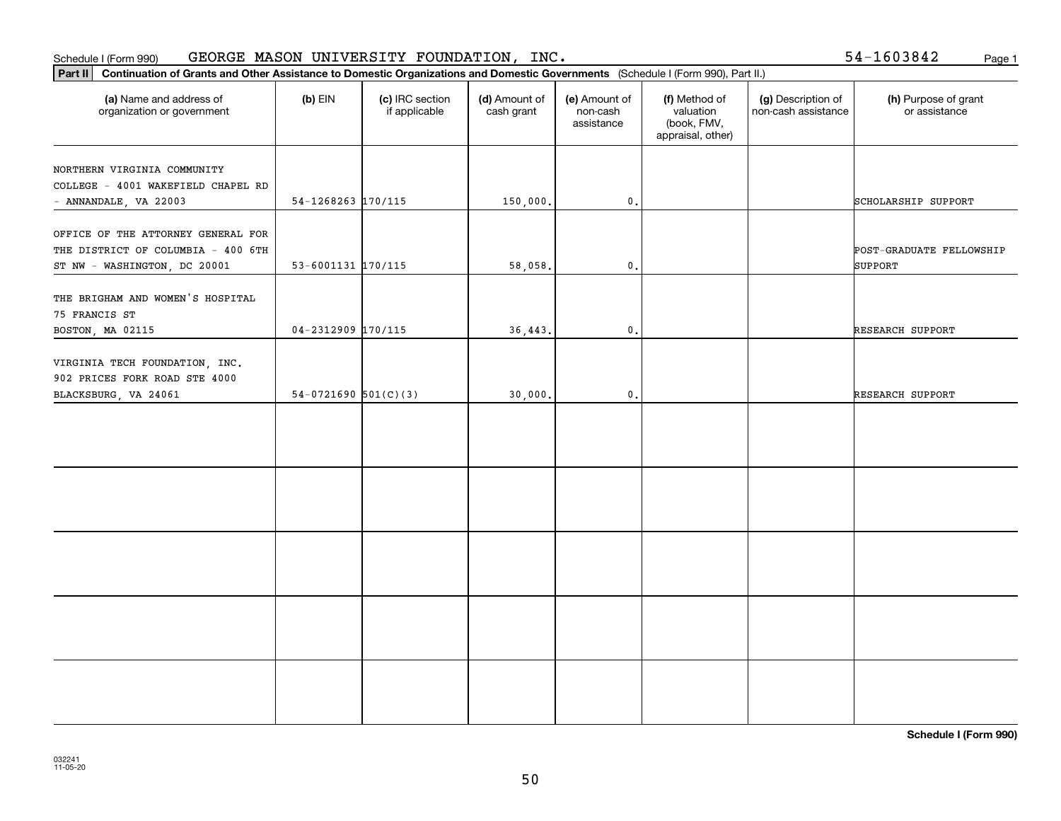Schedule I (Form 990) GEORGE MASON UNIVERSITY FOUNDATION, INC. 54-1603842

**Part II Continuation of Grants and Other Assistance to Domestic Organizations and Domestic Governments** (Schedule I (Form 990), Part II.)

| (a) Name and address of organization or government | (b) EIN | (c) IRC section if applicable | (d) Amount of cash grant | (e) Amount of non-cash assistance | (f) Method of valuation (book, FMV, appraisal, other) | (g) Description of non-cash assistance | (h) Purpose of grant or assistance |
|---|---|---|---|---|---|---|---|
| NORTHERN VIRGINIA COMMUNITY COLLEGE - 4001 WAKEFIELD CHAPEL RD - ANNANDALE, VA 22003 | 54-1268263 | 170/115 | 150,000. | 0. | | | SCHOLARSHIP SUPPORT |
| OFFICE OF THE ATTORNEY GENERAL FOR THE DISTRICT OF COLUMBIA - 400 6TH ST NW - WASHINGTON, DC 20001 | 53-6001131 | 170/115 | 58,058. | 0. | | | POST-GRADUATE FELLOWSHIP SUPPORT |
| THE BRIGHAM AND WOMEN'S HOSPITAL 75 FRANCIS ST BOSTON, MA 02115 | 04-2312909 | 170/115 | 36,443. | 0. | | | RESEARCH SUPPORT |
| VIRGINIA TECH FOUNDATION, INC. 902 PRICES FORK ROAD STE 4000 BLACKSBURG, VA 24061 | 54-0721690 | 501(C)(3) | 30,000. | 0. | | | RESEARCH SUPPORT |
| | | | | | | | |
| | | | | | | | |
| | | | | | | | |
| | | | | | | | |
| | | | | | | | |

**Schedule I (Form 990)**

032241
11-05-20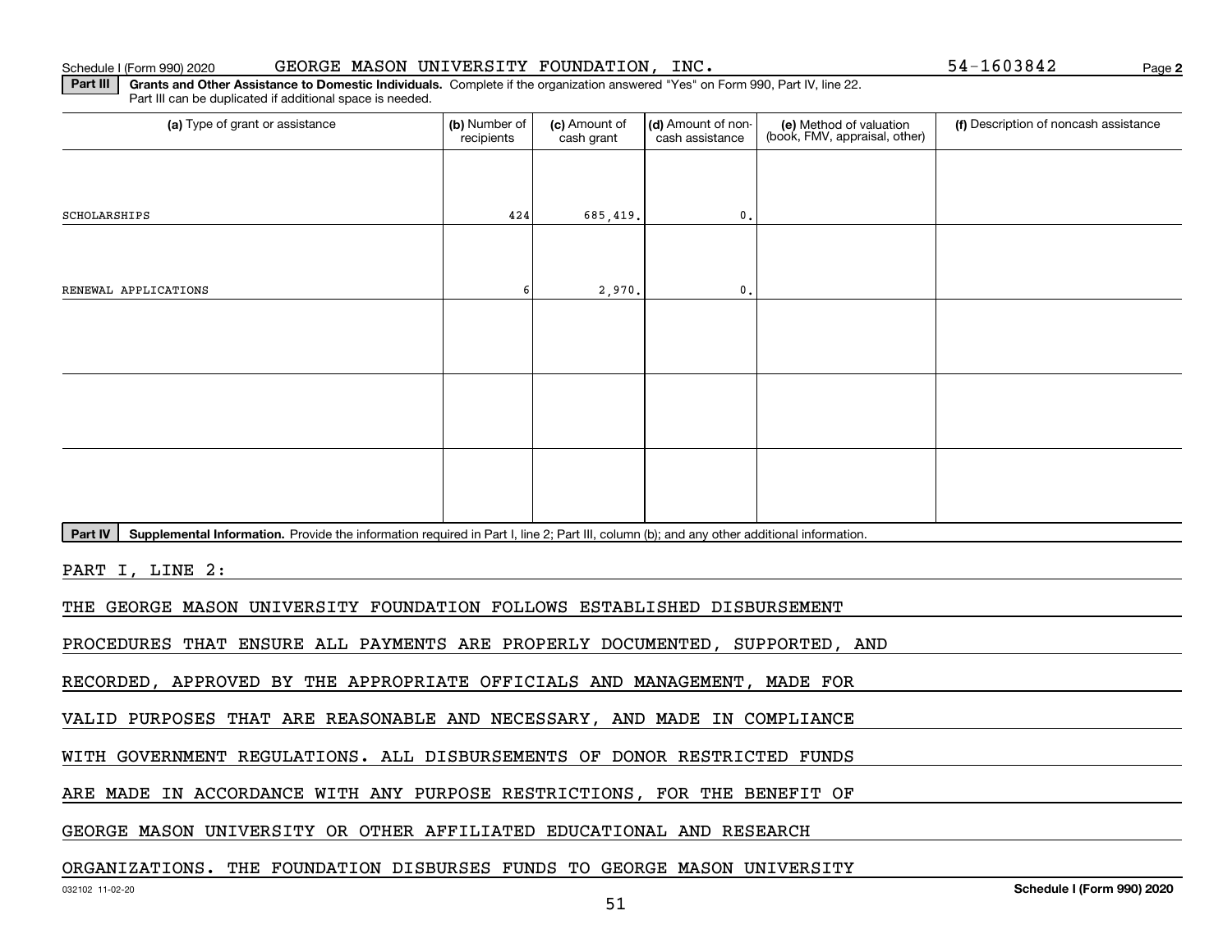**Part III** **Grants and Other Assistance to Domestic Individuals.** Complete if the organization answered "Yes" on Form 990, Part IV, line 22. Part III can be duplicated if additional space is needed.

| (a) Type of grant or assistance | (b) Number of recipients | (c) Amount of cash grant | (d) Amount of non-cash assistance | (e) Method of valuation (book, FMV, appraisal, other) | (f) Description of noncash assistance |
|---|---|---|---|---|---|
| SCHOLARSHIPS | 424 | 685,419. | 0. | | |
| RENEWAL APPLICATIONS | 6 | 2,970. | 0. | | |
| | | | | | |
| | | | | | |
| | | | | | |

**Part IV** **Supplemental Information.** Provide the information required in Part I, line 2; Part III, column (b); and any other additional information.

PART I, LINE 2:

THE GEORGE MASON UNIVERSITY FOUNDATION FOLLOWS ESTABLISHED DISBURSEMENT PROCEDURES THAT ENSURE ALL PAYMENTS ARE PROPERLY DOCUMENTED, SUPPORTED, AND RECORDED, APPROVED BY THE APPROPRIATE OFFICIALS AND MANAGEMENT, MADE FOR VALID PURPOSES THAT ARE REASONABLE AND NECESSARY, AND MADE IN COMPLIANCE WITH GOVERNMENT REGULATIONS. ALL DISBURSEMENTS OF DONOR RESTRICTED FUNDS ARE MADE IN ACCORDANCE WITH ANY PURPOSE RESTRICTIONS, FOR THE BENEFIT OF GEORGE MASON UNIVERSITY OR OTHER AFFILIATED EDUCATIONAL AND RESEARCH ORGANIZATIONS. THE FOUNDATION DISBURSES FUNDS TO GEORGE MASON UNIVERSITY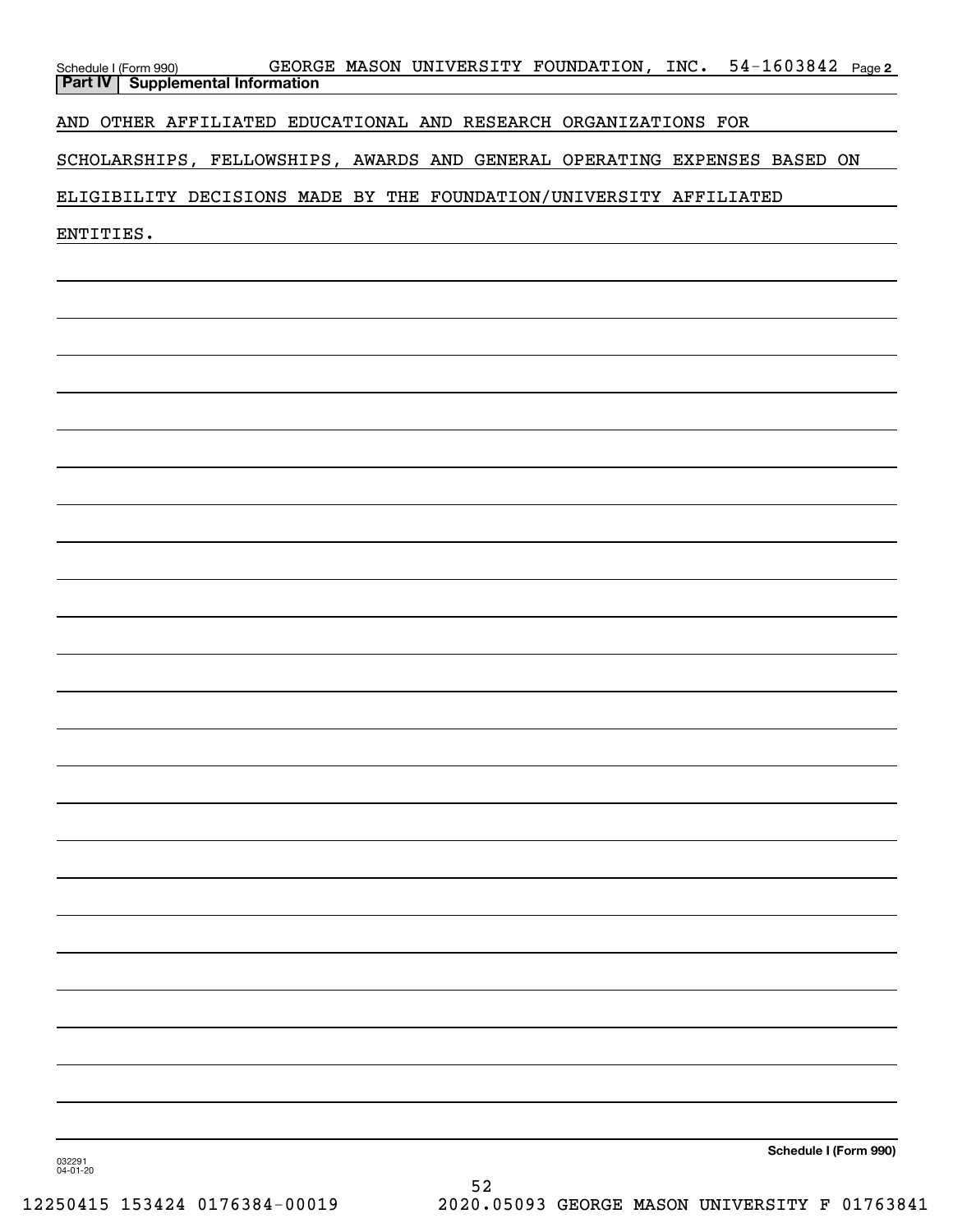Schedule I (Form 990) GEORGE MASON UNIVERSITY FOUNDATION, INC. 54-1603842 Page **2**

**Part IV | Supplemental Information**

AND OTHER AFFILIATED EDUCATIONAL AND RESEARCH ORGANIZATIONS FOR SCHOLARSHIPS, FELLOWSHIPS, AWARDS AND GENERAL OPERATING EXPENSES BASED ON ELIGIBILITY DECISIONS MADE BY THE FOUNDATION/UNIVERSITY AFFILIATED ENTITIES.

**Schedule I (Form 990)**

032291 04-01-20

12250415 153424 0176384-00019 2020.05093 GEORGE MASON UNIVERSITY F 01763841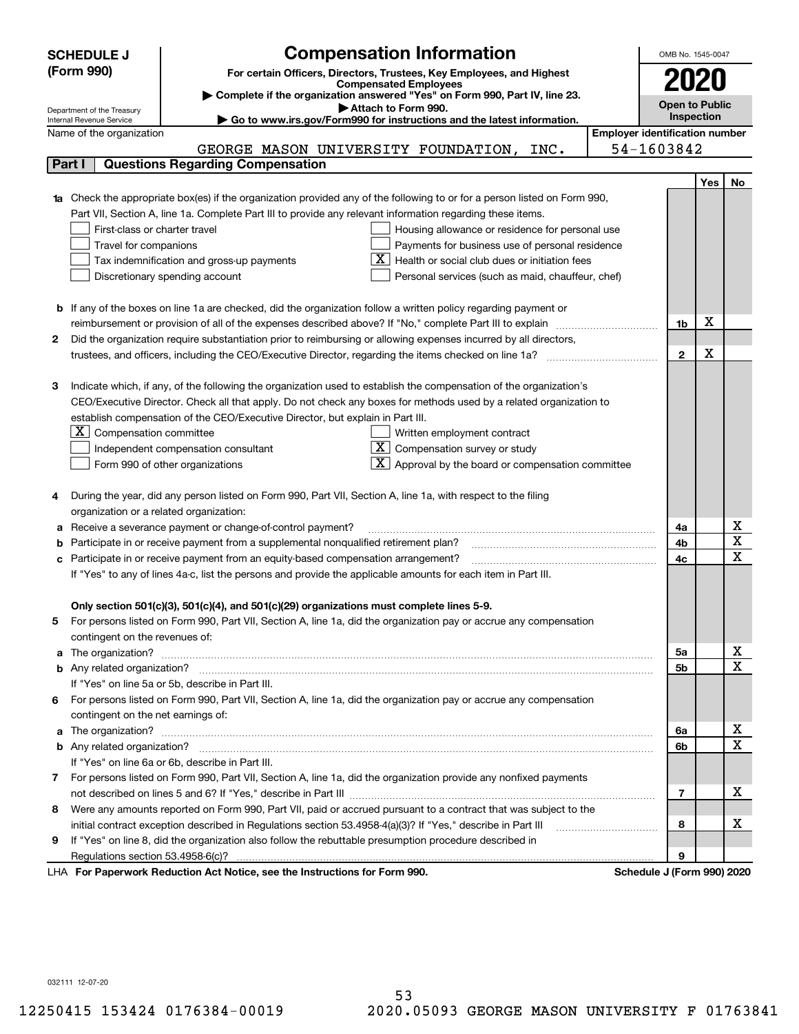**SCHEDULE J (Form 990)**

Department of the Treasury
Internal Revenue Service

# Compensation Information

**For certain Officers, Directors, Trustees, Key Employees, and Highest Compensated Employees**

▶ **Complete if the organization answered "Yes" on Form 990, Part IV, line 23.**

▶ **Attach to Form 990.**

▶ **Go to www.irs.gov/Form990 for instructions and the latest information.**

OMB No. 1545-0047

**2020**

**Open to Public Inspection**

Name of the organization: GEORGE MASON UNIVERSITY FOUNDATION, INC.

Employer identification number: 54-1603842

## Part I — Questions Regarding Compensation

| | | | Yes | No |
|---|---|---|---|---|
| **1a** | Check the appropriate box(es) if the organization provided any of the following to or for a person listed on Form 990, Part VII, Section A, line 1a. Complete Part III to provide any relevant information regarding these items.<br>☐ First-class or charter travel ☐ Housing allowance or residence for personal use<br>☐ Travel for companions ☐ Payments for business use of personal residence<br>☐ Tax indemnification and gross-up payments ☒ Health or social club dues or initiation fees<br>☐ Discretionary spending account ☐ Personal services (such as maid, chauffeur, chef) | | | |
| **b** | If any of the boxes on line 1a are checked, did the organization follow a written policy regarding payment or reimbursement or provision of all of the expenses described above? If "No," complete Part III to explain | 1b | X | |
| **2** | Did the organization require substantiation prior to reimbursing or allowing expenses incurred by all directors, trustees, and officers, including the CEO/Executive Director, regarding the items checked on line 1a? | 2 | X | |
| **3** | Indicate which, if any, of the following the organization used to establish the compensation of the organization's CEO/Executive Director. Check all that apply. Do not check any boxes for methods used by a related organization to establish compensation of the CEO/Executive Director, but explain in Part III.<br>☒ Compensation committee ☐ Written employment contract<br>☐ Independent compensation consultant ☒ Compensation survey or study<br>☐ Form 990 of other organizations ☒ Approval by the board or compensation committee | | | |
| **4** | During the year, did any person listed on Form 990, Part VII, Section A, line 1a, with respect to the filing organization or a related organization: | | | |
| **a** | Receive a severance payment or change-of-control payment? | 4a | | X |
| **b** | Participate in or receive payment from a supplemental nonqualified retirement plan? | 4b | | X |
| **c** | Participate in or receive payment from an equity-based compensation arrangement? | 4c | | X |
| | If "Yes" to any of lines 4a-c, list the persons and provide the applicable amounts for each item in Part III. | | | |
| | **Only section 501(c)(3), 501(c)(4), and 501(c)(29) organizations must complete lines 5-9.** | | | |
| **5** | For persons listed on Form 990, Part VII, Section A, line 1a, did the organization pay or accrue any compensation contingent on the revenues of: | | | |
| **a** | The organization? | 5a | | X |
| **b** | Any related organization? | 5b | | X |
| | If "Yes" on line 5a or 5b, describe in Part III. | | | |
| **6** | For persons listed on Form 990, Part VII, Section A, line 1a, did the organization pay or accrue any compensation contingent on the net earnings of: | | | |
| **a** | The organization? | 6a | | X |
| **b** | Any related organization? | 6b | | X |
| | If "Yes" on line 6a or 6b, describe in Part III. | | | |
| **7** | For persons listed on Form 990, Part VII, Section A, line 1a, did the organization provide any nonfixed payments not described on lines 5 and 6? If "Yes," describe in Part III | 7 | | X |
| **8** | Were any amounts reported on Form 990, Part VII, paid or accrued pursuant to a contract that was subject to the initial contract exception described in Regulations section 53.4958-4(a)(3)? If "Yes," describe in Part III | 8 | | X |
| **9** | If "Yes" on line 8, did the organization also follow the rebuttable presumption procedure described in Regulations section 53.4958-6(c)? | 9 | | |

LHA **For Paperwork Reduction Act Notice, see the Instructions for Form 990.** **Schedule J (Form 990) 2020**

032111 12-07-20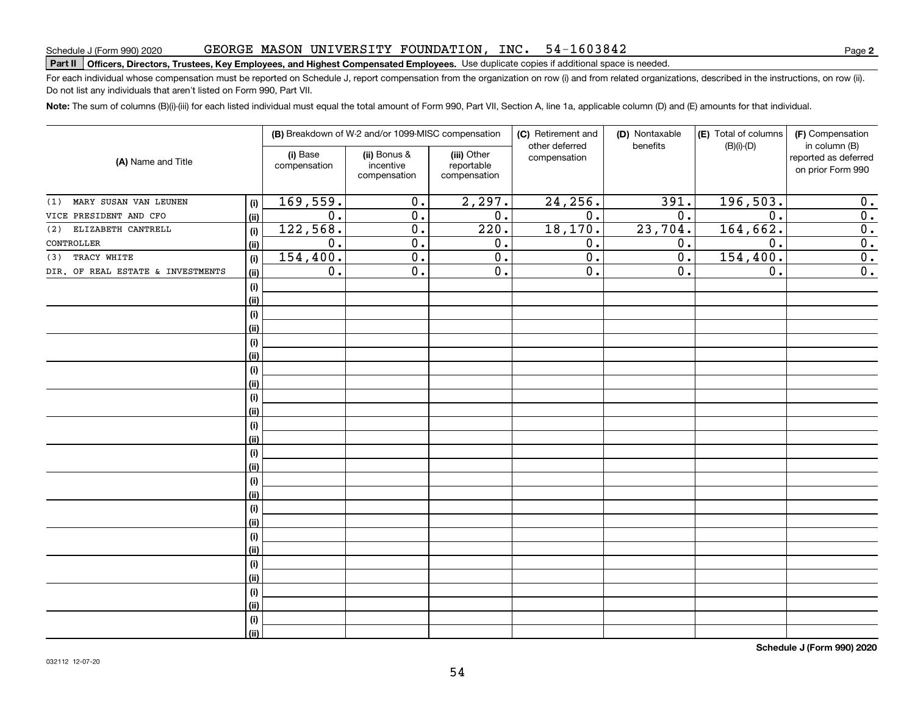Schedule J (Form 990) 2020 GEORGE MASON UNIVERSITY FOUNDATION, INC. 54-1603842

**Part II Officers, Directors, Trustees, Key Employees, and Highest Compensated Employees.** Use duplicate copies if additional space is needed.

For each individual whose compensation must be reported on Schedule J, report compensation from the organization on row (i) and from related organizations, described in the instructions, on row (ii). Do not list any individuals that aren't listed on Form 990, Part VII.

**Note:** The sum of columns (B)(i)-(iii) for each listed individual must equal the total amount of Form 990, Part VII, Section A, line 1a, applicable column (D) and (E) amounts for that individual.

| (A) Name and Title | | (B) Breakdown of W-2 and/or 1099-MISC compensation | | | (C) Retirement and other deferred compensation | (D) Nontaxable benefits | (E) Total of columns (B)(i)-(D) | (F) Compensation in column (B) reported as deferred on prior Form 990 |
|---|---|---|---|---|---|---|---|---|
| | | (i) Base compensation | (ii) Bonus & incentive compensation | (iii) Other reportable compensation | | | | |
| (1) MARY SUSAN VAN LEUNEN | (i) | 169,559. | 0. | 2,297. | 24,256. | 391. | 196,503. | 0. |
| VICE PRESIDENT AND CFO | (ii) | 0. | 0. | 0. | 0. | 0. | 0. | 0. |
| (2) ELIZABETH CANTRELL | (i) | 122,568. | 0. | 220. | 18,170. | 23,704. | 164,662. | 0. |
| CONTROLLER | (ii) | 0. | 0. | 0. | 0. | 0. | 0. | 0. |
| (3) TRACY WHITE | (i) | 154,400. | 0. | 0. | 0. | 0. | 154,400. | 0. |
| DIR. OF REAL ESTATE & INVESTMENTS | (ii) | 0. | 0. | 0. | 0. | 0. | 0. | 0. |

**Schedule J (Form 990) 2020**

032112 12-07-20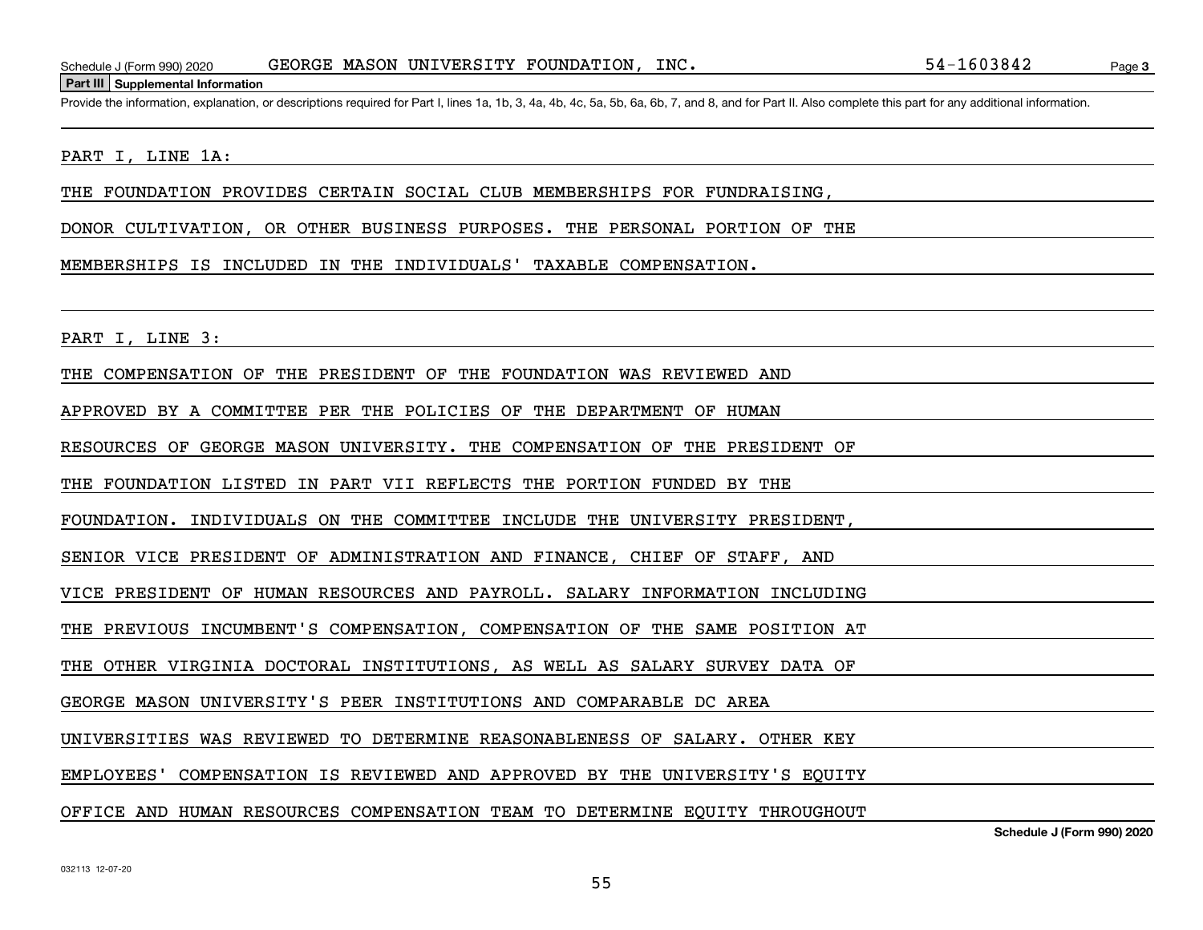**Part III Supplemental Information**

Provide the information, explanation, or descriptions required for Part I, lines 1a, 1b, 3, 4a, 4b, 4c, 5a, 5b, 6a, 6b, 7, and 8, and for Part II. Also complete this part for any additional information.

PART I, LINE 1A:

THE FOUNDATION PROVIDES CERTAIN SOCIAL CLUB MEMBERSHIPS FOR FUNDRAISING, DONOR CULTIVATION, OR OTHER BUSINESS PURPOSES. THE PERSONAL PORTION OF THE MEMBERSHIPS IS INCLUDED IN THE INDIVIDUALS' TAXABLE COMPENSATION.

PART I, LINE 3:

THE COMPENSATION OF THE PRESIDENT OF THE FOUNDATION WAS REVIEWED AND APPROVED BY A COMMITTEE PER THE POLICIES OF THE DEPARTMENT OF HUMAN RESOURCES OF GEORGE MASON UNIVERSITY. THE COMPENSATION OF THE PRESIDENT OF THE FOUNDATION LISTED IN PART VII REFLECTS THE PORTION FUNDED BY THE FOUNDATION. INDIVIDUALS ON THE COMMITTEE INCLUDE THE UNIVERSITY PRESIDENT, SENIOR VICE PRESIDENT OF ADMINISTRATION AND FINANCE, CHIEF OF STAFF, AND VICE PRESIDENT OF HUMAN RESOURCES AND PAYROLL. SALARY INFORMATION INCLUDING THE PREVIOUS INCUMBENT'S COMPENSATION, COMPENSATION OF THE SAME POSITION AT THE OTHER VIRGINIA DOCTORAL INSTITUTIONS, AS WELL AS SALARY SURVEY DATA OF GEORGE MASON UNIVERSITY'S PEER INSTITUTIONS AND COMPARABLE DC AREA UNIVERSITIES WAS REVIEWED TO DETERMINE REASONABLENESS OF SALARY. OTHER KEY EMPLOYEES' COMPENSATION IS REVIEWED AND APPROVED BY THE UNIVERSITY'S EQUITY OFFICE AND HUMAN RESOURCES COMPENSATION TEAM TO DETERMINE EQUITY THROUGHOUT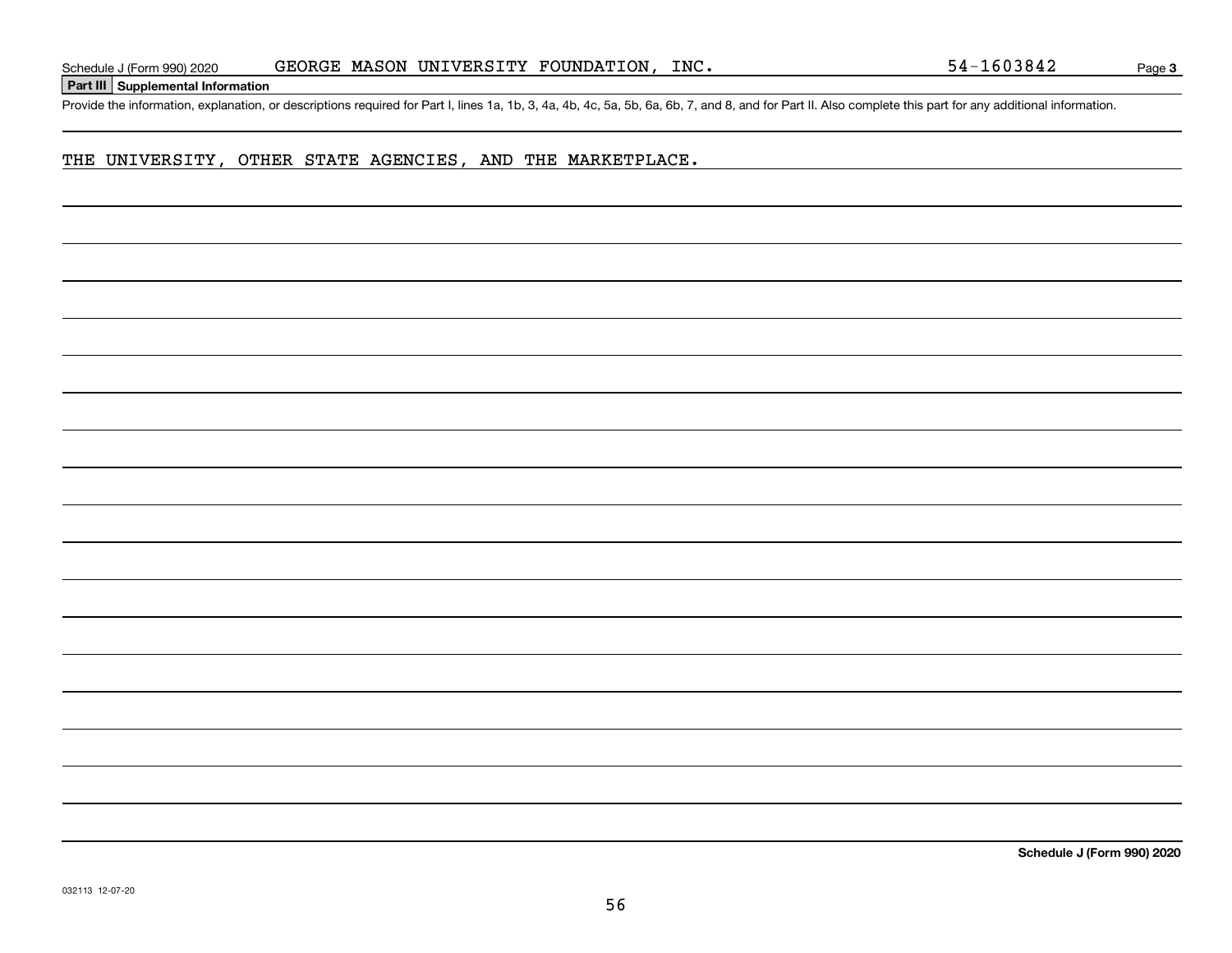Schedule J (Form 990) 2020 GEORGE MASON UNIVERSITY FOUNDATION, INC. 54-1603842

**Part III Supplemental Information**

Provide the information, explanation, or descriptions required for Part I, lines 1a, 1b, 3, 4a, 4b, 4c, 5a, 5b, 6a, 6b, 7, and 8, and for Part II. Also complete this part for any additional information.

THE UNIVERSITY, OTHER STATE AGENCIES, AND THE MARKETPLACE.

Schedule J (Form 990) 2020

032113 12-07-20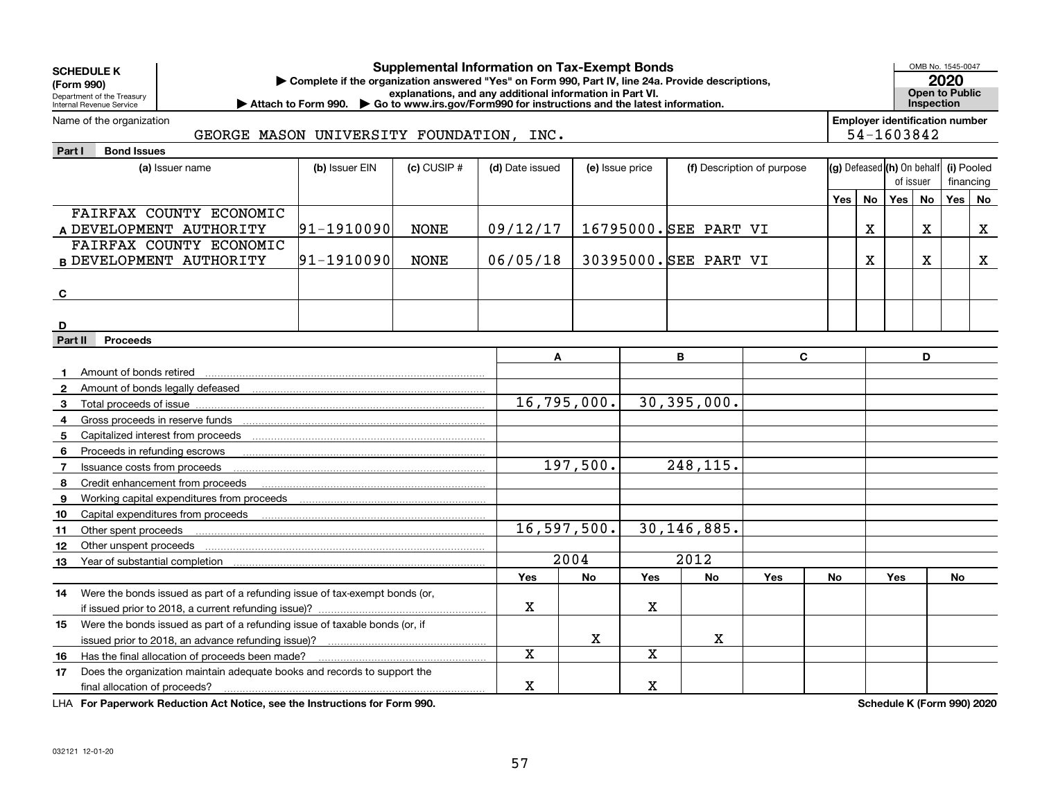**SCHEDULE K (Form 990)**

Department of the Treasury
Internal Revenue Service

# Supplemental Information on Tax-Exempt Bonds

▶ Complete if the organization answered "Yes" on Form 990, Part IV, line 24a. Provide descriptions, explanations, and any additional information in Part VI.

▶ Attach to Form 990. ▶ Go to www.irs.gov/Form990 for instructions and the latest information.

OMB No. 1545-0047

**2020**

**Open to Public Inspection**

Name of the organization: GEORGE MASON UNIVERSITY FOUNDATION, INC.

Employer identification number: 54-1603842

## Part I Bond Issues

| | (a) Issuer name | (b) Issuer EIN | (c) CUSIP # | (d) Date issued | (e) Issue price | (f) Description of purpose | (g) Defeased Yes | (g) Defeased No | (h) On behalf of issuer Yes | (h) On behalf of issuer No | (i) Pooled financing Yes | (i) Pooled financing No |
|---|---|---|---|---|---|---|---|---|---|---|---|---|
| A | FAIRFAX COUNTY ECONOMIC DEVELOPMENT AUTHORITY | 91-1910090 | NONE | 09/12/17 | 16795000. | SEE PART VI | | X | | X | | X |
| B | FAIRFAX COUNTY ECONOMIC DEVELOPMENT AUTHORITY | 91-1910090 | NONE | 06/05/18 | 30395000. | SEE PART VI | | X | | X | | X |
| C | | | | | | | | | | | | |
| D | | | | | | | | | | | | |

## Part II Proceeds

| | | A | | B | | C | | D | |
|---|---|---|---|---|---|---|---|---|---|
| 1 | Amount of bonds retired | | | | | | | | |
| 2 | Amount of bonds legally defeased | | | | | | | | |
| 3 | Total proceeds of issue | 16,795,000. | | 30,395,000. | | | | | |
| 4 | Gross proceeds in reserve funds | | | | | | | | |
| 5 | Capitalized interest from proceeds | | | | | | | | |
| 6 | Proceeds in refunding escrows | | | | | | | | |
| 7 | Issuance costs from proceeds | 197,500. | | 248,115. | | | | | |
| 8 | Credit enhancement from proceeds | | | | | | | | |
| 9 | Working capital expenditures from proceeds | | | | | | | | |
| 10 | Capital expenditures from proceeds | | | | | | | | |
| 11 | Other spent proceeds | 16,597,500. | | 30,146,885. | | | | | |
| 12 | Other unspent proceeds | | | | | | | | |
| 13 | Year of substantial completion | 2004 | | 2012 | | | | | |
| | | Yes | No | Yes | No | Yes | No | Yes | No |
| 14 | Were the bonds issued as part of a refunding issue of tax-exempt bonds (or, if issued prior to 2018, a current refunding issue)? | X | | X | | | | | |
| 15 | Were the bonds issued as part of a refunding issue of taxable bonds (or, if issued prior to 2018, an advance refunding issue)? | | X | | X | | | | |
| 16 | Has the final allocation of proceeds been made? | X | | X | | | | | |
| 17 | Does the organization maintain adequate books and records to support the final allocation of proceeds? | X | | X | | | | | |

LHA **For Paperwork Reduction Act Notice, see the Instructions for Form 990.**

**Schedule K (Form 990) 2020**

032121 12-01-20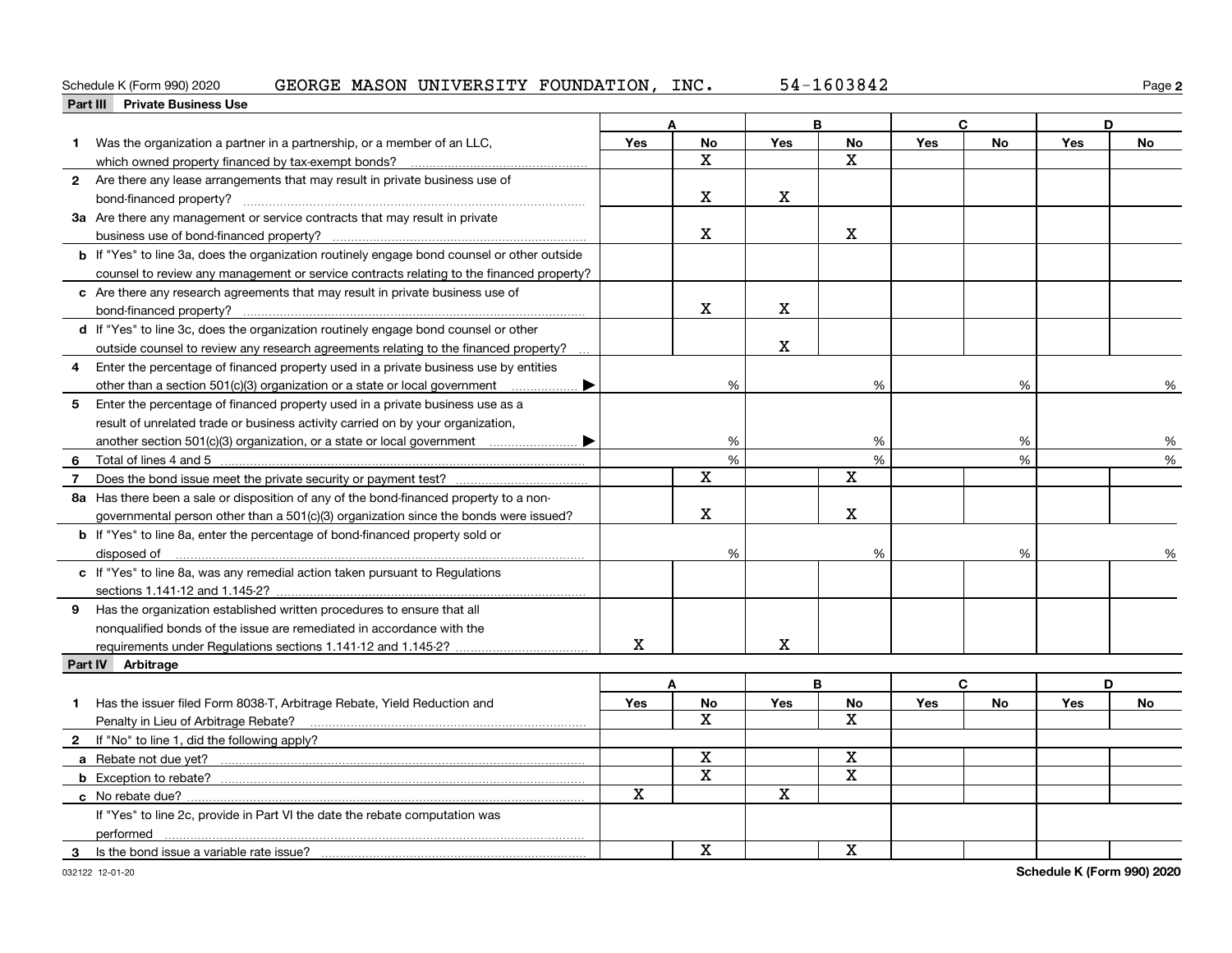Schedule K (Form 990) 2020 GEORGE MASON UNIVERSITY FOUNDATION, INC. 54-1603842

## Part III Private Business Use

| | A | | B | | C | | D | |
|---|---|---|---|---|---|---|---|---|
| | Yes | No | Yes | No | Yes | No | Yes | No |
| **1** Was the organization a partner in a partnership, or a member of an LLC, which owned property financed by tax-exempt bonds? | | X | | X | | | | |
| **2** Are there any lease arrangements that may result in private business use of bond-financed property? | | X | X | | | | | |
| **3a** Are there any management or service contracts that may result in private business use of bond-financed property? | | X | | X | | | | |
| **b** If "Yes" to line 3a, does the organization routinely engage bond counsel or other outside counsel to review any management or service contracts relating to the financed property? | | | | | | | | |
| **c** Are there any research agreements that may result in private business use of bond-financed property? | | X | X | | | | | |
| **d** If "Yes" to line 3c, does the organization routinely engage bond counsel or other outside counsel to review any research agreements relating to the financed property? | | | X | | | | | |
| **4** Enter the percentage of financed property used in a private business use by entities other than a section 501(c)(3) organization or a state or local government ▶ | | % | | % | | % | | % |
| **5** Enter the percentage of financed property used in a private business use as a result of unrelated trade or business activity carried on by your organization, another section 501(c)(3) organization, or a state or local government ▶ | | % | | % | | % | | % |
| **6** Total of lines 4 and 5 | | % | | % | | % | | % |
| **7** Does the bond issue meet the private security or payment test? | | X | | X | | | | |
| **8a** Has there been a sale or disposition of any of the bond-financed property to a nongovernmental person other than a 501(c)(3) organization since the bonds were issued? | | X | | X | | | | |
| **b** If "Yes" to line 8a, enter the percentage of bond-financed property sold or disposed of | | % | | % | | % | | % |
| **c** If "Yes" to line 8a, was any remedial action taken pursuant to Regulations sections 1.141-12 and 1.145-2? | | | | | | | | |
| **9** Has the organization established written procedures to ensure that all nonqualified bonds of the issue are remediated in accordance with the requirements under Regulations sections 1.141-12 and 1.145-2? | X | | X | | | | | |

## Part IV Arbitrage

| | A | | B | | C | | D | |
|---|---|---|---|---|---|---|---|---|
| | Yes | No | Yes | No | Yes | No | Yes | No |
| **1** Has the issuer filed Form 8038-T, Arbitrage Rebate, Yield Reduction and Penalty in Lieu of Arbitrage Rebate? | | X | | X | | | | |
| **2** If "No" to line 1, did the following apply? | | | | | | | | |
| **a** Rebate not due yet? | | X | | X | | | | |
| **b** Exception to rebate? | | X | | X | | | | |
| **c** No rebate due? | X | | X | | | | | |
| If "Yes" to line 2c, provide in Part VI the date the rebate computation was performed | | | | | | | | |
| **3** Is the bond issue a variable rate issue? | | X | | X | | | | |

032122 12-01-20 Schedule K (Form 990) 2020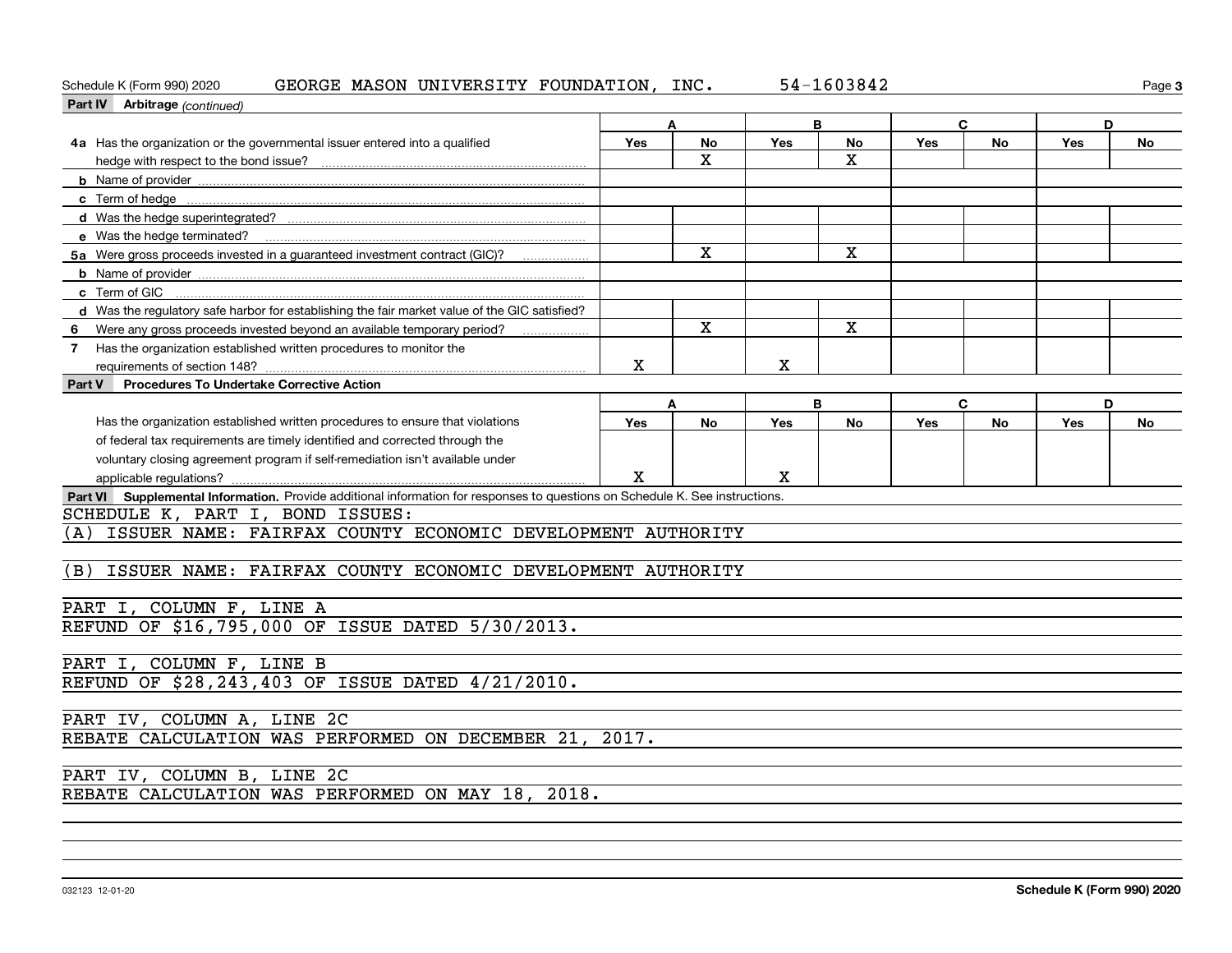Schedule K (Form 990) 2020 GEORGE MASON UNIVERSITY FOUNDATION, INC. 54-1603842

**Part IV Arbitrage** *(continued)*

| | A | | B | | C | | D | |
|---|---|---|---|---|---|---|---|---|
| | Yes | No | Yes | No | Yes | No | Yes | No |
| **4a** Has the organization or the governmental issuer entered into a qualified hedge with respect to the bond issue? | | X | | X | | | | |
| **b** Name of provider | | | | | | | | |
| **c** Term of hedge | | | | | | | | |
| **d** Was the hedge superintegrated? | | | | | | | | |
| **e** Was the hedge terminated? | | | | | | | | |
| **5a** Were gross proceeds invested in a guaranteed investment contract (GIC)? | | X | | X | | | | |
| **b** Name of provider | | | | | | | | |
| **c** Term of GIC | | | | | | | | |
| **d** Was the regulatory safe harbor for establishing the fair market value of the GIC satisfied? | | | | | | | | |
| **6** Were any gross proceeds invested beyond an available temporary period? | | X | | X | | | | |
| **7** Has the organization established written procedures to monitor the requirements of section 148? | X | | X | | | | | |

**Part V Procedures To Undertake Corrective Action**

| | A | | B | | C | | D | |
|---|---|---|---|---|---|---|---|---|
| | Yes | No | Yes | No | Yes | No | Yes | No |
| Has the organization established written procedures to ensure that violations of federal tax requirements are timely identified and corrected through the voluntary closing agreement program if self-remediation isn't available under applicable regulations? | X | | X | | | | | |

**Part VI Supplemental Information.** Provide additional information for responses to questions on Schedule K. See instructions.

SCHEDULE K, PART I, BOND ISSUES:

(A) ISSUER NAME: FAIRFAX COUNTY ECONOMIC DEVELOPMENT AUTHORITY

(B) ISSUER NAME: FAIRFAX COUNTY ECONOMIC DEVELOPMENT AUTHORITY

PART I, COLUMN F, LINE A

REFUND OF $16,795,000 OF ISSUE DATED 5/30/2013.

PART I, COLUMN F, LINE B

REFUND OF $28,243,403 OF ISSUE DATED 4/21/2010.

PART IV, COLUMN A, LINE 2C

REBATE CALCULATION WAS PERFORMED ON DECEMBER 21, 2017.

PART IV, COLUMN B, LINE 2C

REBATE CALCULATION WAS PERFORMED ON MAY 18, 2018.

032123 12-01-20 **Schedule K (Form 990) 2020**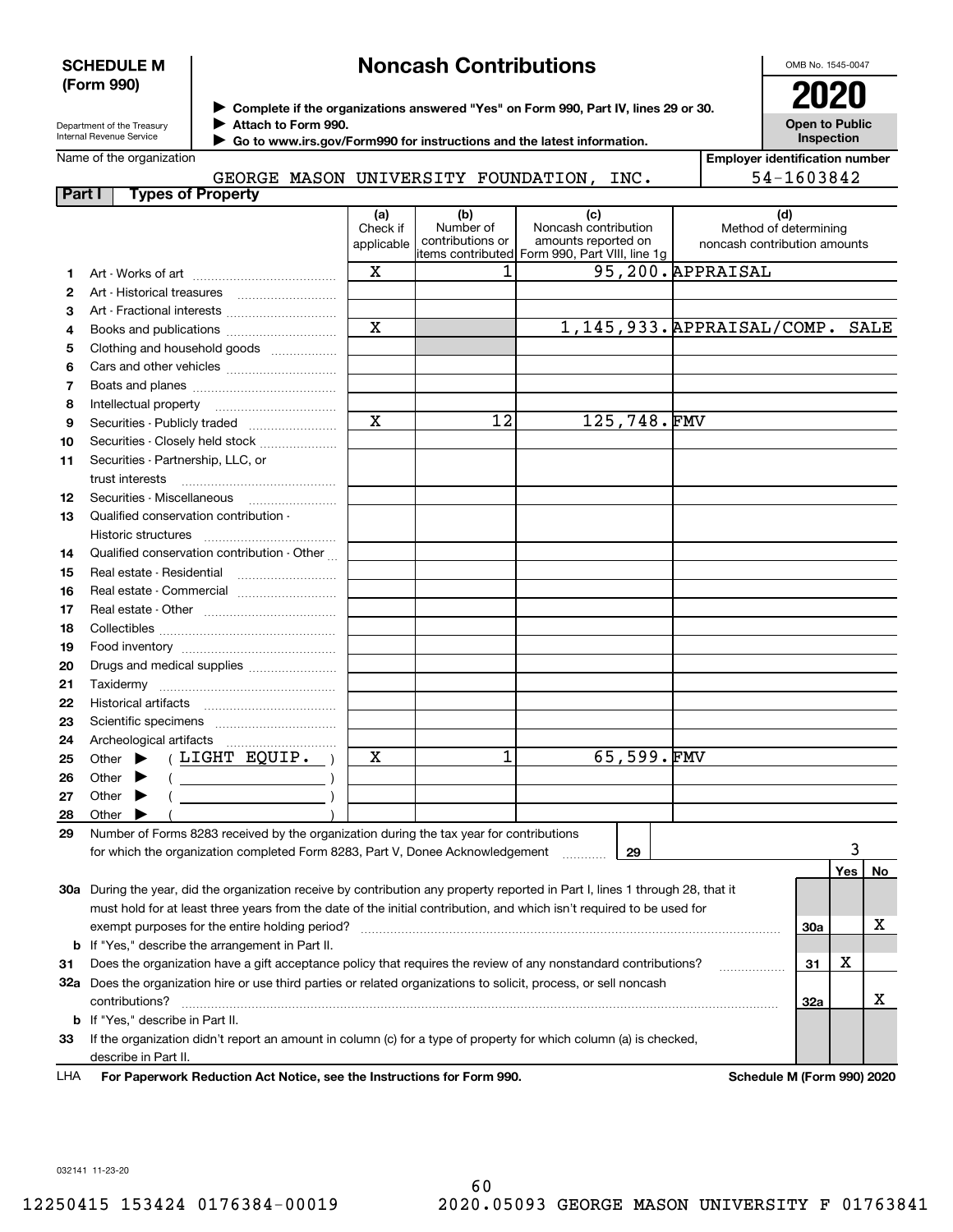**SCHEDULE M (Form 990)**

Department of the Treasury
Internal Revenue Service

# Noncash Contributions

▶ Complete if the organizations answered "Yes" on Form 990, Part IV, lines 29 or 30.
▶ Attach to Form 990.
▶ Go to www.irs.gov/Form990 for instructions and the latest information.

OMB No. 1545-0047

**2020**

**Open to Public Inspection**

Name of the organization: GEORGE MASON UNIVERSITY FOUNDATION, INC.

Employer identification number: 54-1603842

**Part I — Types of Property**

| | | (a) Check if applicable | (b) Number of contributions or items contributed | (c) Noncash contribution amounts reported on Form 990, Part VIII, line 1g | (d) Method of determining noncash contribution amounts |
|---|---|---|---|---|---|
| 1 | Art - Works of art | X | 1 | 95,200. | APPRAISAL |
| 2 | Art - Historical treasures | | | | |
| 3 | Art - Fractional interests | | | | |
| 4 | Books and publications | X | | 1,145,933. | APPRAISAL/COMP. SALE |
| 5 | Clothing and household goods | | | | |
| 6 | Cars and other vehicles | | | | |
| 7 | Boats and planes | | | | |
| 8 | Intellectual property | | | | |
| 9 | Securities - Publicly traded | X | 12 | 125,748. | FMV |
| 10 | Securities - Closely held stock | | | | |
| 11 | Securities - Partnership, LLC, or trust interests | | | | |
| 12 | Securities - Miscellaneous | | | | |
| 13 | Qualified conservation contribution - Historic structures | | | | |
| 14 | Qualified conservation contribution - Other | | | | |
| 15 | Real estate - Residential | | | | |
| 16 | Real estate - Commercial | | | | |
| 17 | Real estate - Other | | | | |
| 18 | Collectibles | | | | |
| 19 | Food inventory | | | | |
| 20 | Drugs and medical supplies | | | | |
| 21 | Taxidermy | | | | |
| 22 | Historical artifacts | | | | |
| 23 | Scientific specimens | | | | |
| 24 | Archeological artifacts | | | | |
| 25 | Other ▶ ( LIGHT EQUIP. ) | X | 1 | 65,599. | FMV |
| 26 | Other ▶ ( ) | | | | |
| 27 | Other ▶ ( ) | | | | |
| 28 | Other ▶ ( ) | | | | |

**29** Number of Forms 8283 received by the organization during the tax year for contributions for which the organization completed Form 8283, Part V, Donee Acknowledgement ..... **29** — 3

| | | | Yes | No |
|---|---|---|---|---|
| 30a | During the year, did the organization receive by contribution any property reported in Part I, lines 1 through 28, that it must hold for at least three years from the date of the initial contribution, and which isn't required to be used for exempt purposes for the entire holding period? | 30a | | X |
| b | If "Yes," describe the arrangement in Part II. | | | |
| 31 | Does the organization have a gift acceptance policy that requires the review of any nonstandard contributions? | 31 | X | |
| 32a | Does the organization hire or use third parties or related organizations to solicit, process, or sell noncash contributions? | 32a | | X |
| b | If "Yes," describe in Part II. | | | |
| 33 | If the organization didn't report an amount in column (c) for a type of property for which column (a) is checked, describe in Part II. | | | |

LHA **For Paperwork Reduction Act Notice, see the Instructions for Form 990.** **Schedule M (Form 990) 2020**

032141 11-23-20

12250415 153424 0176384-00019 2020.05093 GEORGE MASON UNIVERSITY F 01763841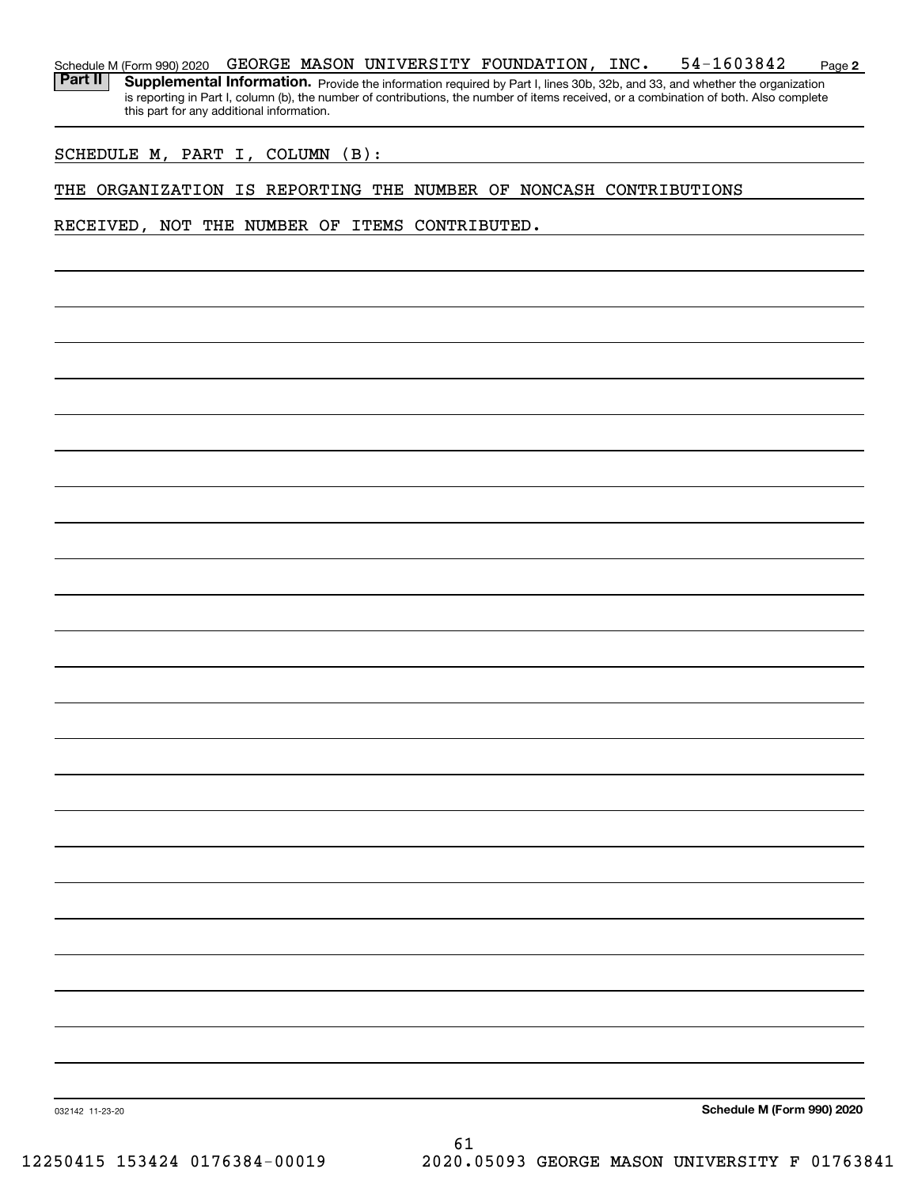Schedule M (Form 990) 2020 GEORGE MASON UNIVERSITY FOUNDATION, INC. 54-1603842

**Part II** **Supplemental Information.** Provide the information required by Part I, lines 30b, 32b, and 33, and whether the organization is reporting in Part I, column (b), the number of contributions, the number of items received, or a combination of both. Also complete this part for any additional information.

SCHEDULE M, PART I, COLUMN (B):

THE ORGANIZATION IS REPORTING THE NUMBER OF NONCASH CONTRIBUTIONS RECEIVED, NOT THE NUMBER OF ITEMS CONTRIBUTED.

032142 11-23-20

**Schedule M (Form 990) 2020**

12250415 153424 0176384-00019 2020.05093 GEORGE MASON UNIVERSITY F 01763841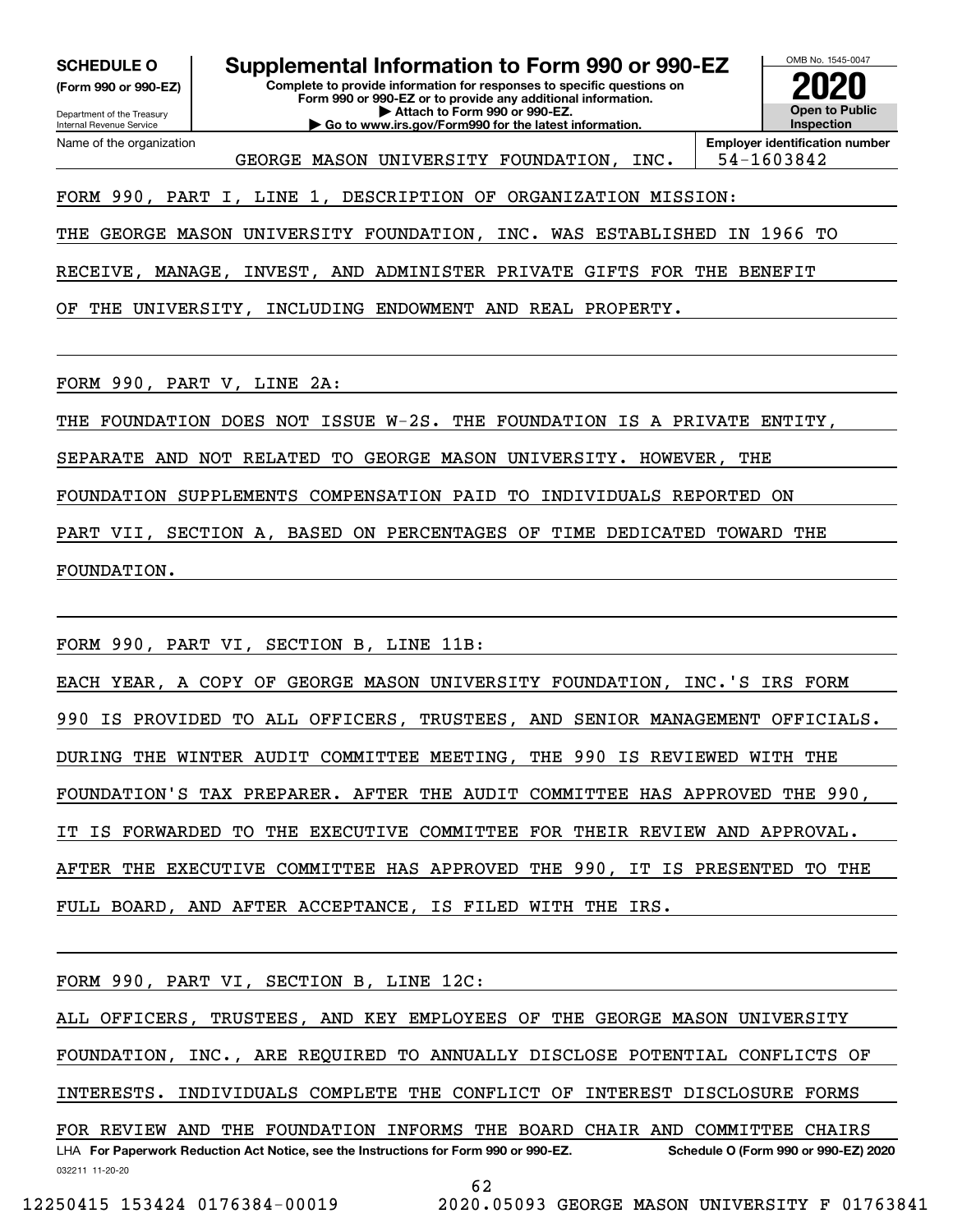**SCHEDULE O** (Form 990 or 990-EZ)

Department of the Treasury
Internal Revenue Service

# Supplemental Information to Form 990 or 990-EZ

**Complete to provide information for responses to specific questions on Form 990 or 990-EZ or to provide any additional information.**
**▶ Attach to Form 990 or 990-EZ.**
**▶ Go to www.irs.gov/Form990 for the latest information.**

OMB No. 1545-0047

**2020**

**Open to Public Inspection**

Name of the organization: GEORGE MASON UNIVERSITY FOUNDATION, INC.

**Employer identification number**: 54-1603842

FORM 990, PART I, LINE 1, DESCRIPTION OF ORGANIZATION MISSION:

THE GEORGE MASON UNIVERSITY FOUNDATION, INC. WAS ESTABLISHED IN 1966 TO RECEIVE, MANAGE, INVEST, AND ADMINISTER PRIVATE GIFTS FOR THE BENEFIT OF THE UNIVERSITY, INCLUDING ENDOWMENT AND REAL PROPERTY.

FORM 990, PART V, LINE 2A:

THE FOUNDATION DOES NOT ISSUE W-2S. THE FOUNDATION IS A PRIVATE ENTITY, SEPARATE AND NOT RELATED TO GEORGE MASON UNIVERSITY. HOWEVER, THE FOUNDATION SUPPLEMENTS COMPENSATION PAID TO INDIVIDUALS REPORTED ON PART VII, SECTION A, BASED ON PERCENTAGES OF TIME DEDICATED TOWARD THE FOUNDATION.

FORM 990, PART VI, SECTION B, LINE 11B:

EACH YEAR, A COPY OF GEORGE MASON UNIVERSITY FOUNDATION, INC.'S IRS FORM 990 IS PROVIDED TO ALL OFFICERS, TRUSTEES, AND SENIOR MANAGEMENT OFFICIALS. DURING THE WINTER AUDIT COMMITTEE MEETING, THE 990 IS REVIEWED WITH THE FOUNDATION'S TAX PREPARER. AFTER THE AUDIT COMMITTEE HAS APPROVED THE 990, IT IS FORWARDED TO THE EXECUTIVE COMMITTEE FOR THEIR REVIEW AND APPROVAL. AFTER THE EXECUTIVE COMMITTEE HAS APPROVED THE 990, IT IS PRESENTED TO THE FULL BOARD, AND AFTER ACCEPTANCE, IS FILED WITH THE IRS.

FORM 990, PART VI, SECTION B, LINE 12C:

ALL OFFICERS, TRUSTEES, AND KEY EMPLOYEES OF THE GEORGE MASON UNIVERSITY FOUNDATION, INC., ARE REQUIRED TO ANNUALLY DISCLOSE POTENTIAL CONFLICTS OF INTERESTS. INDIVIDUALS COMPLETE THE CONFLICT OF INTEREST DISCLOSURE FORMS FOR REVIEW AND THE FOUNDATION INFORMS THE BOARD CHAIR AND COMMITTEE CHAIRS

LHA **For Paperwork Reduction Act Notice, see the Instructions for Form 990 or 990-EZ.** **Schedule O (Form 990 or 990-EZ) 2020**

032211 11-20-20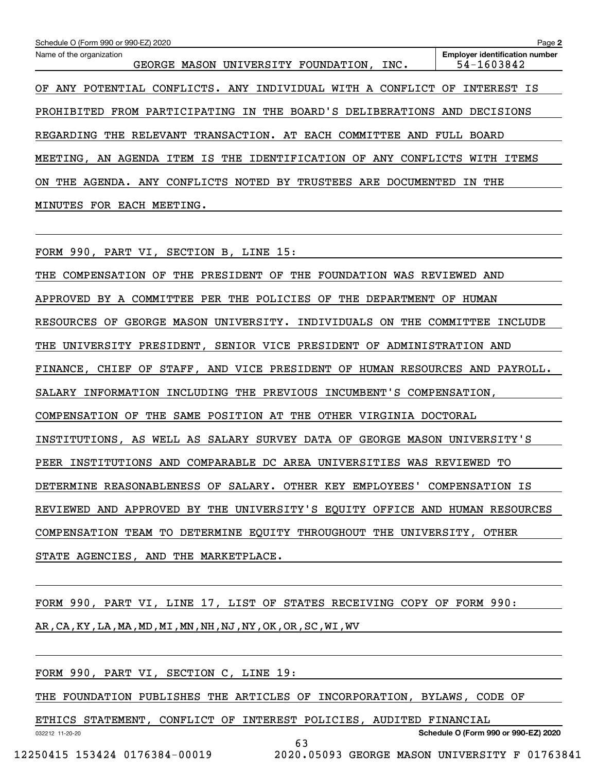Schedule O (Form 990 or 990-EZ) 2020

Name of the organization: GEORGE MASON UNIVERSITY FOUNDATION, INC.

Employer identification number: 54-1603842

OF ANY POTENTIAL CONFLICTS. ANY INDIVIDUAL WITH A CONFLICT OF INTEREST IS PROHIBITED FROM PARTICIPATING IN THE BOARD'S DELIBERATIONS AND DECISIONS REGARDING THE RELEVANT TRANSACTION. AT EACH COMMITTEE AND FULL BOARD MEETING, AN AGENDA ITEM IS THE IDENTIFICATION OF ANY CONFLICTS WITH ITEMS ON THE AGENDA. ANY CONFLICTS NOTED BY TRUSTEES ARE DOCUMENTED IN THE MINUTES FOR EACH MEETING.

FORM 990, PART VI, SECTION B, LINE 15:

THE COMPENSATION OF THE PRESIDENT OF THE FOUNDATION WAS REVIEWED AND APPROVED BY A COMMITTEE PER THE POLICIES OF THE DEPARTMENT OF HUMAN RESOURCES OF GEORGE MASON UNIVERSITY. INDIVIDUALS ON THE COMMITTEE INCLUDE THE UNIVERSITY PRESIDENT, SENIOR VICE PRESIDENT OF ADMINISTRATION AND FINANCE, CHIEF OF STAFF, AND VICE PRESIDENT OF HUMAN RESOURCES AND PAYROLL. SALARY INFORMATION INCLUDING THE PREVIOUS INCUMBENT'S COMPENSATION, COMPENSATION OF THE SAME POSITION AT THE OTHER VIRGINIA DOCTORAL INSTITUTIONS, AS WELL AS SALARY SURVEY DATA OF GEORGE MASON UNIVERSITY'S PEER INSTITUTIONS AND COMPARABLE DC AREA UNIVERSITIES WAS REVIEWED TO DETERMINE REASONABLENESS OF SALARY. OTHER KEY EMPLOYEES' COMPENSATION IS REVIEWED AND APPROVED BY THE UNIVERSITY'S EQUITY OFFICE AND HUMAN RESOURCES COMPENSATION TEAM TO DETERMINE EQUITY THROUGHOUT THE UNIVERSITY, OTHER STATE AGENCIES, AND THE MARKETPLACE.

FORM 990, PART VI, LINE 17, LIST OF STATES RECEIVING COPY OF FORM 990:

AR,CA,KY,LA,MA,MD,MI,MN,NH,NJ,NY,OK,OR,SC,WI,WV

FORM 990, PART VI, SECTION C, LINE 19:

THE FOUNDATION PUBLISHES THE ARTICLES OF INCORPORATION, BYLAWS, CODE OF ETHICS STATEMENT, CONFLICT OF INTEREST POLICIES, AUDITED FINANCIAL

032212 11-20-20 Schedule O (Form 990 or 990-EZ) 2020

12250415 153424 0176384-00019 2020.05093 GEORGE MASON UNIVERSITY F 01763841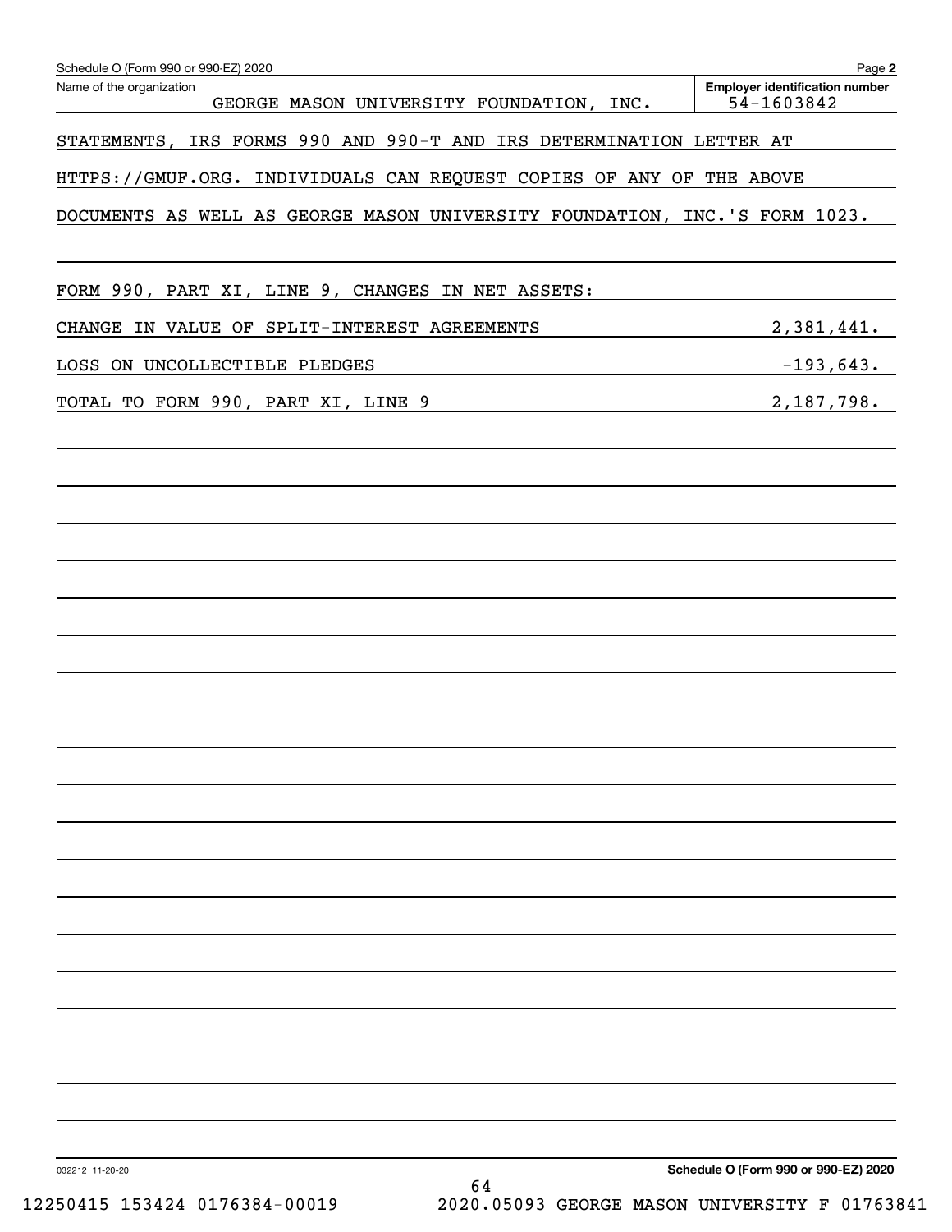Name of the organization: GEORGE MASON UNIVERSITY FOUNDATION, INC.

Employer identification number: 54-1603842

STATEMENTS, IRS FORMS 990 AND 990-T AND IRS DETERMINATION LETTER AT HTTPS://GMUF.ORG. INDIVIDUALS CAN REQUEST COPIES OF ANY OF THE ABOVE DOCUMENTS AS WELL AS GEORGE MASON UNIVERSITY FOUNDATION, INC.'S FORM 1023.

FORM 990, PART XI, LINE 9, CHANGES IN NET ASSETS:

| | |
|---|---|
| CHANGE IN VALUE OF SPLIT-INTEREST AGREEMENTS | 2,381,441. |
| LOSS ON UNCOLLECTIBLE PLEDGES | -193,643. |
| TOTAL TO FORM 990, PART XI, LINE 9 | 2,187,798. |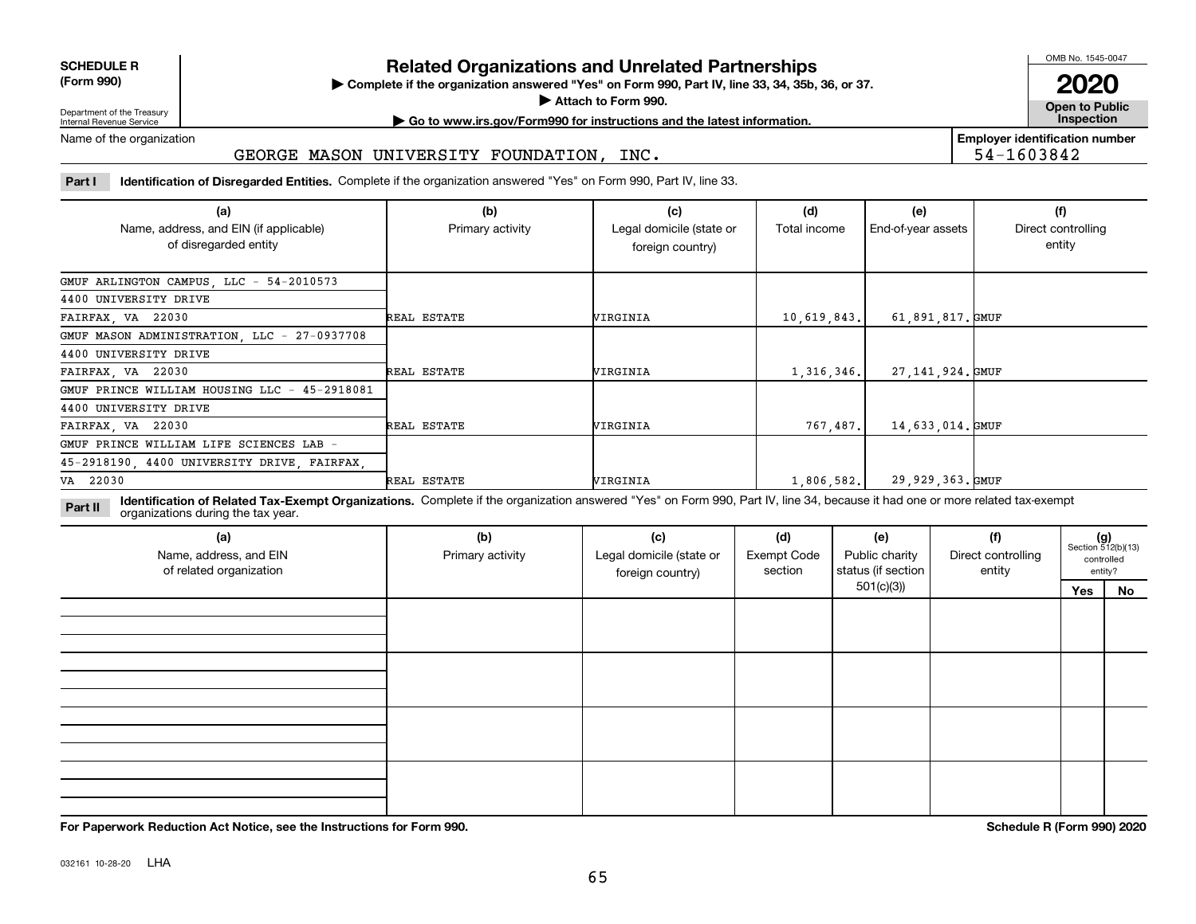**SCHEDULE R (Form 990)**

Department of the Treasury
Internal Revenue Service

# Related Organizations and Unrelated Partnerships

▶ Complete if the organization answered "Yes" on Form 990, Part IV, line 33, 34, 35b, 36, or 37.
▶ Attach to Form 990.
▶ Go to www.irs.gov/Form990 for instructions and the latest information.

OMB No. 1545-0047

**2020**

**Open to Public Inspection**

Name of the organization: GEORGE MASON UNIVERSITY FOUNDATION, INC.

Employer identification number: 54-1603842

**Part I** **Identification of Disregarded Entities.** Complete if the organization answered "Yes" on Form 990, Part IV, line 33.

| (a) Name, address, and EIN (if applicable) of disregarded entity | (b) Primary activity | (c) Legal domicile (state or foreign country) | (d) Total income | (e) End-of-year assets | (f) Direct controlling entity |
|---|---|---|---|---|---|
| GMUF ARLINGTON CAMPUS, LLC - 54-2010573, 4400 UNIVERSITY DRIVE, FAIRFAX, VA 22030 | REAL ESTATE | VIRGINIA | 10,619,843. | 61,891,817. | GMUF |
| GMUF MASON ADMINISTRATION, LLC - 27-0937708, 4400 UNIVERSITY DRIVE, FAIRFAX, VA 22030 | REAL ESTATE | VIRGINIA | 1,316,346. | 27,141,924. | GMUF |
| GMUF PRINCE WILLIAM HOUSING LLC - 45-2918081, 4400 UNIVERSITY DRIVE, FAIRFAX, VA 22030 | REAL ESTATE | VIRGINIA | 767,487. | 14,633,014. | GMUF |
| GMUF PRINCE WILLIAM LIFE SCIENCES LAB - 45-2918190, 4400 UNIVERSITY DRIVE, FAIRFAX, VA 22030 | REAL ESTATE | VIRGINIA | 1,806,582. | 29,929,363. | GMUF |

**Part II** **Identification of Related Tax-Exempt Organizations.** Complete if the organization answered "Yes" on Form 990, Part IV, line 34, because it had one or more related tax-exempt organizations during the tax year.

| (a) Name, address, and EIN of related organization | (b) Primary activity | (c) Legal domicile (state or foreign country) | (d) Exempt Code section | (e) Public charity status (if section 501(c)(3)) | (f) Direct controlling entity | (g) Section 512(b)(13) controlled entity? Yes | No |
|---|---|---|---|---|---|---|---|
| | | | | | | | |
| | | | | | | | |
| | | | | | | | |
| | | | | | | | |

**For Paperwork Reduction Act Notice, see the Instructions for Form 990.**

**Schedule R (Form 990) 2020**

032161 10-28-20 LHA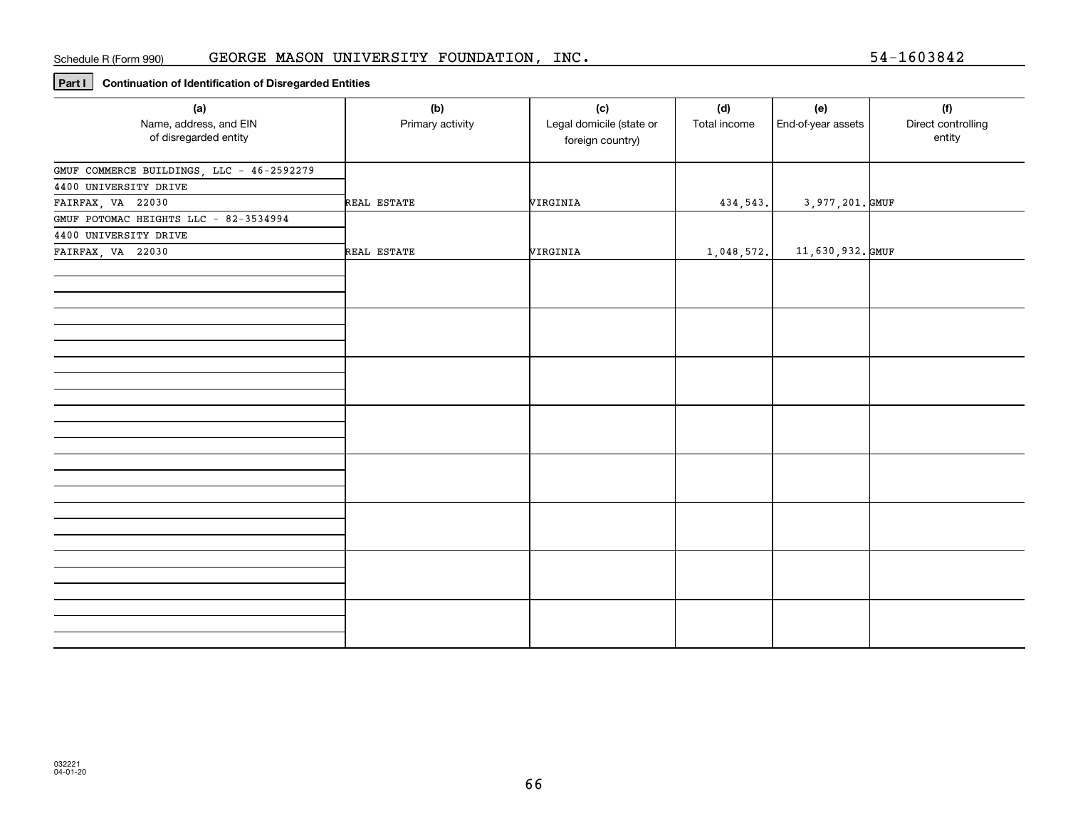Schedule R (Form 990) GEORGE MASON UNIVERSITY FOUNDATION, INC. 54-1603842

**Part I** **Continuation of Identification of Disregarded Entities**

| (a) Name, address, and EIN of disregarded entity | (b) Primary activity | (c) Legal domicile (state or foreign country) | (d) Total income | (e) End-of-year assets | (f) Direct controlling entity |
|---|---|---|---|---|---|
| GMUF COMMERCE BUILDINGS, LLC - 46-2592279<br>4400 UNIVERSITY DRIVE<br>FAIRFAX, VA 22030 | REAL ESTATE | VIRGINIA | 434,543. | 3,977,201. | GMUF |
| GMUF POTOMAC HEIGHTS LLC - 82-3534994<br>4400 UNIVERSITY DRIVE<br>FAIRFAX, VA 22030 | REAL ESTATE | VIRGINIA | 1,048,572. | 11,630,932. | GMUF |
| | | | | | |
| | | | | | |
| | | | | | |
| | | | | | |
| | | | | | |
| | | | | | |
| | | | | | |
| | | | | | |

032221
04-01-20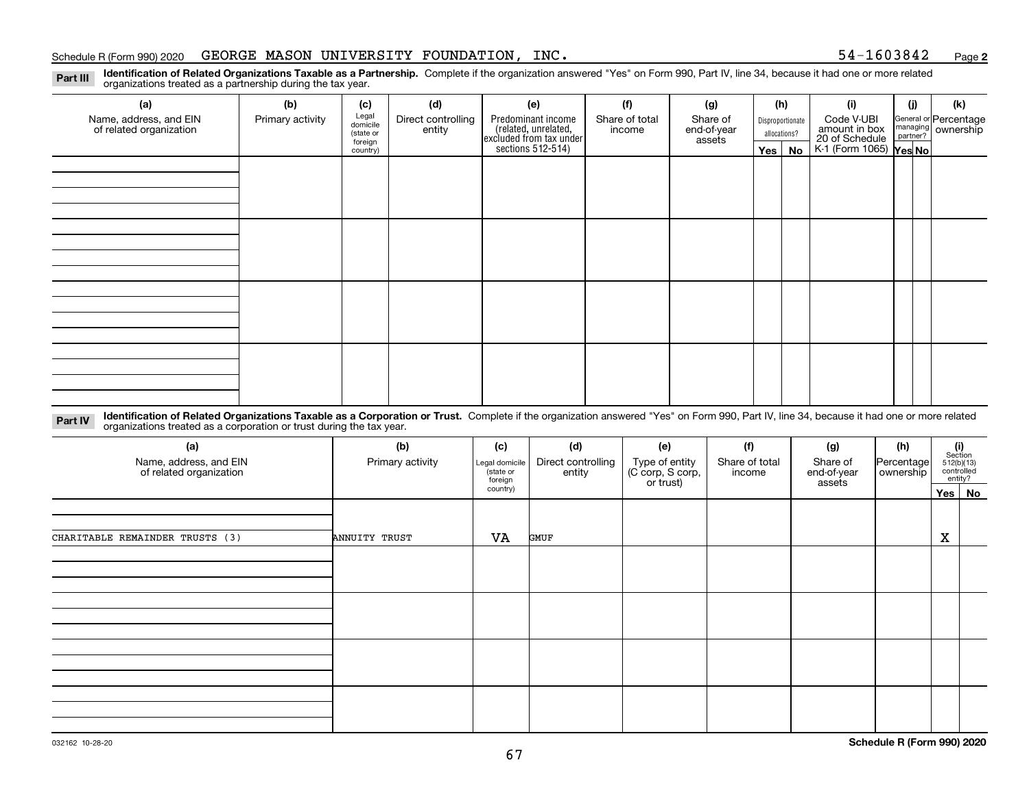Schedule R (Form 990) 2020 GEORGE MASON UNIVERSITY FOUNDATION, INC. 54-1603842

**Part III** **Identification of Related Organizations Taxable as a Partnership.** Complete if the organization answered "Yes" on Form 990, Part IV, line 34, because it had one or more related organizations treated as a partnership during the tax year.

| (a) Name, address, and EIN of related organization | (b) Primary activity | (c) Legal domicile (state or foreign country) | (d) Direct controlling entity | (e) Predominant income (related, unrelated, excluded from tax under sections 512-514) | (f) Share of total income | (g) Share of end-of-year assets | (h) Disproportionate allocations? Yes | (h) No | (i) Code V-UBI amount in box 20 of Schedule K-1 (Form 1065) | (j) General or managing partner? Yes | (j) No | (k) Percentage ownership |
|---|---|---|---|---|---|---|---|---|---|---|---|---|
| | | | | | | | | | | | | |
| | | | | | | | | | | | | |
| | | | | | | | | | | | | |
| | | | | | | | | | | | | |

**Part IV** **Identification of Related Organizations Taxable as a Corporation or Trust.** Complete if the organization answered "Yes" on Form 990, Part IV, line 34, because it had one or more related organizations treated as a corporation or trust during the tax year.

| (a) Name, address, and EIN of related organization | (b) Primary activity | (c) Legal domicile (state or foreign country) | (d) Direct controlling entity | (e) Type of entity (C corp, S corp, or trust) | (f) Share of total income | (g) Share of end-of-year assets | (h) Percentage ownership | (i) Section 512(b)(13) controlled entity? Yes | (i) No |
|---|---|---|---|---|---|---|---|---|---|
| CHARITABLE REMAINDER TRUSTS (3) | ANNUITY TRUST | VA | GMUF | | | | | X | |
| | | | | | | | | | |
| | | | | | | | | | |
| | | | | | | | | | |
| | | | | | | | | | |

032162 10-28-20

**Schedule R (Form 990) 2020**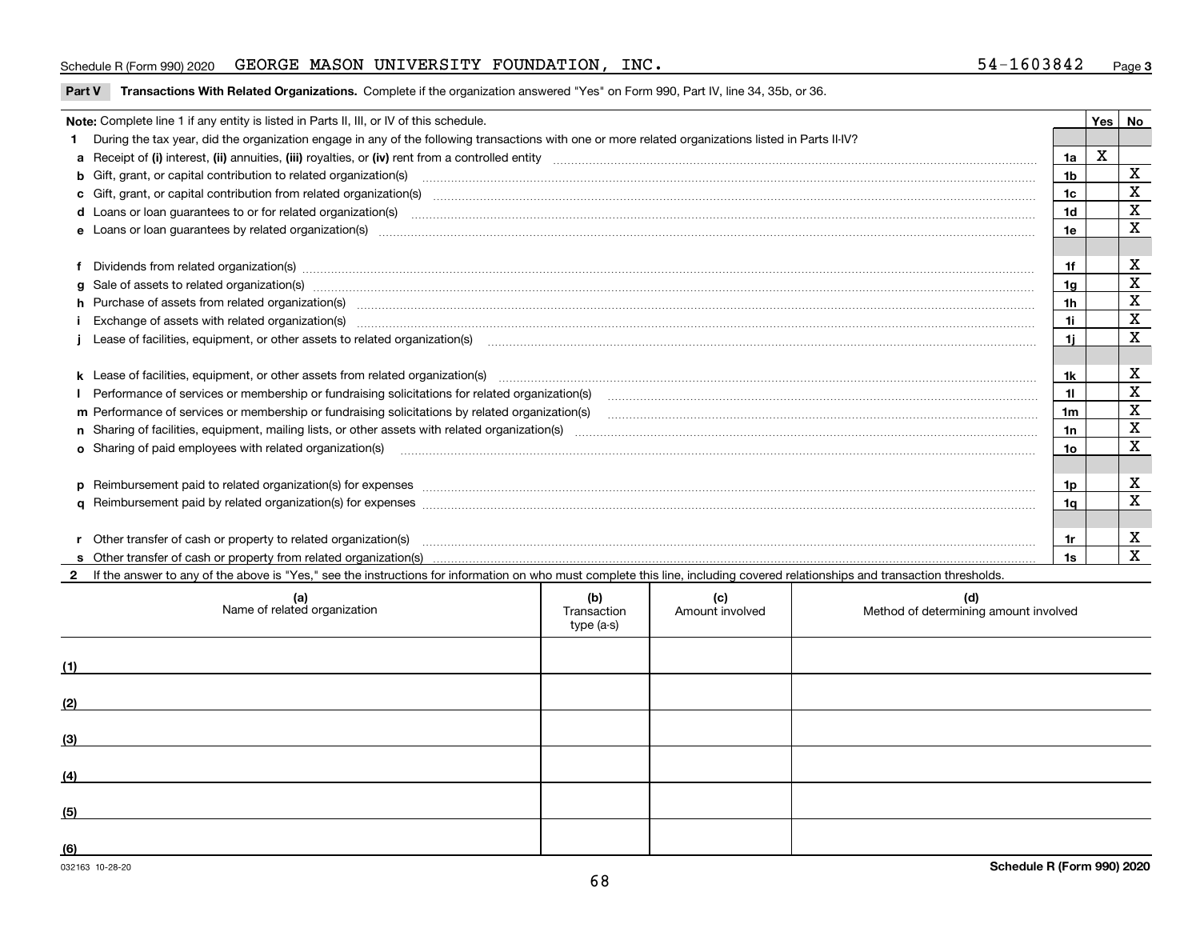Schedule R (Form 990) 2020 GEORGE MASON UNIVERSITY FOUNDATION, INC. 54-1603842 Page 3

**Part V Transactions With Related Organizations.** Complete if the organization answered "Yes" on Form 990, Part IV, line 34, 35b, or 36.

| **Note:** Complete line 1 if any entity is listed in Parts II, III, or IV of this schedule. | | Yes | No |
|---|---|---|---|
| **1** During the tax year, did the organization engage in any of the following transactions with one or more related organizations listed in Parts II-IV? | | | |
| **a** Receipt of **(i)** interest, **(ii)** annuities, **(iii)** royalties, or **(iv)** rent from a controlled entity | 1a | X | |
| **b** Gift, grant, or capital contribution to related organization(s) | 1b | | X |
| **c** Gift, grant, or capital contribution from related organization(s) | 1c | | X |
| **d** Loans or loan guarantees to or for related organization(s) | 1d | | X |
| **e** Loans or loan guarantees by related organization(s) | 1e | | X |
| **f** Dividends from related organization(s) | 1f | | X |
| **g** Sale of assets to related organization(s) | 1g | | X |
| **h** Purchase of assets from related organization(s) | 1h | | X |
| **i** Exchange of assets with related organization(s) | 1i | | X |
| **j** Lease of facilities, equipment, or other assets to related organization(s) | 1j | | X |
| **k** Lease of facilities, equipment, or other assets from related organization(s) | 1k | | X |
| **l** Performance of services or membership or fundraising solicitations for related organization(s) | 1l | | X |
| **m** Performance of services or membership or fundraising solicitations by related organization(s) | 1m | | X |
| **n** Sharing of facilities, equipment, mailing lists, or other assets with related organization(s) | 1n | | X |
| **o** Sharing of paid employees with related organization(s) | 1o | | X |
| **p** Reimbursement paid to related organization(s) for expenses | 1p | | X |
| **q** Reimbursement paid by related organization(s) for expenses | 1q | | X |
| **r** Other transfer of cash or property to related organization(s) | 1r | | X |
| **s** Other transfer of cash or property from related organization(s) | 1s | | X |

**2** If the answer to any of the above is "Yes," see the instructions for information on who must complete this line, including covered relationships and transaction thresholds.

| | (a) Name of related organization | (b) Transaction type (a-s) | (c) Amount involved | (d) Method of determining amount involved |
|---|---|---|---|---|
| (1) | | | | |
| (2) | | | | |
| (3) | | | | |
| (4) | | | | |
| (5) | | | | |
| (6) | | | | |

032163 10-28-20 **Schedule R (Form 990) 2020**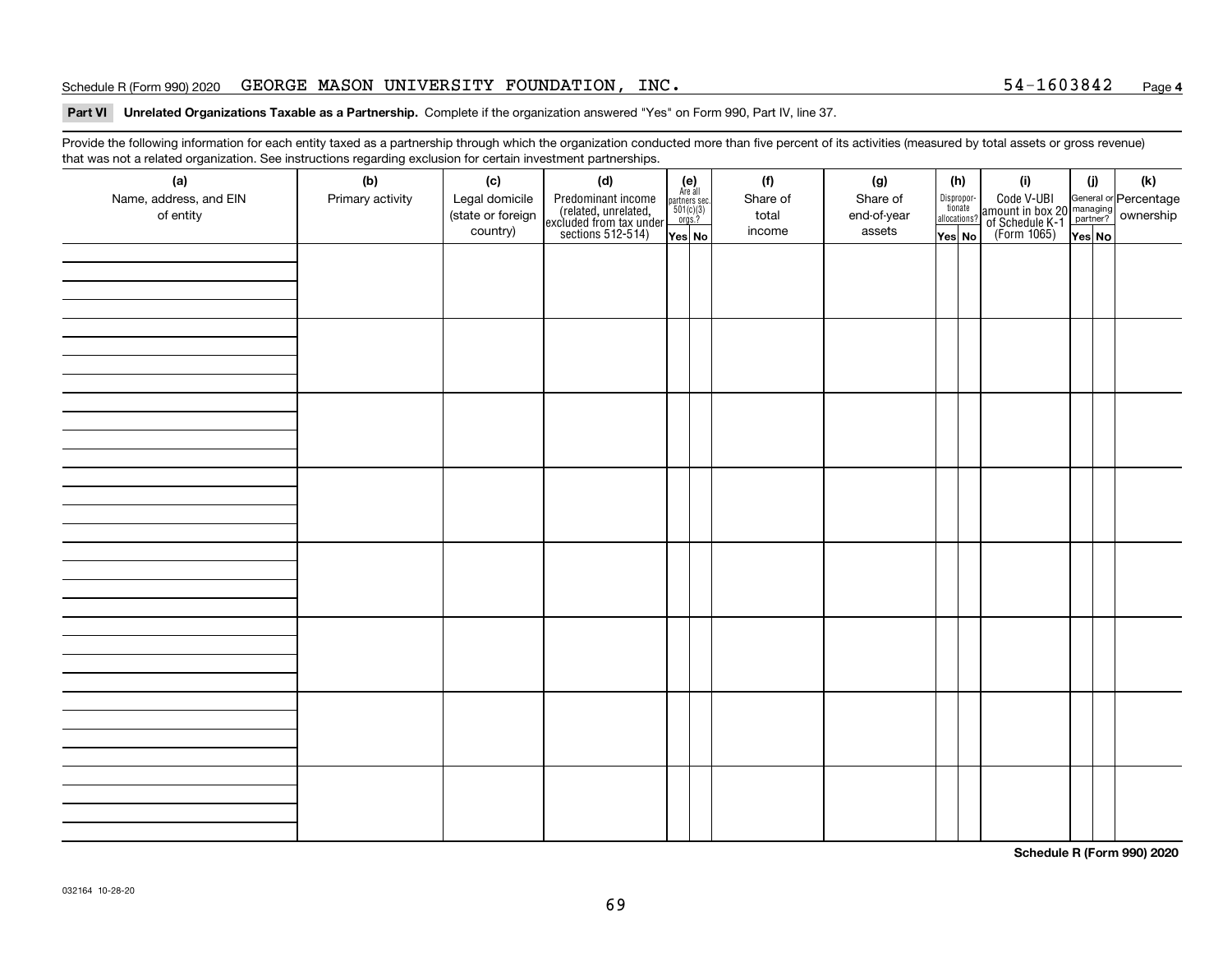Schedule R (Form 990) 2020 GEORGE MASON UNIVERSITY FOUNDATION, INC. 54-1603842

**Part VI Unrelated Organizations Taxable as a Partnership.** Complete if the organization answered "Yes" on Form 990, Part IV, line 37.

Provide the following information for each entity taxed as a partnership through which the organization conducted more than five percent of its activities (measured by total assets or gross revenue) that was not a related organization. See instructions regarding exclusion for certain investment partnerships.

| (a) Name, address, and EIN of entity | (b) Primary activity | (c) Legal domicile (state or foreign country) | (d) Predominant income (related, unrelated, excluded from tax under sections 512-514) | (e) Are all partners sec. 501(c)(3) orgs.? | | (f) Share of total income | (g) Share of end-of-year assets | (h) Disproportionate allocations? | | (i) Code V-UBI amount in box 20 of Schedule K-1 (Form 1065) | (j) General or managing partner? | | (k) Percentage ownership |
|---|---|---|---|---|---|---|---|---|---|---|---|---|---|
| | | | | Yes | No | | | Yes | No | | Yes | No | |
| | | | | | | | | | | | | | |
| | | | | | | | | | | | | | |
| | | | | | | | | | | | | | |
| | | | | | | | | | | | | | |
| | | | | | | | | | | | | | |
| | | | | | | | | | | | | | |
| | | | | | | | | | | | | | |
| | | | | | | | | | | | | | |

**Schedule R (Form 990) 2020**

032164 10-28-20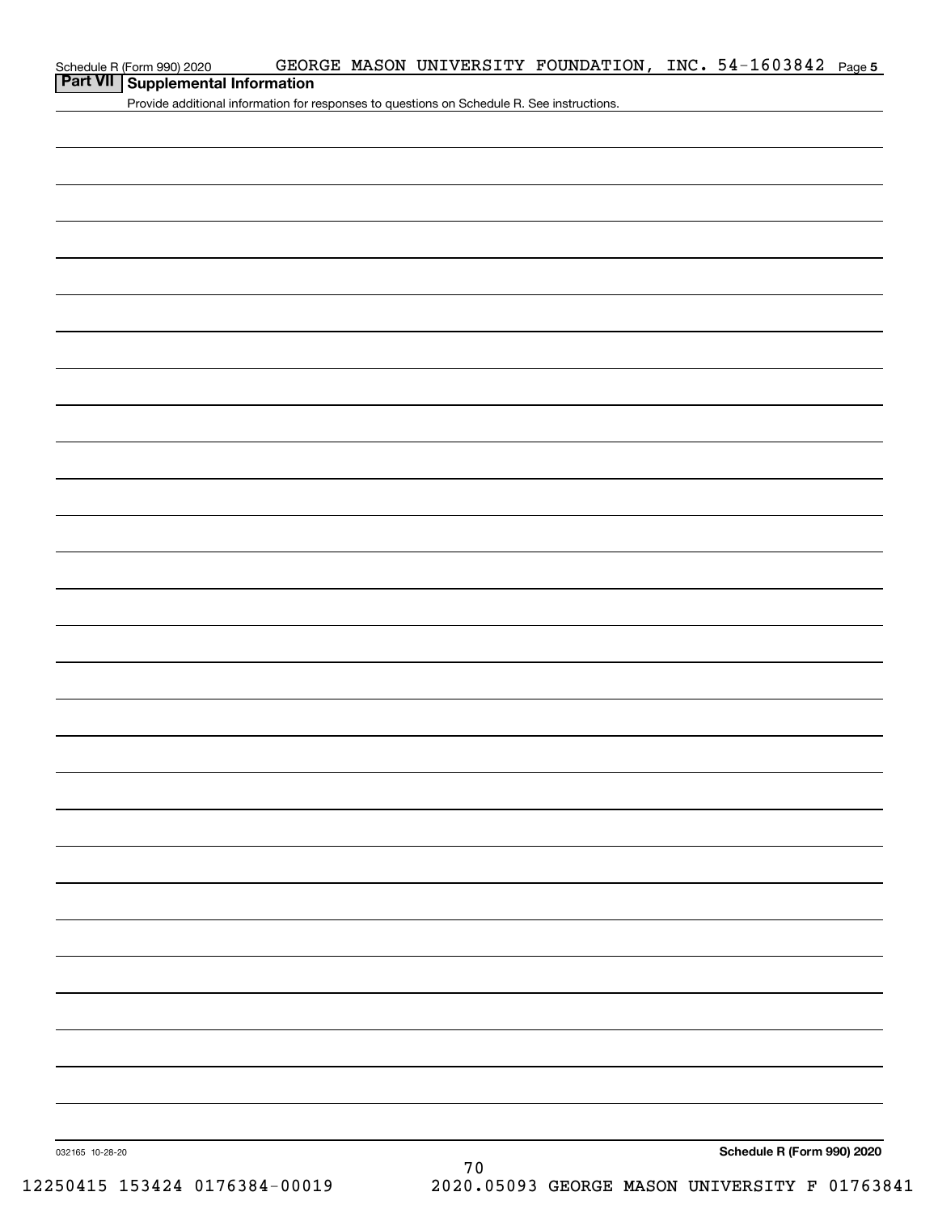## Part VII Supplemental Information

Provide additional information for responses to questions on Schedule R. See instructions.